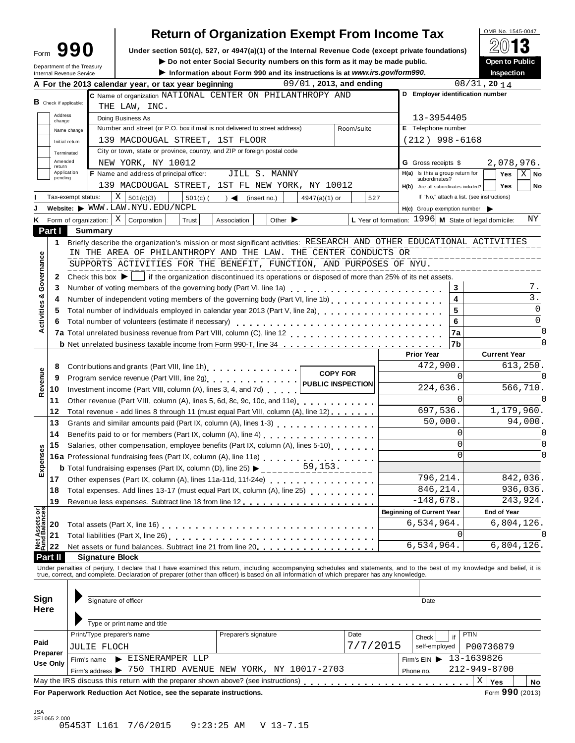# Form 990 — Return of Organization Exempt From Income Tax

OMB No. 1545-0047

**2013**

Under section 501(c), 527, or 4947(a)(1) of the Internal Revenue Code (except private foundations)

▶ Do not enter Social Security numbers on this form as it may be made public.

▶ Information about Form 990 and its instructions is at *www.irs.gov/form990*.

**Open to Public Inspection**

Department of the Treasury
Internal Revenue Service

**A** For the 2013 calendar year, or tax year beginning 09/01, 2013, and ending 08/31, 20 14

**B** Check if applicable: Address change / Name change / Initial return / Terminated / Amended return / Application pending

**C** Name of organization NATIONAL CENTER ON PHILANTHROPY AND THE LAW, INC.

Doing Business As

Number and street (or P.O. box if mail is not delivered to street address) 139 MACDOUGAL STREET, 1ST FLOOR — Room/suite

City or town, state or province, country, and ZIP or foreign postal code NEW YORK, NY 10012

**D** Employer identification number 13-3954405

**E** Telephone number (212) 998-6168

**G** Gross receipts $ 2,078,976.

**F** Name and address of principal officer: JILL S. MANNY
139 MACDOUGAL STREET, 1ST FL NEW YORK, NY 10012

**H(a)** Is this a group return for subordinates? Yes [ ] No [X]

**H(b)** Are all subordinates included? Yes [ ] No [ ]
If "No," attach a list. (see instructions)

**I** Tax-exempt status: [X] 501(c)(3) [ ] 501(c) ( ) ◀ (insert no.) [ ] 4947(a)(1) or [ ] 527

**J** Website: ▶ WWW.LAW.NYU.EDU/NCPL

**H(c)** Group exemption number ▶

**K** Form of organization: [X] Corporation [ ] Trust [ ] Association [ ] Other ▶

**L** Year of formation: 1996 **M** State of legal domicile: NY

## Part I Summary

### Activities & Governance

1 Briefly describe the organization's mission or most significant activities: RESEARCH AND OTHER EDUCATIONAL ACTIVITIES IN THE AREA OF PHILANTHROPY AND THE LAW. THE CENTER CONDUCTS OR SUPPORTS ACTIVITIES FOR THE BENEFIT, FUNCTION, AND PURPOSES OF NYU.

2 Check this box ▶ [ ] if the organization discontinued its operations or disposed of more than 25% of its net assets.

| Line | Description | | Value |
|---|---|---|---|
| 3 | Number of voting members of the governing body (Part VI, line 1a) | 3 | 7. |
| 4 | Number of independent voting members of the governing body (Part VI, line 1b) | 4 | 3. |
| 5 | Total number of individuals employed in calendar year 2013 (Part V, line 2a) | 5 | 0 |
| 6 | Total number of volunteers (estimate if necessary) | 6 | 0 |
| 7a | Total unrelated business revenue from Part VIII, column (C), line 12 | 7a | 0 |
| b | Net unrelated business taxable income from Form 990-T, line 34 | 7b | 0 |

### Revenue / Expenses / Net Assets

COPY FOR PUBLIC INSPECTION

| Line | Description | Prior Year | Current Year |
|---|---|---|---|
| 8 | Contributions and grants (Part VIII, line 1h) | 472,900. | 613,250. |
| 9 | Program service revenue (Part VIII, line 2g) | 0 | 0 |
| 10 | Investment income (Part VIII, column (A), lines 3, 4, and 7d) | 224,636. | 566,710. |
| 11 | Other revenue (Part VIII, column (A), lines 5, 6d, 8c, 9c, 10c, and 11e) | 0 | 0 |
| 12 | Total revenue - add lines 8 through 11 (must equal Part VIII, column (A), line 12) | 697,536. | 1,179,960. |
| 13 | Grants and similar amounts paid (Part IX, column (A), lines 1-3) | 50,000. | 94,000. |
| 14 | Benefits paid to or for members (Part IX, column (A), line 4) | 0 | 0 |
| 15 | Salaries, other compensation, employee benefits (Part IX, column (A), lines 5-10) | 0 | 0 |
| 16a | Professional fundraising fees (Part IX, column (A), line 11e) | 0 | 0 |
| b | Total fundraising expenses (Part IX, column (D), line 25) ▶ 59,153. | | |
| 17 | Other expenses (Part IX, column (A), lines 11a-11d, 11f-24e) | 796,214. | 842,036. |
| 18 | Total expenses. Add lines 13-17 (must equal Part IX, column (A), line 25) | 846,214. | 936,036. |
| 19 | Revenue less expenses. Subtract line 18 from line 12 | -148,678. | 243,924. |
| | | **Beginning of Current Year** | **End of Year** |
| 20 | Total assets (Part X, line 16) | 6,534,964. | 6,804,126. |
| 21 | Total liabilities (Part X, line 26) | 0 | 0 |
| 22 | Net assets or fund balances. Subtract line 21 from line 20 | 6,534,964. | 6,804,126. |

## Part II Signature Block

Under penalties of perjury, I declare that I have examined this return, including accompanying schedules and statements, and to the best of my knowledge and belief, it is true, correct, and complete. Declaration of preparer (other than officer) is based on all information of which preparer has any knowledge.

**Sign Here**

Signature of officer — Date

Type or print name and title

**Paid Preparer Use Only**

| Print/Type preparer's name | Preparer's signature | Date | Check [ ] if self-employed | PTIN |
|---|---|---|---|---|
| JULIE FLOCH | | 7/7/2015 | | P00736879 |

Firm's name ▶ EISNERAMPER LLP — Firm's EIN ▶ 13-1639826

Firm's address ▶ 750 THIRD AVENUE NEW YORK, NY 10017-2703 — Phone no. 212-949-8700

May the IRS discuss this return with the preparer shown above? (see instructions) [X] Yes [ ] No

**For Paperwork Reduction Act Notice, see the separate instructions.** Form **990** (2013)

JSA
3E1065 2.000
05453T L161 7/6/2015 9:23:25 AM V 13-7.15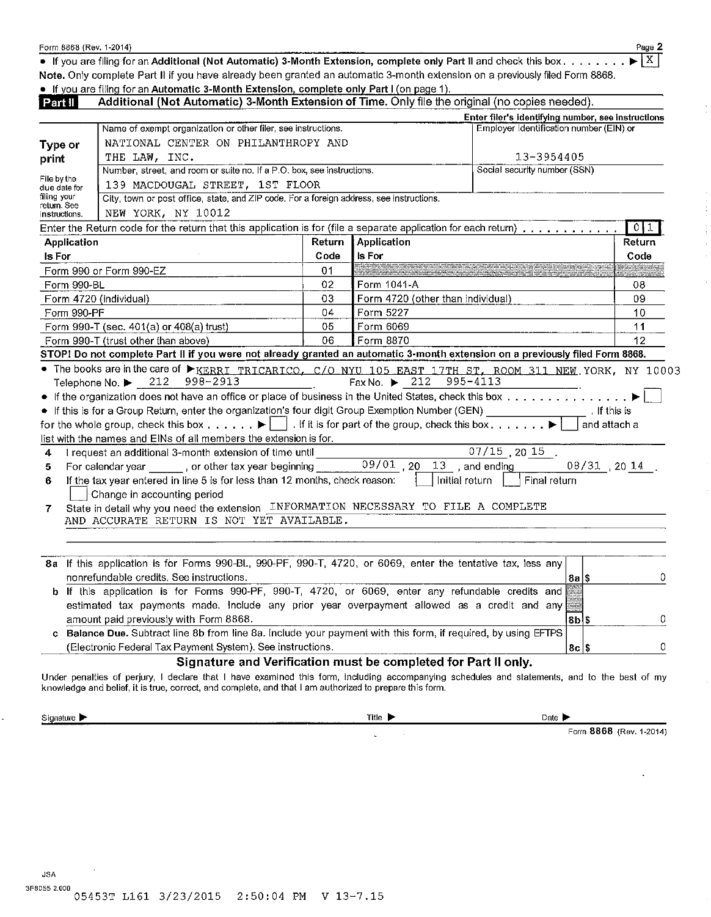Form 8868 (Rev. 1-2014)

- If you are filing for an **Additional (Not Automatic) 3-Month Extension**, complete only Part II and check this box . . . . . . . . ▶ [X]

**Note.** Only complete Part II if you have already been granted an automatic 3-month extension on a previously filed Form 8868.

- If you are filing for an **Automatic 3-Month Extension, complete only Part I** (on page 1).

## Part II Additional (Not Automatic) 3-Month Extension of Time. Only file the original (no copies needed).

**Type or print**

File by the due date for filing your return. See instructions.

Name of exempt organization or other filer, see instructions.
NATIONAL CENTER ON PHILANTHROPY AND THE LAW, INC.

Enter filer's identifying number, see instructions
Employer identification number (EIN) or
13-3954405

Social security number (SSN)

Number, street, and room or suite no. If a P.O. box, see instructions.
139 MACDOUGAL STREET, 1ST FLOOR

City, town or post office, state, and ZIP code. For a foreign address, see instructions.
NEW YORK, NY 10012

Enter the Return code for the return that this application is for (file a separate application for each return) . . . . . . . . . . . . [0 1]

| Application Is For | Return Code | Application Is For | Return Code |
|---|---|---|---|
| Form 990 or Form 990-EZ | 01 | | |
| Form 990-BL | 02 | Form 1041-A | 08 |
| Form 4720 (individual) | 03 | Form 4720 (other than individual) | 09 |
| Form 990-PF | 04 | Form 5227 | 10 |
| Form 990-T (sec. 401(a) or 408(a) trust) | 05 | Form 6069 | 11 |
| Form 990-T (trust other than above) | 06 | Form 8870 | 12 |

**STOP! Do not complete Part II if you were not already granted an automatic 3-month extension on a previously filed Form 8868.**

- The books are in the care of ▶ KERRI TRICARICO, C/O NYU 105 EAST 17TH ST, ROOM 311 NEW YORK, NY 10003
  Telephone No. ▶ 212 998-2913 Fax No. ▶ 212 995-4113
- If the organization does not have an office or place of business in the United States, check this box . . . . . . . . . . . . . . . ▶ [ ]
- If this is for a Group Return, enter the organization's four digit Group Exemption Number (GEN) ________ . If this is for the whole group, check this box . . . . . . ▶ [ ] . If it is for part of the group, check this box . . . . . . . ▶ [ ] and attach a list with the names and EINs of all members the extension is for.

**4** I request an additional 3-month extension of time until 07/15 , 20 15 .

**5** For calendar year ______ , or other tax year beginning 09/01 , 20 13 , and ending 08/31 , 20 14 .

**6** If the tax year entered in line 5 is for less than 12 months, check reason: [ ] Initial return [ ] Final return [ ] Change in accounting period

**7** State in detail why you need the extension INFORMATION NECESSARY TO FILE A COMPLETE AND ACCURATE RETURN IS NOT YET AVAILABLE.

| | | | |
|---|---|---|---|
| **8a** | If this application is for Forms 990-BL, 990-PF, 990-T, 4720, or 6069, enter the tentative tax, less any nonrefundable credits. See instructions. | 8a $ | 0 |
| **b** | If this application is for Forms 990-PF, 990-T, 4720, or 6069, enter any refundable credits and estimated tax payments made. Include any prior year overpayment allowed as a credit and any amount paid previously with Form 8868. | 8b $ | 0 |
| **c** | **Balance Due.** Subtract line 8b from line 8a. Include your payment with this form, if required, by using EFTPS (Electronic Federal Tax Payment System). See instructions. | 8c $ | 0 |

### Signature and Verification must be completed for Part II only.

Under penalties of perjury, I declare that I have examined this form, including accompanying schedules and statements, and to the best of my knowledge and belief, it is true, correct, and complete, and that I am authorized to prepare this form.

Signature ▶ Title ▶ Date ▶

Form **8868** (Rev. 1-2014)

JSA
3F8055 2.000
05453T L161 3/23/2015 2:50:04 PM V 13-7.15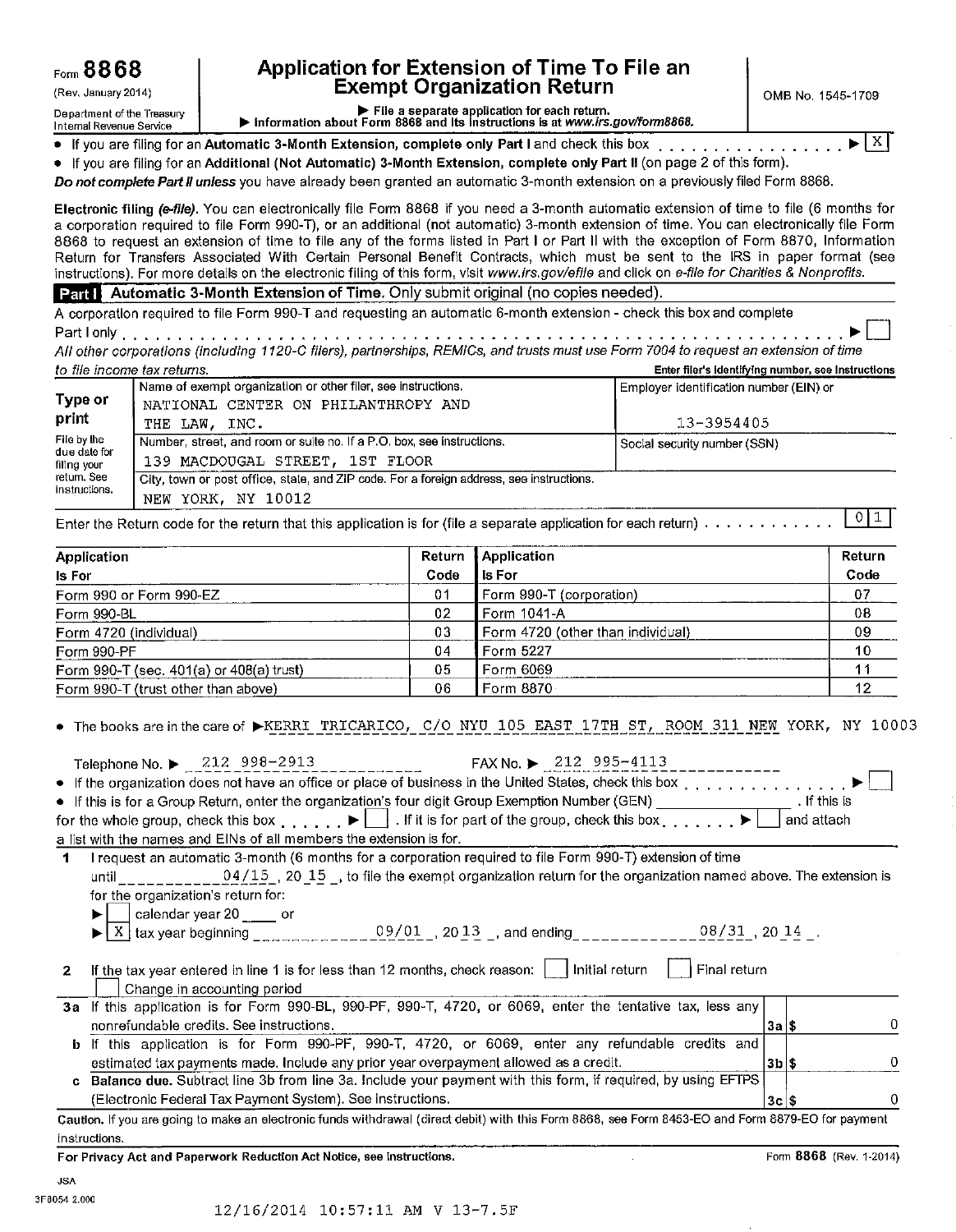Form **8868** (Rev. January 2014)

Department of the Treasury
Internal Revenue Service

# Application for Extension of Time To File an Exempt Organization Return

▶ File a separate application for each return.
▶ Information about Form 8868 and its instructions is at *www.irs.gov/form8868.*

OMB No. 1545-1709

- If you are filing for an **Automatic 3-Month Extension, complete only Part I** and check this box . . . . . . . . . . . . . . . . ▶ [X]
- If you are filing for an **Additional (Not Automatic) 3-Month Extension, complete only Part II** (on page 2 of this form).

***Do not complete Part II unless*** you have already been granted an automatic 3-month extension on a previously filed Form 8868.

**Electronic filing (*e-file*).** You can electronically file Form 8868 if you need a 3-month automatic extension of time to file (6 months for a corporation required to file Form 990-T), or an additional (not automatic) 3-month extension of time. You can electronically file Form 8868 to request an extension of time to file any of the forms listed in Part I or Part II with the exception of Form 8870, Information Return for Transfers Associated With Certain Personal Benefit Contracts, which must be sent to the IRS in paper format (see instructions). For more details on the electronic filing of this form, visit *www.irs.gov/efile* and click on *e-file for Charities & Nonprofits.*

## Part I Automatic 3-Month Extension of Time. Only submit original (no copies needed).

A corporation required to file Form 990-T and requesting an automatic 6-month extension - check this box and complete Part I only . . . . . . . . . . . . . . . . . . . . . . . . . . . . . . . . . . . . . ▶ [ ]

*All other corporations (including 1120-C filers), partnerships, REMICs, and trusts must use Form 7004 to request an extension of time to file income tax returns.*

**Enter filer's identifying number, see instructions**

| | | |
|---|---|---|
| **Type or print** | Name of exempt organization or other filer, see instructions.<br>NATIONAL CENTER ON PHILANTHROPY AND THE LAW, INC. | Employer identification number (EIN) or<br>13-3954405 |
| File by the due date for filing your return. See instructions. | Number, street, and room or suite no. If a P.O. box, see instructions.<br>139 MACDOUGAL STREET, 1ST FLOOR | Social security number (SSN) |
| | City, town or post office, state, and ZIP code. For a foreign address, see instructions.<br>NEW YORK, NY 10012 | |

Enter the Return code for the return that this application is for (file a separate application for each return) . . . . . . . . . . . [0|1]

| Application Is For | Return Code | Application Is For | Return Code |
|---|---|---|---|
| Form 990 or Form 990-EZ | 01 | Form 990-T (corporation) | 07 |
| Form 990-BL | 02 | Form 1041-A | 08 |
| Form 4720 (individual) | 03 | Form 4720 (other than individual) | 09 |
| Form 990-PF | 04 | Form 5227 | 10 |
| Form 990-T (sec. 401(a) or 408(a) trust) | 05 | Form 6069 | 11 |
| Form 990-T (trust other than above) | 06 | Form 8870 | 12 |

- The books are in the care of ▶ KERRI TRICARICO, C/O NYU 105 EAST 17TH ST, ROOM 311 NEW YORK, NY 10003

Telephone No. ▶ 212 998-2913 FAX No. ▶ 212 995-4113

- If the organization does not have an office or place of business in the United States, check this box . . . . . . . . . . . . . . ▶ [ ]
- If this is for a Group Return, enter the organization's four digit Group Exemption Number (GEN) ________ . If this is for the whole group, check this box . . . . . . ▶ [ ] . If it is for part of the group, check this box . . . . . . . ▶ [ ] and attach a list with the names and EINs of all members the extension is for.

**1** I request an automatic 3-month (6 months for a corporation required to file Form 990-T) extension of time until 04/15 , 20 15 , to file the exempt organization return for the organization named above. The extension is for the organization's return for:

▶ [ ] calendar year 20 ____ or

▶ [X] tax year beginning 09/01 , 20 13 , and ending 08/31 , 20 14 .

**2** If the tax year entered in line 1 is for less than 12 months, check reason: [ ] Initial return [ ] Final return [ ] Change in accounting period

| | | | |
|---|---|---|---|
| **3a** | If this application is for Form 990-BL, 990-PF, 990-T, 4720, or 6069, enter the tentative tax, less any nonrefundable credits. See instructions. | 3a $ | 0 |
| **b** | If this application is for Form 990-PF, 990-T, 4720, or 6069, enter any refundable credits and estimated tax payments made. Include any prior year overpayment allowed as a credit. | 3b $ | 0 |
| **c** | **Balance due.** Subtract line 3b from line 3a. Include your payment with this form, if required, by using EFTPS (Electronic Federal Tax Payment System). See instructions. | 3c $ | 0 |

**Caution.** If you are going to make an electronic funds withdrawal (direct debit) with this Form 8868, see Form 8453-EO and Form 8879-EO for payment instructions.

**For Privacy Act and Paperwork Reduction Act Notice, see instructions.** Form **8868** (Rev. 1-2014)

JSA
3F8054 2.000

12/16/2014 10:57:11 AM V 13-7.5F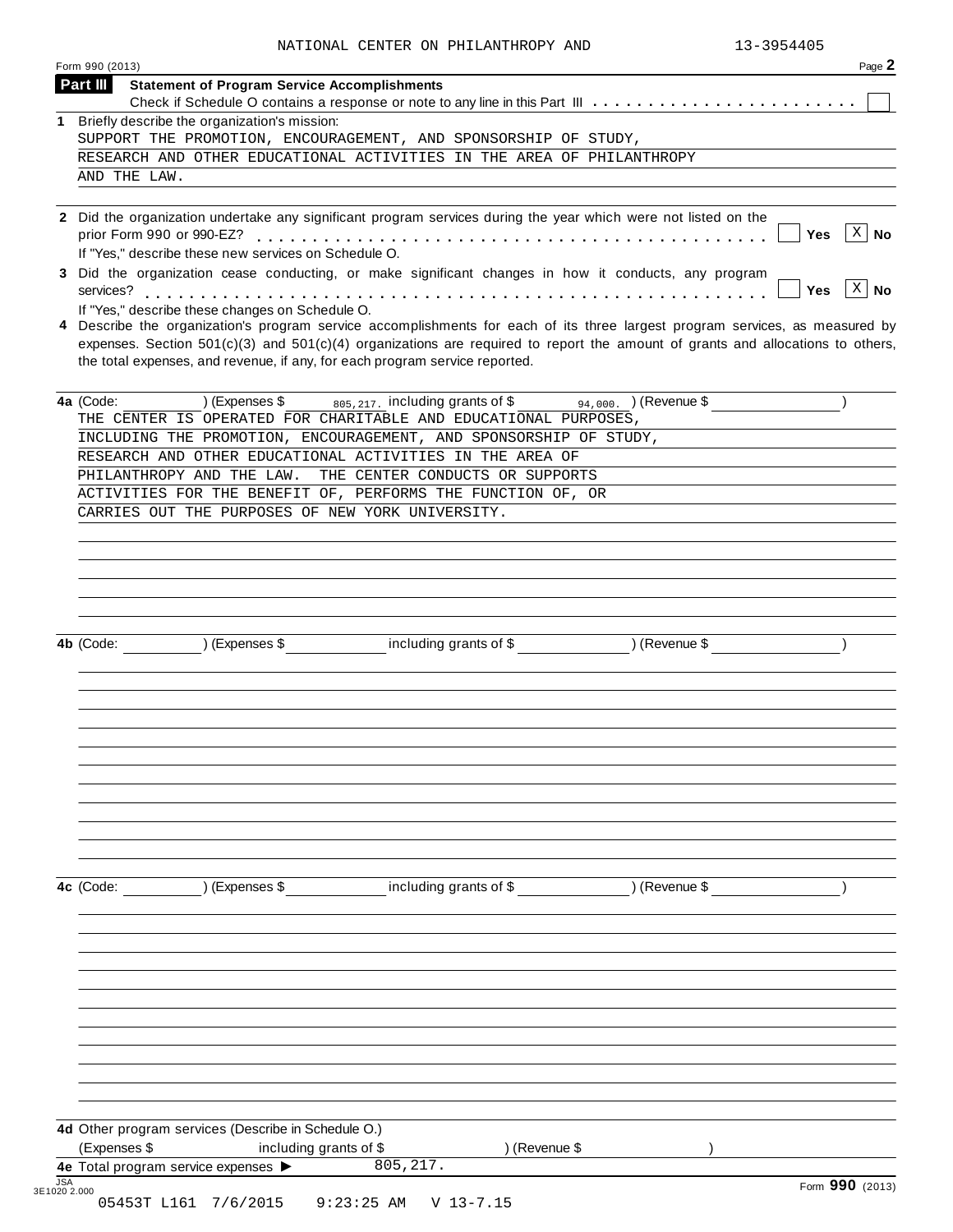NATIONAL CENTER ON PHILANTHROPY AND 13-3954405

Form 990 (2013) Page **2**

## Part III Statement of Program Service Accomplishments

Check if Schedule O contains a response or note to any line in this Part III . . . . . . . . . . . . . . . . . . . . . . . . ☐

**1** Briefly describe the organization's mission:

SUPPORT THE PROMOTION, ENCOURAGEMENT, AND SPONSORSHIP OF STUDY, RESEARCH AND OTHER EDUCATIONAL ACTIVITIES IN THE AREA OF PHILANTHROPY AND THE LAW.

**2** Did the organization undertake any significant program services during the year which were not listed on the prior Form 990 or 990-EZ? . . . . . . . . . . . . . . . . . . . . . . . . . . . . . . . . . . . . . . . . . ☐ Yes ☒ No

If "Yes," describe these new services on Schedule O.

**3** Did the organization cease conducting, or make significant changes in how it conducts, any program services? . . . . . . . . . . . . . . . . . . . . . . . . . . . . . . . . . . . . . . . . . . . . . . . . . . . . . ☐ Yes ☒ No

If "Yes," describe these changes on Schedule O.

**4** Describe the organization's program service accomplishments for each of its three largest program services, as measured by expenses. Section 501(c)(3) and 501(c)(4) organizations are required to report the amount of grants and allocations to others, the total expenses, and revenue, if any, for each program service reported.

**4a** (Code: ) (Expenses $ 805,217. including grants of $ 94,000. ) (Revenue $ )

THE CENTER IS OPERATED FOR CHARITABLE AND EDUCATIONAL PURPOSES, INCLUDING THE PROMOTION, ENCOURAGEMENT, AND SPONSORSHIP OF STUDY, RESEARCH AND OTHER EDUCATIONAL ACTIVITIES IN THE AREA OF PHILANTHROPY AND THE LAW. THE CENTER CONDUCTS OR SUPPORTS ACTIVITIES FOR THE BENEFIT OF, PERFORMS THE FUNCTION OF, OR CARRIES OUT THE PURPOSES OF NEW YORK UNIVERSITY.

**4b** (Code: ) (Expenses $ including grants of $ ) (Revenue $ )

**4c** (Code: ) (Expenses $ including grants of $ ) (Revenue $ )

**4d** Other program services (Describe in Schedule O.)

(Expenses $ including grants of $ ) (Revenue $ )

**4e** Total program service expenses ▶ 805,217.

JSA 3E1020 2.000 Form **990** (2013)

05453T L161 7/6/2015 9:23:25 AM V 13-7.15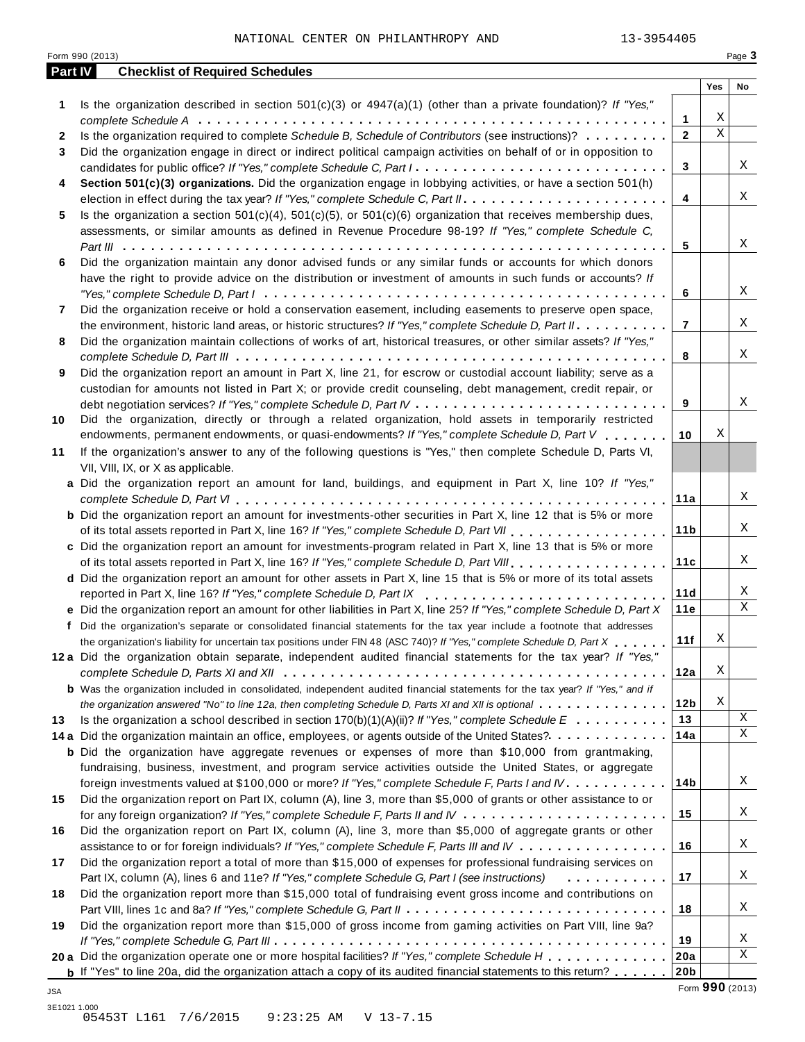NATIONAL CENTER ON PHILANTHROPY AND 13-3954405

Form 990 (2013) Page **3**

## Part IV Checklist of Required Schedules

| | | | Yes | No |
|---|---|---|---|---|
| **1** | Is the organization described in section 501(c)(3) or 4947(a)(1) (other than a private foundation)? *If "Yes," complete Schedule A* | **1** | X | |
| **2** | Is the organization required to complete *Schedule B, Schedule of Contributors* (see instructions)? | **2** | X | |
| **3** | Did the organization engage in direct or indirect political campaign activities on behalf of or in opposition to candidates for public office? *If "Yes," complete Schedule C, Part I* | **3** | | X |
| **4** | **Section 501(c)(3) organizations.** Did the organization engage in lobbying activities, or have a section 501(h) election in effect during the tax year? *If "Yes," complete Schedule C, Part II* | **4** | | X |
| **5** | Is the organization a section 501(c)(4), 501(c)(5), or 501(c)(6) organization that receives membership dues, assessments, or similar amounts as defined in Revenue Procedure 98-19? *If "Yes," complete Schedule C, Part III* | **5** | | X |
| **6** | Did the organization maintain any donor advised funds or any similar funds or accounts for which donors have the right to provide advice on the distribution or investment of amounts in such funds or accounts? *If "Yes," complete Schedule D, Part I* | **6** | | X |
| **7** | Did the organization receive or hold a conservation easement, including easements to preserve open space, the environment, historic land areas, or historic structures? *If "Yes," complete Schedule D, Part II* | **7** | | X |
| **8** | Did the organization maintain collections of works of art, historical treasures, or other similar assets? *If "Yes," complete Schedule D, Part III* | **8** | | X |
| **9** | Did the organization report an amount in Part X, line 21, for escrow or custodial account liability; serve as a custodian for amounts not listed in Part X; or provide credit counseling, debt management, credit repair, or debt negotiation services? *If "Yes," complete Schedule D, Part IV* | **9** | | X |
| **10** | Did the organization, directly or through a related organization, hold assets in temporarily restricted endowments, permanent endowments, or quasi-endowments? *If "Yes," complete Schedule D, Part V* | **10** | X | |
| **11** | If the organization's answer to any of the following questions is "Yes," then complete Schedule D, Parts VI, VII, VIII, IX, or X as applicable. | | | |
| **a** | Did the organization report an amount for land, buildings, and equipment in Part X, line 10? *If "Yes," complete Schedule D, Part VI* | **11a** | | X |
| **b** | Did the organization report an amount for investments-other securities in Part X, line 12 that is 5% or more of its total assets reported in Part X, line 16? *If "Yes," complete Schedule D, Part VII* | **11b** | | X |
| **c** | Did the organization report an amount for investments-program related in Part X, line 13 that is 5% or more of its total assets reported in Part X, line 16? *If "Yes," complete Schedule D, Part VIII* | **11c** | | X |
| **d** | Did the organization report an amount for other assets in Part X, line 15 that is 5% or more of its total assets reported in Part X, line 16? *If "Yes," complete Schedule D, Part IX* | **11d** | | X |
| **e** | Did the organization report an amount for other liabilities in Part X, line 25? *If "Yes," complete Schedule D, Part X* | **11e** | | X |
| **f** | Did the organization's separate or consolidated financial statements for the tax year include a footnote that addresses the organization's liability for uncertain tax positions under FIN 48 (ASC 740)? *If "Yes," complete Schedule D, Part X* | **11f** | X | |
| **12a** | Did the organization obtain separate, independent audited financial statements for the tax year? *If "Yes," complete Schedule D, Parts XI and XII* | **12a** | X | |
| **b** | Was the organization included in consolidated, independent audited financial statements for the tax year? *If "Yes," and if the organization answered "No" to line 12a, then completing Schedule D, Parts XI and XII is optional* | **12b** | X | |
| **13** | Is the organization a school described in section 170(b)(1)(A)(ii)? *If "Yes," complete Schedule E* | **13** | | X |
| **14a** | Did the organization maintain an office, employees, or agents outside of the United States? | **14a** | | X |
| **b** | Did the organization have aggregate revenues or expenses of more than $10,000 from grantmaking, fundraising, business, investment, and program service activities outside the United States, or aggregate foreign investments valued at $100,000 or more? *If "Yes," complete Schedule F, Parts I and IV* | **14b** | | X |
| **15** | Did the organization report on Part IX, column (A), line 3, more than $5,000 of grants or other assistance to or for any foreign organization? *If "Yes," complete Schedule F, Parts II and IV* | **15** | | X |
| **16** | Did the organization report on Part IX, column (A), line 3, more than $5,000 of aggregate grants or other assistance to or for foreign individuals? *If "Yes," complete Schedule F, Parts III and IV* | **16** | | X |
| **17** | Did the organization report a total of more than $15,000 of expenses for professional fundraising services on Part IX, column (A), lines 6 and 11e? *If "Yes," complete Schedule G, Part I (see instructions)* | **17** | | X |
| **18** | Did the organization report more than $15,000 total of fundraising event gross income and contributions on Part VIII, lines 1c and 8a? *If "Yes," complete Schedule G, Part II* | **18** | | X |
| **19** | Did the organization report more than $15,000 of gross income from gaming activities on Part VIII, line 9a? *If "Yes," complete Schedule G, Part III* | **19** | | X |
| **20a** | Did the organization operate one or more hospital facilities? *If "Yes," complete Schedule H* | **20a** | | X |
| **b** | If "Yes" to line 20a, did the organization attach a copy of its audited financial statements to this return? | **20b** | | |

JSA

3E1021 1.000

05453T L161 7/6/2015 9:23:25 AM V 13-7.15

Form **990** (2013)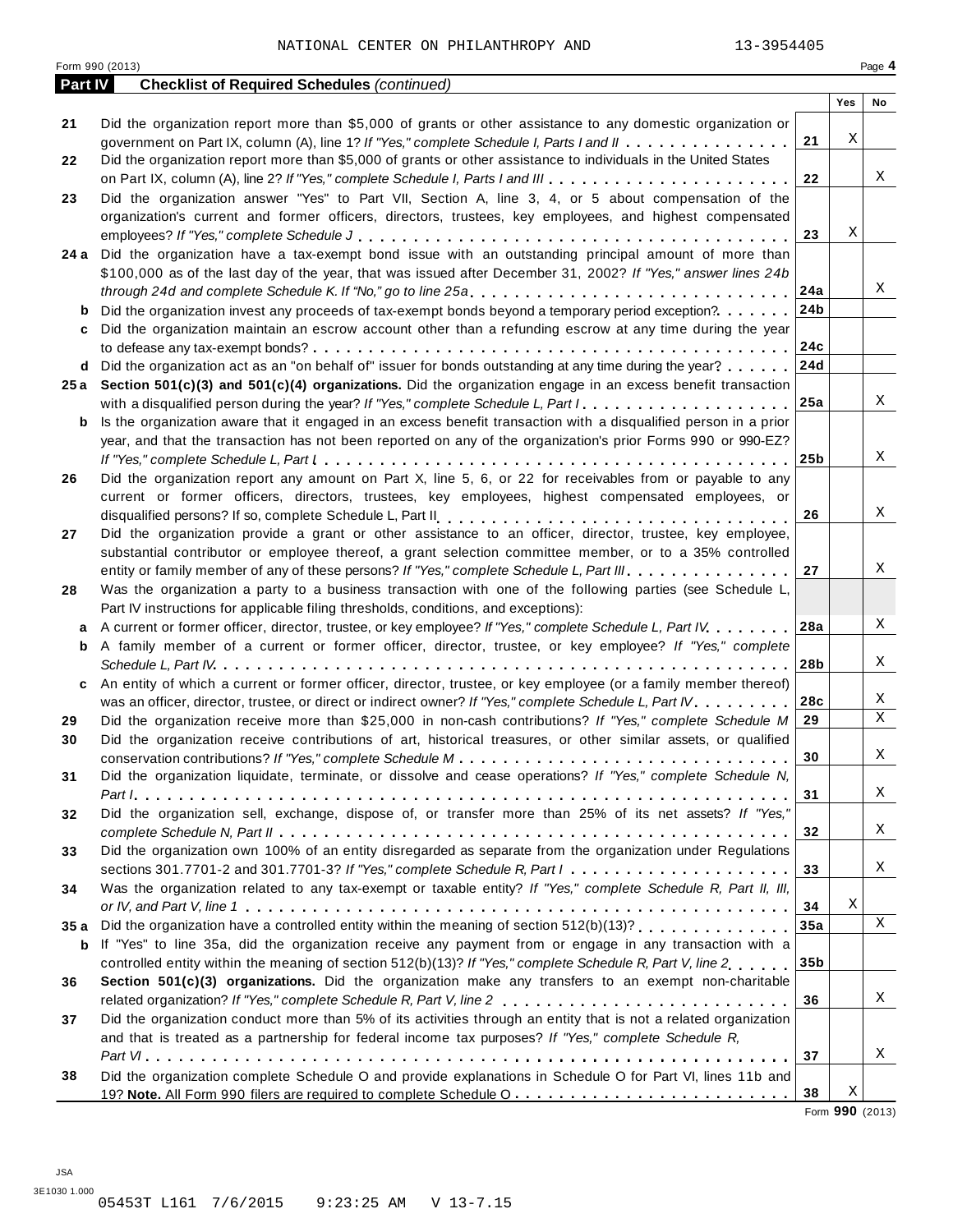NATIONAL CENTER ON PHILANTHROPY AND 13-3954405

Form 990 (2013) Page **4**

## Part IV Checklist of Required Schedules *(continued)*

| | | | Yes | No |
|---|---|---|---|---|
| 21 | Did the organization report more than $5,000 of grants or other assistance to any domestic organization or government on Part IX, column (A), line 1? *If "Yes," complete Schedule I, Parts I and II* | 21 | X | |
| 22 | Did the organization report more than $5,000 of grants or other assistance to individuals in the United States on Part IX, column (A), line 2? *If "Yes," complete Schedule I, Parts I and III* | 22 | | X |
| 23 | Did the organization answer "Yes" to Part VII, Section A, line 3, 4, or 5 about compensation of the organization's current and former officers, directors, trustees, key employees, and highest compensated employees? *If "Yes," complete Schedule J* | 23 | X | |
| 24 a | Did the organization have a tax-exempt bond issue with an outstanding principal amount of more than $100,000 as of the last day of the year, that was issued after December 31, 2002? *If "Yes," answer lines 24b through 24d and complete Schedule K. If "No," go to line 25a* | 24a | | X |
| b | Did the organization invest any proceeds of tax-exempt bonds beyond a temporary period exception? | 24b | | |
| c | Did the organization maintain an escrow account other than a refunding escrow at any time during the year to defease any tax-exempt bonds? | 24c | | |
| d | Did the organization act as an "on behalf of" issuer for bonds outstanding at any time during the year? | 24d | | |
| 25 a | **Section 501(c)(3) and 501(c)(4) organizations.** Did the organization engage in an excess benefit transaction with a disqualified person during the year? *If "Yes," complete Schedule L, Part I* | 25a | | X |
| b | Is the organization aware that it engaged in an excess benefit transaction with a disqualified person in a prior year, and that the transaction has not been reported on any of the organization's prior Forms 990 or 990-EZ? *If "Yes," complete Schedule L, Part I* | 25b | | X |
| 26 | Did the organization report any amount on Part X, line 5, 6, or 22 for receivables from or payable to any current or former officers, directors, trustees, key employees, highest compensated employees, or disqualified persons? If so, complete Schedule L, Part II | 26 | | X |
| 27 | Did the organization provide a grant or other assistance to an officer, director, trustee, key employee, substantial contributor or employee thereof, a grant selection committee member, or to a 35% controlled entity or family member of any of these persons? *If "Yes," complete Schedule L, Part III* | 27 | | X |
| 28 | Was the organization a party to a business transaction with one of the following parties (see Schedule L, Part IV instructions for applicable filing thresholds, conditions, and exceptions): | | | |
| a | A current or former officer, director, trustee, or key employee? *If "Yes," complete Schedule L, Part IV* | 28a | | X |
| b | A family member of a current or former officer, director, trustee, or key employee? *If "Yes," complete Schedule L, Part IV* | 28b | | X |
| c | An entity of which a current or former officer, director, trustee, or key employee (or a family member thereof) was an officer, director, trustee, or direct or indirect owner? *If "Yes," complete Schedule L, Part IV* | 28c | | X |
| 29 | Did the organization receive more than $25,000 in non-cash contributions? *If "Yes," complete Schedule M* | 29 | | X |
| 30 | Did the organization receive contributions of art, historical treasures, or other similar assets, or qualified conservation contributions? *If "Yes," complete Schedule M* | 30 | | X |
| 31 | Did the organization liquidate, terminate, or dissolve and cease operations? *If "Yes," complete Schedule N, Part I* | 31 | | X |
| 32 | Did the organization sell, exchange, dispose of, or transfer more than 25% of its net assets? *If "Yes," complete Schedule N, Part II* | 32 | | X |
| 33 | Did the organization own 100% of an entity disregarded as separate from the organization under Regulations sections 301.7701-2 and 301.7701-3? *If "Yes," complete Schedule R, Part I* | 33 | | X |
| 34 | Was the organization related to any tax-exempt or taxable entity? *If "Yes," complete Schedule R, Part II, III, or IV, and Part V, line 1* | 34 | X | |
| 35 a | Did the organization have a controlled entity within the meaning of section 512(b)(13)? | 35a | | X |
| b | If "Yes" to line 35a, did the organization receive any payment from or engage in any transaction with a controlled entity within the meaning of section 512(b)(13)? *If "Yes," complete Schedule R, Part V, line 2* | 35b | | |
| 36 | **Section 501(c)(3) organizations.** Did the organization make any transfers to an exempt non-charitable related organization? *If "Yes," complete Schedule R, Part V, line 2* | 36 | | X |
| 37 | Did the organization conduct more than 5% of its activities through an entity that is not a related organization and that is treated as a partnership for federal income tax purposes? *If "Yes," complete Schedule R, Part VI* | 37 | | X |
| 38 | Did the organization complete Schedule O and provide explanations in Schedule O for Part VI, lines 11b and 19? **Note.** All Form 990 filers are required to complete Schedule O | 38 | X | |

Form **990** (2013)

JSA
3E1030 1.000
05453T L161 7/6/2015 9:23:25 AM V 13-7.15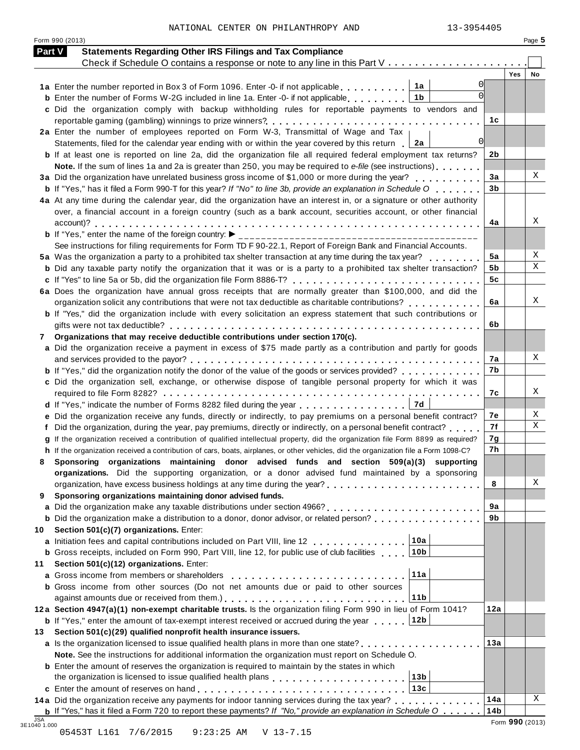NATIONAL CENTER ON PHILANTHROPY AND 13-3954405

Form 990 (2013) Page **5**

## Part V Statements Regarding Other IRS Filings and Tax Compliance

Check if Schedule O contains a response or note to any line in this Part V . . . . . . . . . . . . . . . . . . . . . ☐

| | | | | Yes | No |
|---|---|---|---|---|---|
| **1a** | Enter the number reported in Box 3 of Form 1096. Enter -0- if not applicable | **1a** 0 | | | |
| **b** | Enter the number of Forms W-2G included in line 1a. Enter -0- if not applicable | **1b** 0 | | | |
| **c** | Did the organization comply with backup withholding rules for reportable payments to vendors and reportable gaming (gambling) winnings to prize winners? | | **1c** | | |
| **2a** | Enter the number of employees reported on Form W-3, Transmittal of Wage and Tax Statements, filed for the calendar year ending with or within the year covered by this return | **2a** 0 | | | |
| **b** | If at least one is reported on line 2a, did the organization file all required federal employment tax returns? | | **2b** | | |
| | **Note.** If the sum of lines 1a and 2a is greater than 250, you may be required to *e-file* (see instructions) | | | | |
| **3a** | Did the organization have unrelated business gross income of $1,000 or more during the year? | | **3a** | | X |
| **b** | If "Yes," has it filed a Form 990-T for this year? *If "No" to line 3b, provide an explanation in Schedule O* | | **3b** | | |
| **4a** | At any time during the calendar year, did the organization have an interest in, or a signature or other authority over, a financial account in a foreign country (such as a bank account, securities account, or other financial account)? | | **4a** | | X |
| **b** | If "Yes," enter the name of the foreign country: ▶ | | | | |
| | See instructions for filing requirements for Form TD F 90-22.1, Report of Foreign Bank and Financial Accounts. | | | | |
| **5a** | Was the organization a party to a prohibited tax shelter transaction at any time during the tax year? | | **5a** | | X |
| **b** | Did any taxable party notify the organization that it was or is a party to a prohibited tax shelter transaction? | | **5b** | | X |
| **c** | If "Yes" to line 5a or 5b, did the organization file Form 8886-T? | | **5c** | | |
| **6a** | Does the organization have annual gross receipts that are normally greater than $100,000, and did the organization solicit any contributions that were not tax deductible as charitable contributions? | | **6a** | | X |
| **b** | If "Yes," did the organization include with every solicitation an express statement that such contributions or gifts were not tax deductible? | | **6b** | | |
| **7** | **Organizations that may receive deductible contributions under section 170(c).** | | | | |
| **a** | Did the organization receive a payment in excess of $75 made partly as a contribution and partly for goods and services provided to the payor? | | **7a** | | X |
| **b** | If "Yes," did the organization notify the donor of the value of the goods or services provided? | | **7b** | | |
| **c** | Did the organization sell, exchange, or otherwise dispose of tangible personal property for which it was required to file Form 8282? | | **7c** | | X |
| **d** | If "Yes," indicate the number of Forms 8282 filed during the year | **7d** | | | |
| **e** | Did the organization receive any funds, directly or indirectly, to pay premiums on a personal benefit contract? | | **7e** | | X |
| **f** | Did the organization, during the year, pay premiums, directly or indirectly, on a personal benefit contract? | | **7f** | | X |
| **g** | If the organization received a contribution of qualified intellectual property, did the organization file Form 8899 as required? | | **7g** | | |
| **h** | If the organization received a contribution of cars, boats, airplanes, or other vehicles, did the organization file a Form 1098-C? | | **7h** | | |
| **8** | **Sponsoring organizations maintaining donor advised funds and section 509(a)(3) supporting organizations.** Did the supporting organization, or a donor advised fund maintained by a sponsoring organization, have excess business holdings at any time during the year? | | **8** | | X |
| **9** | **Sponsoring organizations maintaining donor advised funds.** | | | | |
| **a** | Did the organization make any taxable distributions under section 4966? | | **9a** | | |
| **b** | Did the organization make a distribution to a donor, donor advisor, or related person? | | **9b** | | |
| **10** | **Section 501(c)(7) organizations.** Enter: | | | | |
| **a** | Initiation fees and capital contributions included on Part VIII, line 12 | **10a** | | | |
| **b** | Gross receipts, included on Form 990, Part VIII, line 12, for public use of club facilities | **10b** | | | |
| **11** | **Section 501(c)(12) organizations.** Enter: | | | | |
| **a** | Gross income from members or shareholders | **11a** | | | |
| **b** | Gross income from other sources (Do not net amounts due or paid to other sources against amounts due or received from them.) | **11b** | | | |
| **12a** | **Section 4947(a)(1) non-exempt charitable trusts.** Is the organization filing Form 990 in lieu of Form 1041? | | **12a** | | |
| **b** | If "Yes," enter the amount of tax-exempt interest received or accrued during the year | **12b** | | | |
| **13** | **Section 501(c)(29) qualified nonprofit health insurance issuers.** | | | | |
| **a** | Is the organization licensed to issue qualified health plans in more than one state? | | **13a** | | |
| | **Note.** See the instructions for additional information the organization must report on Schedule O. | | | | |
| **b** | Enter the amount of reserves the organization is required to maintain by the states in which the organization is licensed to issue qualified health plans | **13b** | | | |
| **c** | Enter the amount of reserves on hand | **13c** | | | |
| **14a** | Did the organization receive any payments for indoor tanning services during the tax year? | | **14a** | | X |
| **b** | If "Yes," has it filed a Form 720 to report these payments? *If "No," provide an explanation in Schedule O* | | **14b** | | |

Form **990** (2013)

JSA 3E1040 1.000

05453T L161 7/6/2015 9:23:25 AM V 13-7.15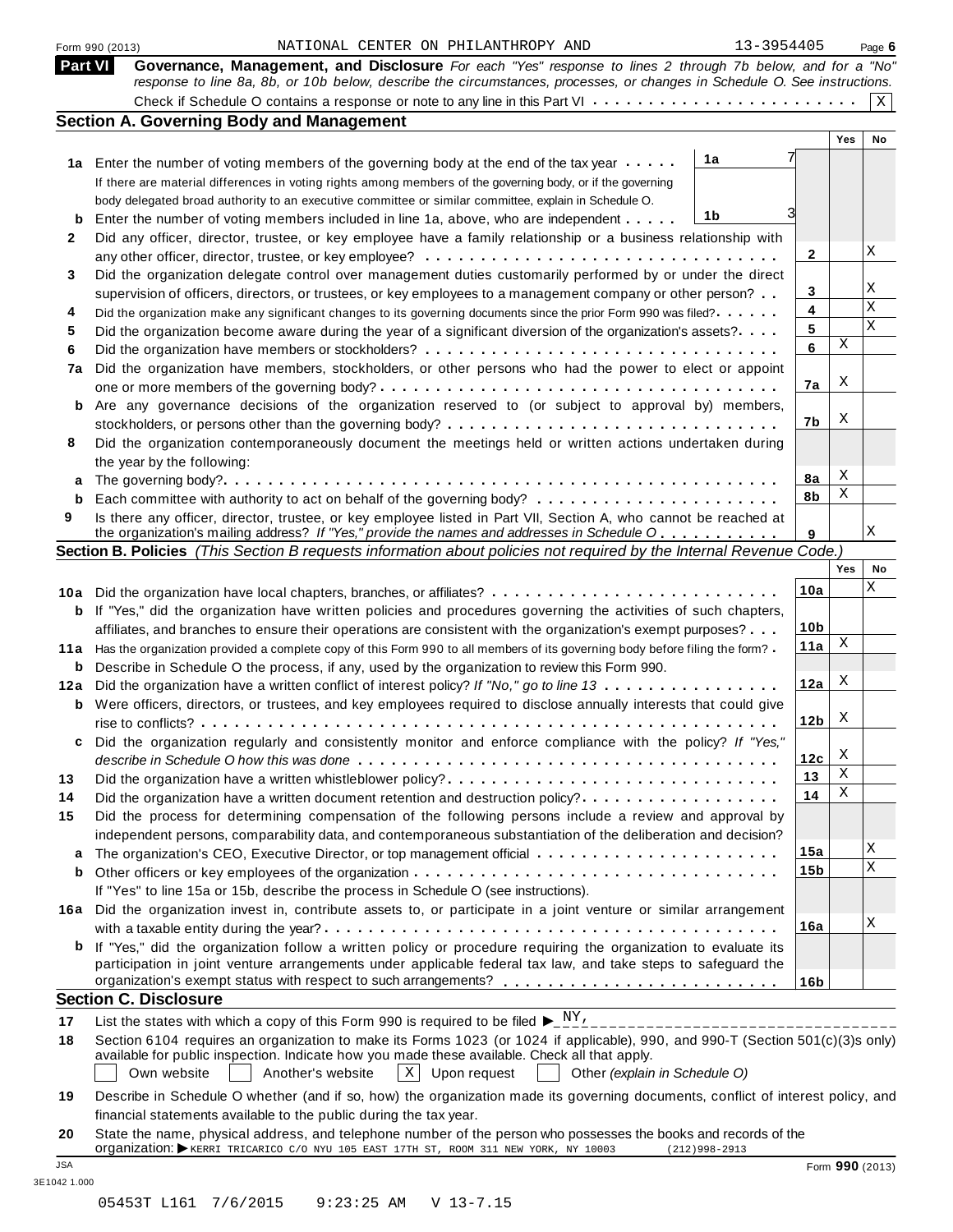Form 990 (2013) NATIONAL CENTER ON PHILANTHROPY AND 13-3954405 Page 6

## Part VI Governance, Management, and Disclosure

*For each "Yes" response to lines 2 through 7b below, and for a "No" response to line 8a, 8b, or 10b below, describe the circumstances, processes, or changes in Schedule O. See instructions.*

Check if Schedule O contains a response or note to any line in this Part VI . . . . . . . . . . . . . . . . . . . . . . . . [X]

### Section A. Governing Body and Management

| | | | Yes | No |
|---|---|---|---|---|
| **1a** | Enter the number of voting members of the governing body at the end of the tax year . . . . . **1a** 7 If there are material differences in voting rights among members of the governing body, or if the governing body delegated broad authority to an executive committee or similar committee, explain in Schedule O. | | | |
| **b** | Enter the number of voting members included in line 1a, above, who are independent . . . . . **1b** 3 | | | |
| **2** | Did any officer, director, trustee, or key employee have a family relationship or a business relationship with any other officer, director, trustee, or key employee? | 2 | | X |
| **3** | Did the organization delegate control over management duties customarily performed by or under the direct supervision of officers, directors, or trustees, or key employees to a management company or other person? | 3 | | X |
| **4** | Did the organization make any significant changes to its governing documents since the prior Form 990 was filed? | 4 | | X |
| **5** | Did the organization become aware during the year of a significant diversion of the organization's assets? | 5 | | X |
| **6** | Did the organization have members or stockholders? | 6 | X | |
| **7a** | Did the organization have members, stockholders, or other persons who had the power to elect or appoint one or more members of the governing body? | 7a | X | |
| **b** | Are any governance decisions of the organization reserved to (or subject to approval by) members, stockholders, or persons other than the governing body? | 7b | X | |
| **8** | Did the organization contemporaneously document the meetings held or written actions undertaken during the year by the following: | | | |
| **a** | The governing body? | 8a | X | |
| **b** | Each committee with authority to act on behalf of the governing body? | 8b | X | |
| **9** | Is there any officer, director, trustee, or key employee listed in Part VII, Section A, who cannot be reached at the organization's mailing address? *If "Yes," provide the names and addresses in Schedule O* | 9 | | X |

### Section B. Policies *(This Section B requests information about policies not required by the Internal Revenue Code.)*

| | | | Yes | No |
|---|---|---|---|---|
| **10a** | Did the organization have local chapters, branches, or affiliates? | 10a | | X |
| **b** | If "Yes," did the organization have written policies and procedures governing the activities of such chapters, affiliates, and branches to ensure their operations are consistent with the organization's exempt purposes? | 10b | | |
| **11a** | Has the organization provided a complete copy of this Form 990 to all members of its governing body before filing the form? | 11a | X | |
| **b** | Describe in Schedule O the process, if any, used by the organization to review this Form 990. | | | |
| **12a** | Did the organization have a written conflict of interest policy? *If "No," go to line 13* | 12a | X | |
| **b** | Were officers, directors, or trustees, and key employees required to disclose annually interests that could give rise to conflicts? | 12b | X | |
| **c** | Did the organization regularly and consistently monitor and enforce compliance with the policy? *If "Yes," describe in Schedule O how this was done* | 12c | X | |
| **13** | Did the organization have a written whistleblower policy? | 13 | X | |
| **14** | Did the organization have a written document retention and destruction policy? | 14 | X | |
| **15** | Did the process for determining compensation of the following persons include a review and approval by independent persons, comparability data, and contemporaneous substantiation of the deliberation and decision? | | | |
| **a** | The organization's CEO, Executive Director, or top management official | 15a | | X |
| **b** | Other officers or key employees of the organization | 15b | | X |
| | If "Yes" to line 15a or 15b, describe the process in Schedule O (see instructions). | | | |
| **16a** | Did the organization invest in, contribute assets to, or participate in a joint venture or similar arrangement with a taxable entity during the year? | 16a | | X |
| **b** | If "Yes," did the organization follow a written policy or procedure requiring the organization to evaluate its participation in joint venture arrangements under applicable federal tax law, and take steps to safeguard the organization's exempt status with respect to such arrangements? | 16b | | |

### Section C. Disclosure

**17** List the states with which a copy of this Form 990 is required to be filed ▶ NY,

**18** Section 6104 requires an organization to make its Forms 1023 (or 1024 if applicable), 990, and 990-T (Section 501(c)(3)s only) available for public inspection. Indicate how you made these available. Check all that apply.

[ ] Own website [ ] Another's website [X] Upon request [ ] Other *(explain in Schedule O)*

**19** Describe in Schedule O whether (and if so, how) the organization made its governing documents, conflict of interest policy, and financial statements available to the public during the tax year.

**20** State the name, physical address, and telephone number of the person who possesses the books and records of the organization: ▶ KERRI TRICARICO C/O NYU 105 EAST 17TH ST, ROOM 311 NEW YORK, NY 10003 (212)998-2913

JSA
3E1042 1.000
Form 990 (2013)

05453T L161 7/6/2015 9:23:25 AM V 13-7.15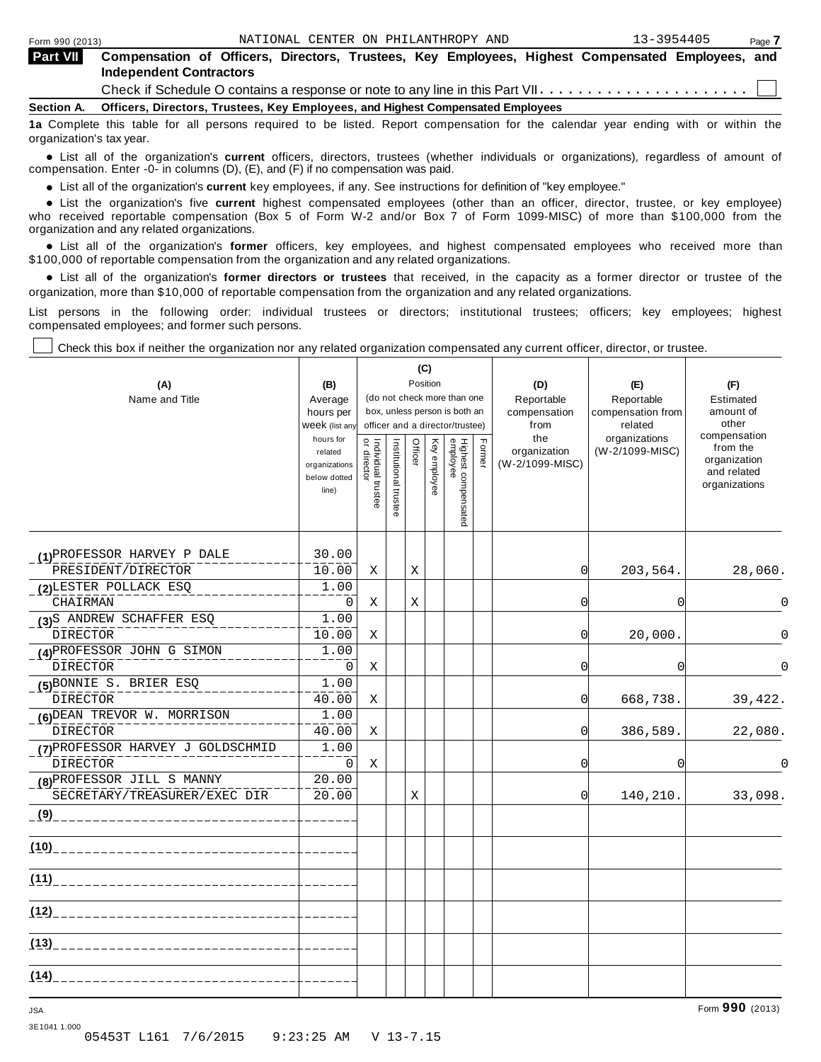**Part VII Compensation of Officers, Directors, Trustees, Key Employees, Highest Compensated Employees, and Independent Contractors**

Check if Schedule O contains a response or note to any line in this Part VII . . . . . . . . . . . . . . . . . . . . . . . ☐

**Section A. Officers, Directors, Trustees, Key Employees, and Highest Compensated Employees**

**1a** Complete this table for all persons required to be listed. Report compensation for the calendar year ending with or within the organization's tax year.

- List all of the organization's **current** officers, directors, trustees (whether individuals or organizations), regardless of amount of compensation. Enter -0- in columns (D), (E), and (F) if no compensation was paid.
- List all of the organization's **current** key employees, if any. See instructions for definition of "key employee."
- List the organization's five **current** highest compensated employees (other than an officer, director, trustee, or key employee) who received reportable compensation (Box 5 of Form W-2 and/or Box 7 of Form 1099-MISC) of more than $100,000 from the organization and any related organizations.
- List all of the organization's **former** officers, key employees, and highest compensated employees who received more than $100,000 of reportable compensation from the organization and any related organizations.
- List all of the organization's **former directors or trustees** that received, in the capacity as a former director or trustee of the organization, more than $10,000 of reportable compensation from the organization and any related organizations.

List persons in the following order: individual trustees or directors; institutional trustees; officers; key employees; highest compensated employees; and former such persons.

☐ Check this box if neither the organization nor any related organization compensated any current officer, director, or trustee.

| (A) Name and Title | (B) Average hours per week (list any hours for related organizations below dotted line) | (C) Position: Individual trustee or director | Institutional trustee | Officer | Key employee | Highest compensated employee | Former | (D) Reportable compensation from the organization (W-2/1099-MISC) | (E) Reportable compensation from related organizations (W-2/1099-MISC) | (F) Estimated amount of other compensation from the organization and related organizations |
|---|---|---|---|---|---|---|---|---|---|---|
| (1) PROFESSOR HARVEY P DALE<br>PRESIDENT/DIRECTOR | 30.00<br>10.00 | X | | X | | | | 0 | 203,564. | 28,060. |
| (2) LESTER POLLACK ESQ<br>CHAIRMAN | 1.00<br>0 | X | | X | | | | 0 | 0 | 0 |
| (3) S ANDREW SCHAFFER ESQ<br>DIRECTOR | 1.00<br>10.00 | X | | | | | | 0 | 20,000. | 0 |
| (4) PROFESSOR JOHN G SIMON<br>DIRECTOR | 1.00<br>0 | X | | | | | | 0 | 0 | 0 |
| (5) BONNIE S. BRIER ESQ<br>DIRECTOR | 1.00<br>40.00 | X | | | | | | 0 | 668,738. | 39,422. |
| (6) DEAN TREVOR W. MORRISON<br>DIRECTOR | 1.00<br>40.00 | X | | | | | | 0 | 386,589. | 22,080. |
| (7) PROFESSOR HARVEY J GOLDSCHMID<br>DIRECTOR | 1.00<br>0 | X | | | | | | 0 | 0 | 0 |
| (8) PROFESSOR JILL S MANNY<br>SECRETARY/TREASURER/EXEC DIR | 20.00<br>20.00 | | | X | | | | 0 | 140,210. | 33,098. |
| (9) | | | | | | | | | | |
| (10) | | | | | | | | | | |
| (11) | | | | | | | | | | |
| (12) | | | | | | | | | | |
| (13) | | | | | | | | | | |
| (14) | | | | | | | | | | |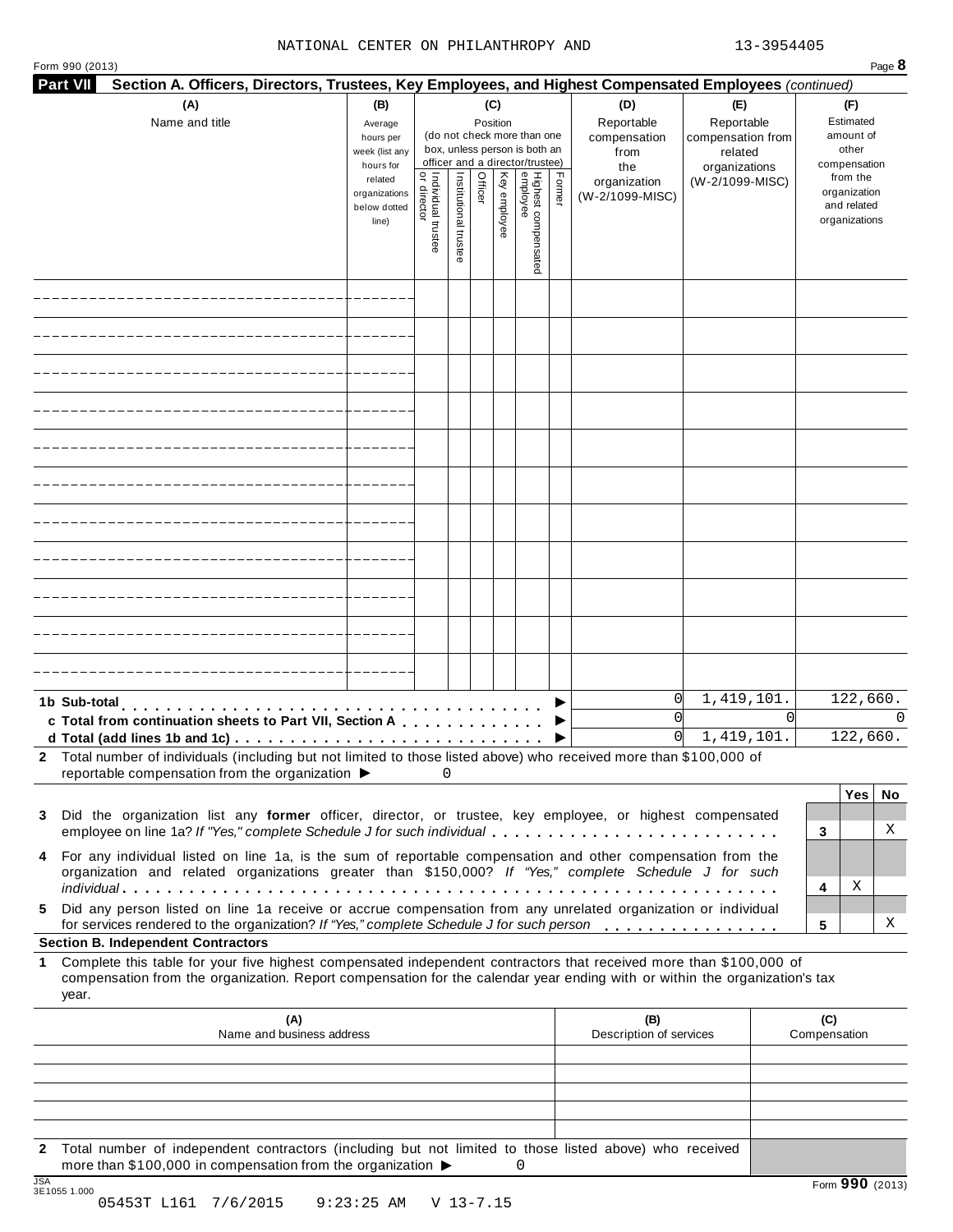NATIONAL CENTER ON PHILANTHROPY AND 13-3954405

**Part VII Section A. Officers, Directors, Trustees, Key Employees, and Highest Compensated Employees** *(continued)*

| (A) Name and title | (B) Average hours per week (list any hours for related organizations below dotted line) | (C) Position (do not check more than one box, unless person is both an officer and a director/trustee): Individual trustee or director | Institutional trustee | Officer | Key employee | Highest compensated employee | Former | (D) Reportable compensation from the organization (W-2/1099-MISC) | (E) Reportable compensation from related organizations (W-2/1099-MISC) | (F) Estimated amount of other compensation from the organization and related organizations |
|---|---|---|---|---|---|---|---|---|---|---|
| | | | | | | | | | | |
| | | | | | | | | | | |
| | | | | | | | | | | |
| | | | | | | | | | | |
| | | | | | | | | | | |
| | | | | | | | | | | |
| | | | | | | | | | | |
| | | | | | | | | | | |
| | | | | | | | | | | |
| | | | | | | | | | | |
| | | | | | | | | | | |
| **1b Sub-total** | | | | | | | ▶ | 0 | 1,419,101. | 122,660. |
| **c Total from continuation sheets to Part VII, Section A** | | | | | | | ▶ | 0 | 0 | 0 |
| **d Total (add lines 1b and 1c)** | | | | | | | ▶ | 0 | 1,419,101. | 122,660. |

**2** Total number of individuals (including but not limited to those listed above) who received more than $100,000 of reportable compensation from the organization ▶ 0

| | | Yes | No |
|---|---|---|---|
| **3** Did the organization list any **former** officer, director, or trustee, key employee, or highest compensated employee on line 1a? *If "Yes," complete Schedule J for such individual* | 3 | | X |
| **4** For any individual listed on line 1a, is the sum of reportable compensation and other compensation from the organization and related organizations greater than $150,000? *If "Yes," complete Schedule J for such individual* | 4 | X | |
| **5** Did any person listed on line 1a receive or accrue compensation from any unrelated organization or individual for services rendered to the organization? *If "Yes," complete Schedule J for such person* | 5 | | X |

**Section B. Independent Contractors**

**1** Complete this table for your five highest compensated independent contractors that received more than $100,000 of compensation from the organization. Report compensation for the calendar year ending with or within the organization's tax year.

| (A) Name and business address | (B) Description of services | (C) Compensation |
|---|---|---|
| | | |
| | | |
| | | |
| | | |
| | | |

**2** Total number of independent contractors (including but not limited to those listed above) who received more than $100,000 in compensation from the organization ▶ 0

Form **990** (2013)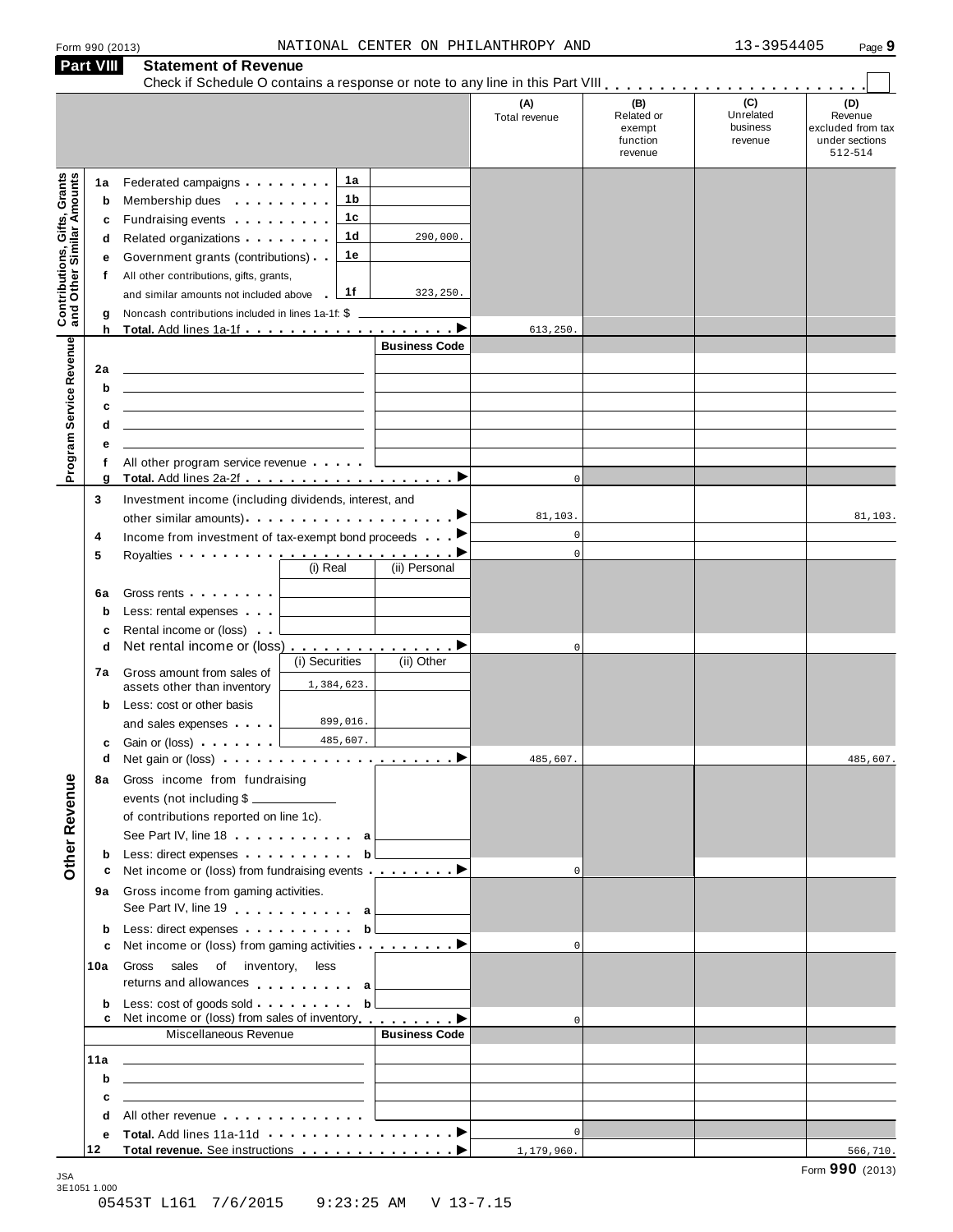Form 990 (2013) NATIONAL CENTER ON PHILANTHROPY AND 13-3954405

## Part VIII Statement of Revenue

Check if Schedule O contains a response or note to any line in this Part VIII . . . . . . . . . . . . . . . . . . . . . . ☐

| | | | | (A) Total revenue | (B) Related or exempt function revenue | (C) Unrelated business revenue | (D) Revenue excluded from tax under sections 512-514 |
|---|---|---|---|---|---|---|---|
| **Contributions, Gifts, Grants and Other Similar Amounts** | | | | | | | |
| 1a | Federated campaigns | 1a | | | | | |
| b | Membership dues | 1b | | | | | |
| c | Fundraising events | 1c | | | | | |
| d | Related organizations | 1d | 290,000. | | | | |
| e | Government grants (contributions) | 1e | | | | | |
| f | All other contributions, gifts, grants, and similar amounts not included above | 1f | 323,250. | | | | |
| g | Noncash contributions included in lines 1a-1f: $ | | | | | | |
| h | **Total.** Add lines 1a-1f | | | 613,250. | | | |
| **Program Service Revenue** | | | Business Code | | | | |
| 2a | | | | | | | |
| b | | | | | | | |
| c | | | | | | | |
| d | | | | | | | |
| e | | | | | | | |
| f | All other program service revenue | | | | | | |
| g | **Total.** Add lines 2a-2f | | | 0 | | | |
| **Other Revenue** | | | | | | | |
| 3 | Investment income (including dividends, interest, and other similar amounts) | | | 81,103. | | | 81,103. |
| 4 | Income from investment of tax-exempt bond proceeds | | | 0 | | | |
| 5 | Royalties | | | 0 | | | |
| | | (i) Real | (ii) Personal | | | | |
| 6a | Gross rents | | | | | | |
| b | Less: rental expenses | | | | | | |
| c | Rental income or (loss) | | | | | | |
| d | Net rental income or (loss) | | | 0 | | | |
| | | (i) Securities | (ii) Other | | | | |
| 7a | Gross amount from sales of assets other than inventory | 1,384,623. | | | | | |
| b | Less: cost or other basis and sales expenses | 899,016. | | | | | |
| c | Gain or (loss) | 485,607. | | | | | |
| d | Net gain or (loss) | | | 485,607. | | | 485,607. |
| 8a | Gross income from fundraising events (not including $ ______ of contributions reported on line 1c). See Part IV, line 18 | a | | | | | |
| b | Less: direct expenses | b | | | | | |
| c | Net income or (loss) from fundraising events | | | 0 | | | |
| 9a | Gross income from gaming activities. See Part IV, line 19 | a | | | | | |
| b | Less: direct expenses | b | | | | | |
| c | Net income or (loss) from gaming activities | | | 0 | | | |
| 10a | Gross sales of inventory, less returns and allowances | a | | | | | |
| b | Less: cost of goods sold | b | | | | | |
| c | Net income or (loss) from sales of inventory | | | 0 | | | |
| | Miscellaneous Revenue | | Business Code | | | | |
| 11a | | | | | | | |
| b | | | | | | | |
| c | | | | | | | |
| d | All other revenue | | | | | | |
| e | **Total.** Add lines 11a-11d | | | 0 | | | |
| 12 | **Total revenue.** See instructions | | | 1,179,960. | | | 566,710. |

Form **990** (2013)

JSA 3E1051 1.000

05453T L161 7/6/2015 9:23:25 AM V 13-7.15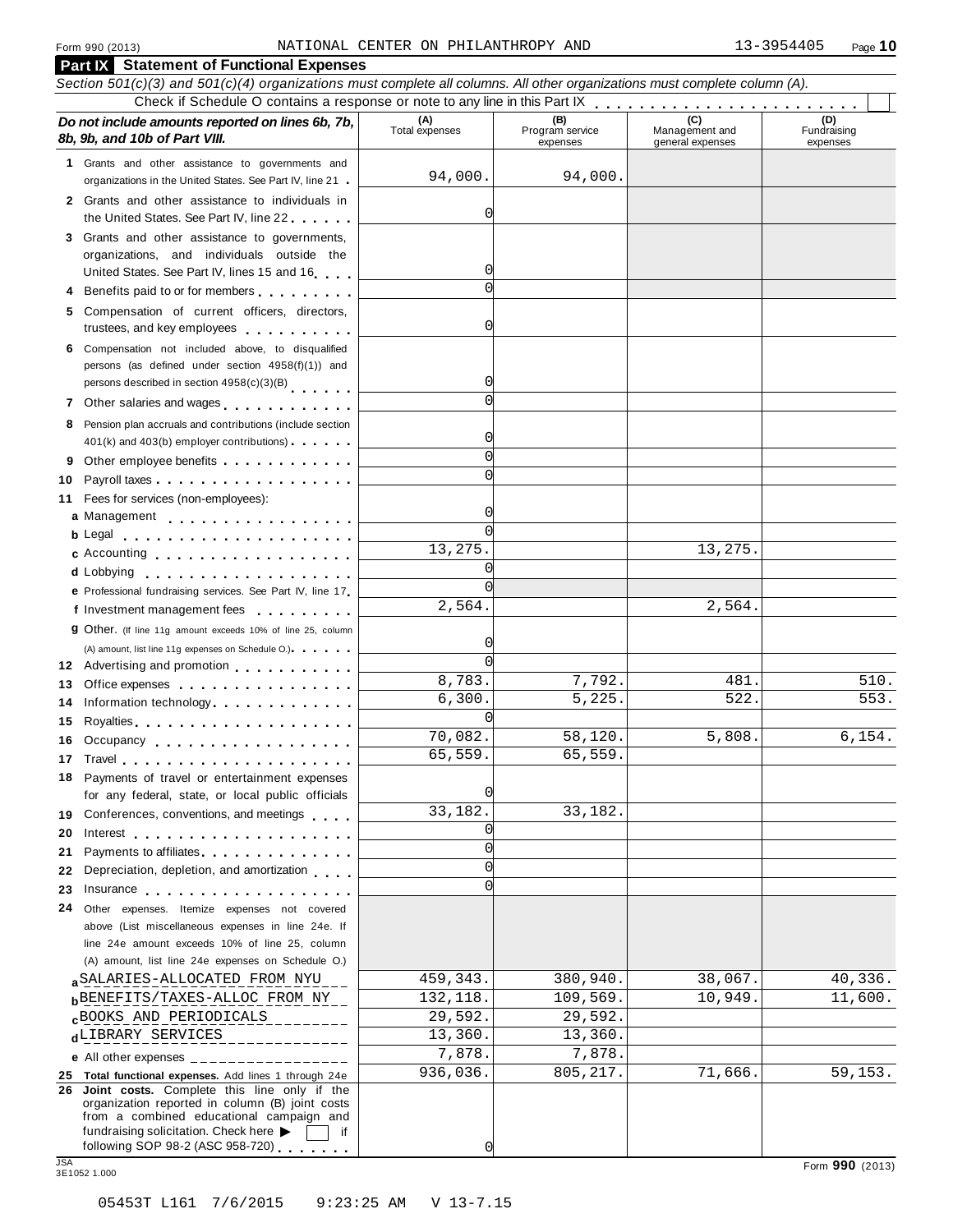Form 990 (2013) NATIONAL CENTER ON PHILANTHROPY AND 13-3954405

## Part IX Statement of Functional Expenses

*Section 501(c)(3) and 501(c)(4) organizations must complete all columns. All other organizations must complete column (A).*

Check if Schedule O contains a response or note to any line in this Part IX . . . . . . . . . . . . . . . . . . . . . . . . ☐

| ***Do not include amounts reported on lines 6b, 7b, 8b, 9b, and 10b of Part VIII.*** | (A) Total expenses | (B) Program service expenses | (C) Management and general expenses | (D) Fundraising expenses |
|---|---|---|---|---|
| **1** Grants and other assistance to governments and organizations in the United States. See Part IV, line 21 | 94,000. | 94,000. | | |
| **2** Grants and other assistance to individuals in the United States. See Part IV, line 22 | 0 | | | |
| **3** Grants and other assistance to governments, organizations, and individuals outside the United States. See Part IV, lines 15 and 16 | 0 | | | |
| **4** Benefits paid to or for members | 0 | | | |
| **5** Compensation of current officers, directors, trustees, and key employees | 0 | | | |
| **6** Compensation not included above, to disqualified persons (as defined under section 4958(f)(1)) and persons described in section 4958(c)(3)(B) | 0 | | | |
| **7** Other salaries and wages | 0 | | | |
| **8** Pension plan accruals and contributions (include section 401(k) and 403(b) employer contributions) | 0 | | | |
| **9** Other employee benefits | 0 | | | |
| **10** Payroll taxes | 0 | | | |
| **11** Fees for services (non-employees): | | | | |
| **a** Management | 0 | | | |
| **b** Legal | 0 | | | |
| **c** Accounting | 13,275. | | 13,275. | |
| **d** Lobbying | 0 | | | |
| **e** Professional fundraising services. See Part IV, line 17 | 0 | | | |
| **f** Investment management fees | 2,564. | | 2,564. | |
| **g** Other. (If line 11g amount exceeds 10% of line 25, column (A) amount, list line 11g expenses on Schedule O.) | 0 | | | |
| **12** Advertising and promotion | 0 | | | |
| **13** Office expenses | 8,783. | 7,792. | 481. | 510. |
| **14** Information technology | 6,300. | 5,225. | 522. | 553. |
| **15** Royalties | 0 | | | |
| **16** Occupancy | 70,082. | 58,120. | 5,808. | 6,154. |
| **17** Travel | 65,559. | 65,559. | | |
| **18** Payments of travel or entertainment expenses for any federal, state, or local public officials | 0 | | | |
| **19** Conferences, conventions, and meetings | 33,182. | 33,182. | | |
| **20** Interest | 0 | | | |
| **21** Payments to affiliates | 0 | | | |
| **22** Depreciation, depletion, and amortization | 0 | | | |
| **23** Insurance | 0 | | | |
| **24** Other expenses. Itemize expenses not covered above (List miscellaneous expenses in line 24e. If line 24e amount exceeds 10% of line 25, column (A) amount, list line 24e expenses on Schedule O.) | | | | |
| **a** SALARIES-ALLOCATED FROM NYU | 459,343. | 380,940. | 38,067. | 40,336. |
| **b** BENEFITS/TAXES-ALLOC FROM NY | 132,118. | 109,569. | 10,949. | 11,600. |
| **c** BOOKS AND PERIODICALS | 29,592. | 29,592. | | |
| **d** LIBRARY SERVICES | 13,360. | 13,360. | | |
| **e** All other expenses | 7,878. | 7,878. | | |
| **25 Total functional expenses.** Add lines 1 through 24e | 936,036. | 805,217. | 71,666. | 59,153. |
| **26 Joint costs.** Complete this line only if the organization reported in column (B) joint costs from a combined educational campaign and fundraising solicitation. Check here ▶ ☐ if following SOP 98-2 (ASC 958-720) | 0 | | | |

Form **990** (2013)

05453T L161 7/6/2015 9:23:25 AM V 13-7.15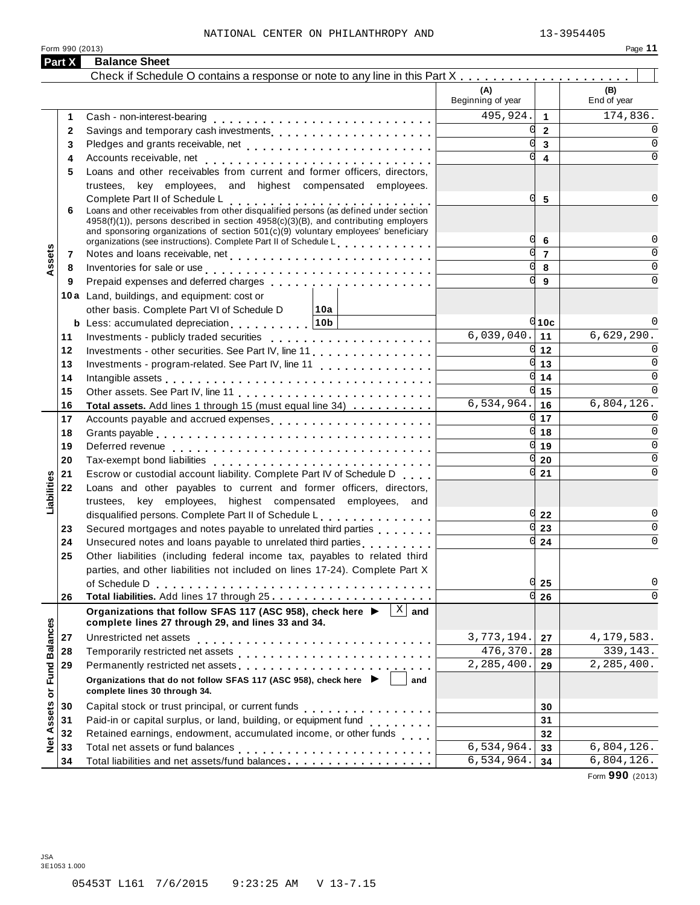NATIONAL CENTER ON PHILANTHROPY AND 13-3954405

Form 990 (2013) Page **11**

## Part X Balance Sheet

Check if Schedule O contains a response or note to any line in this Part X . . . . . . . . . . . . . . . . . . . . . . ☐

| | | | (A) Beginning of year | | (B) End of year |
|---|---|---|---|---|---|
| **Assets** | 1 | Cash - non-interest-bearing | 495,924. | 1 | 174,836. |
| | 2 | Savings and temporary cash investments | 0 | 2 | 0 |
| | 3 | Pledges and grants receivable, net | 0 | 3 | 0 |
| | 4 | Accounts receivable, net | 0 | 4 | 0 |
| | 5 | Loans and other receivables from current and former officers, directors, trustees, key employees, and highest compensated employees. Complete Part II of Schedule L | 0 | 5 | 0 |
| | 6 | Loans and other receivables from other disqualified persons (as defined under section 4958(f)(1)), persons described in section 4958(c)(3)(B), and contributing employers and sponsoring organizations of section 501(c)(9) voluntary employees' beneficiary organizations (see instructions). Complete Part II of Schedule L | 0 | 6 | 0 |
| | 7 | Notes and loans receivable, net | 0 | 7 | 0 |
| | 8 | Inventories for sale or use | 0 | 8 | 0 |
| | 9 | Prepaid expenses and deferred charges | 0 | 9 | 0 |
| | 10a | Land, buildings, and equipment: cost or other basis. Complete Part VI of Schedule D — 10a | | | |
| | b | Less: accumulated depreciation — 10b | 0 | 10c | 0 |
| | 11 | Investments - publicly traded securities | 6,039,040. | 11 | 6,629,290. |
| | 12 | Investments - other securities. See Part IV, line 11 | 0 | 12 | 0 |
| | 13 | Investments - program-related. See Part IV, line 11 | 0 | 13 | 0 |
| | 14 | Intangible assets | 0 | 14 | 0 |
| | 15 | Other assets. See Part IV, line 11 | 0 | 15 | 0 |
| | 16 | **Total assets.** Add lines 1 through 15 (must equal line 34) | 6,534,964. | 16 | 6,804,126. |
| **Liabilities** | 17 | Accounts payable and accrued expenses | 0 | 17 | 0 |
| | 18 | Grants payable | 0 | 18 | 0 |
| | 19 | Deferred revenue | 0 | 19 | 0 |
| | 20 | Tax-exempt bond liabilities | 0 | 20 | 0 |
| | 21 | Escrow or custodial account liability. Complete Part IV of Schedule D | 0 | 21 | 0 |
| | 22 | Loans and other payables to current and former officers, directors, trustees, key employees, highest compensated employees, and disqualified persons. Complete Part II of Schedule L | 0 | 22 | 0 |
| | 23 | Secured mortgages and notes payable to unrelated third parties | 0 | 23 | 0 |
| | 24 | Unsecured notes and loans payable to unrelated third parties | 0 | 24 | 0 |
| | 25 | Other liabilities (including federal income tax, payables to related third parties, and other liabilities not included on lines 17-24). Complete Part X of Schedule D | 0 | 25 | 0 |
| | 26 | **Total liabilities.** Add lines 17 through 25 | 0 | 26 | 0 |
| **Net Assets or Fund Balances** | | **Organizations that follow SFAS 117 (ASC 958), check here ▶ [X] and complete lines 27 through 29, and lines 33 and 34.** | | | |
| | 27 | Unrestricted net assets | 3,773,194. | 27 | 4,179,583. |
| | 28 | Temporarily restricted net assets | 476,370. | 28 | 339,143. |
| | 29 | Permanently restricted net assets | 2,285,400. | 29 | 2,285,400. |
| | | **Organizations that do not follow SFAS 117 (ASC 958), check here ▶ [ ] and complete lines 30 through 34.** | | | |
| | 30 | Capital stock or trust principal, or current funds | | 30 | |
| | 31 | Paid-in or capital surplus, or land, building, or equipment fund | | 31 | |
| | 32 | Retained earnings, endowment, accumulated income, or other funds | | 32 | |
| | 33 | Total net assets or fund balances | 6,534,964. | 33 | 6,804,126. |
| | 34 | Total liabilities and net assets/fund balances | 6,534,964. | 34 | 6,804,126. |

Form **990** (2013)

JSA 3E1053 1.000

05453T L161 7/6/2015 9:23:25 AM V 13-7.15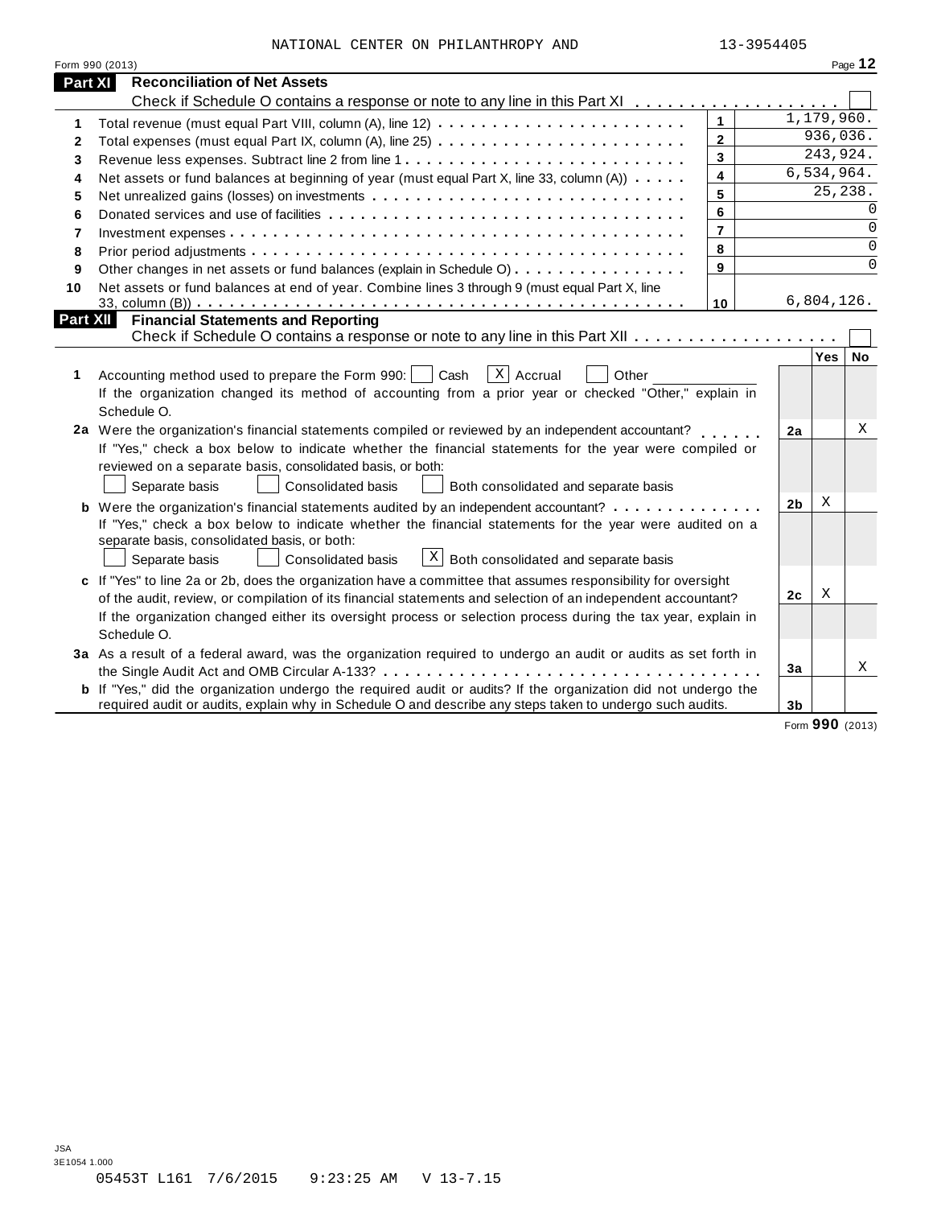NATIONAL CENTER ON PHILANTHROPY AND 13-3954405

Form 990 (2013) Page **12**

## Part XI Reconciliation of Net Assets

Check if Schedule O contains a response or note to any line in this Part XI . . . . . . . . . . . . . . . . . . . ☐

| | | | |
|---|---|---|---|
| **1** | Total revenue (must equal Part VIII, column (A), line 12) | **1** | 1,179,960. |
| **2** | Total expenses (must equal Part IX, column (A), line 25) | **2** | 936,036. |
| **3** | Revenue less expenses. Subtract line 2 from line 1 | **3** | 243,924. |
| **4** | Net assets or fund balances at beginning of year (must equal Part X, line 33, column (A)) | **4** | 6,534,964. |
| **5** | Net unrealized gains (losses) on investments | **5** | 25,238. |
| **6** | Donated services and use of facilities | **6** | 0 |
| **7** | Investment expenses | **7** | 0 |
| **8** | Prior period adjustments | **8** | 0 |
| **9** | Other changes in net assets or fund balances (explain in Schedule O) | **9** | 0 |
| **10** | Net assets or fund balances at end of year. Combine lines 3 through 9 (must equal Part X, line 33, column (B)) | **10** | 6,804,126. |

## Part XII Financial Statements and Reporting

Check if Schedule O contains a response or note to any line in this Part XII . . . . . . . . . . . . . . . . . . . ☐

| | | | Yes | No |
|---|---|---|---|---|
| **1** | Accounting method used to prepare the Form 990: ☐ Cash ☒ Accrual ☐ Other ____________<br>If the organization changed its method of accounting from a prior year or checked "Other," explain in Schedule O. | | | |
| **2a** | Were the organization's financial statements compiled or reviewed by an independent accountant?<br>If "Yes," check a box below to indicate whether the financial statements for the year were compiled or reviewed on a separate basis, consolidated basis, or both:<br>☐ Separate basis ☐ Consolidated basis ☐ Both consolidated and separate basis | **2a** | | X |
| **b** | Were the organization's financial statements audited by an independent accountant?<br>If "Yes," check a box below to indicate whether the financial statements for the year were audited on a separate basis, consolidated basis, or both:<br>☐ Separate basis ☐ Consolidated basis ☒ Both consolidated and separate basis | **2b** | X | |
| **c** | If "Yes" to line 2a or 2b, does the organization have a committee that assumes responsibility for oversight of the audit, review, or compilation of its financial statements and selection of an independent accountant?<br>If the organization changed either its oversight process or selection process during the tax year, explain in Schedule O. | **2c** | X | |
| **3a** | As a result of a federal award, was the organization required to undergo an audit or audits as set forth in the Single Audit Act and OMB Circular A-133? | **3a** | | X |
| **b** | If "Yes," did the organization undergo the required audit or audits? If the organization did not undergo the required audit or audits, explain in Schedule O and describe any steps taken to undergo such audits. | **3b** | | |

Form **990** (2013)

JSA
3E1054 1.000
05453T L161 7/6/2015 9:23:25 AM V 13-7.15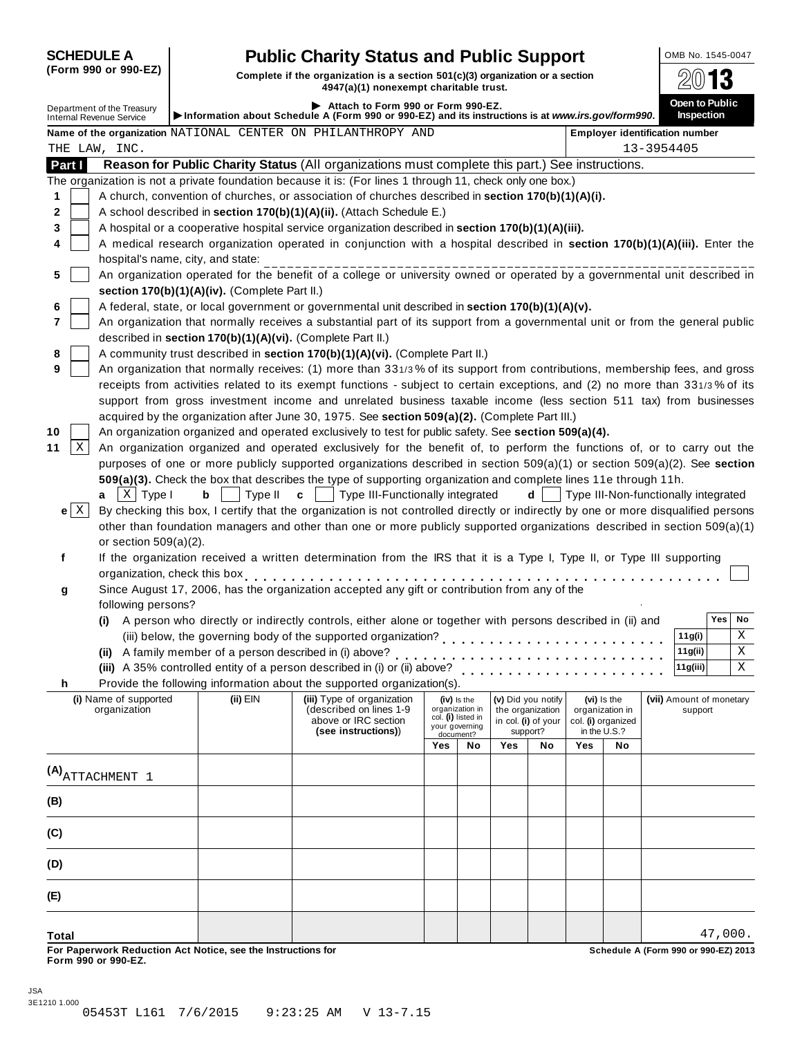**SCHEDULE A**
**(Form 990 or 990-EZ)**

Department of the Treasury
Internal Revenue Service

# Public Charity Status and Public Support

**Complete if the organization is a section 501(c)(3) organization or a section 4947(a)(1) nonexempt charitable trust.**

▶ Attach to Form 990 or Form 990-EZ.

▶ Information about Schedule A (Form 990 or 990-EZ) and its instructions is at *www.irs.gov/form990*.

OMB No. 1545-0047

**2013**

**Open to Public Inspection**

**Name of the organization** NATIONAL CENTER ON PHILANTHROPY AND THE LAW, INC.

**Employer identification number** 13-3954405

## Part I — Reason for Public Charity Status (All organizations must complete this part.) See instructions.

The organization is not a private foundation because it is: (For lines 1 through 11, check only one box.)

1 [ ] A church, convention of churches, or association of churches described in **section 170(b)(1)(A)(i).**

2 [ ] A school described in **section 170(b)(1)(A)(ii).** (Attach Schedule E.)

3 [ ] A hospital or a cooperative hospital service organization described in **section 170(b)(1)(A)(iii).**

4 [ ] A medical research organization operated in conjunction with a hospital described in **section 170(b)(1)(A)(iii).** Enter the hospital's name, city, and state: ______

5 [ ] An organization operated for the benefit of a college or university owned or operated by a governmental unit described in **section 170(b)(1)(A)(iv).** (Complete Part II.)

6 [ ] A federal, state, or local government or governmental unit described in **section 170(b)(1)(A)(v).**

7 [ ] An organization that normally receives a substantial part of its support from a governmental unit or from the general public described in **section 170(b)(1)(A)(vi).** (Complete Part II.)

8 [ ] A community trust described in **section 170(b)(1)(A)(vi).** (Complete Part II.)

9 [ ] An organization that normally receives: (1) more than 33 1/3 % of its support from contributions, membership fees, and gross receipts from activities related to its exempt functions - subject to certain exceptions, and (2) no more than 33 1/3 % of its support from gross investment income and unrelated business taxable income (less section 511 tax) from businesses acquired by the organization after June 30, 1975. See **section 509(a)(2).** (Complete Part III.)

10 [ ] An organization organized and operated exclusively to test for public safety. See **section 509(a)(4).**

11 [X] An organization organized and operated exclusively for the benefit of, to perform the functions of, or to carry out the purposes of one or more publicly supported organizations described in section 509(a)(1) or section 509(a)(2). See **section 509(a)(3).** Check the box that describes the type of supporting organization and complete lines 11e through 11h.

**a** [X] Type I  **b** [ ] Type II  **c** [ ] Type III-Functionally integrated  **d** [ ] Type III-Non-functionally integrated

**e** [X] By checking this box, I certify that the organization is not controlled directly or indirectly by one or more disqualified persons other than foundation managers and other than one or more publicly supported organizations described in section 509(a)(1) or section 509(a)(2).

**f** If the organization received a written determination from the IRS that it is a Type I, Type II, or Type III supporting organization, check this box [ ]

**g** Since August 17, 2006, has the organization accepted any gift or contribution from any of the following persons?

| | | Yes | No |
|---|---|---|---|
| **(i)** A person who directly or indirectly controls, either alone or together with persons described in (ii) and (iii) below, the governing body of the supported organization? | 11g(i) | | X |
| **(ii)** A family member of a person described in (i) above? | 11g(ii) | | X |
| **(iii)** A 35% controlled entity of a person described in (i) or (ii) above? | 11g(iii) | | X |

**h** Provide the following information about the supported organization(s).

| (i) Name of supported organization | (ii) EIN | (iii) Type of organization (described on lines 1-9 above or IRC section **(see instructions)**) | (iv) Is the organization in col. (i) listed in your governing document? Yes | No | (v) Did you notify the organization in col. (i) of your support? Yes | No | (vi) Is the organization in col. (i) organized in the U.S.? Yes | No | (vii) Amount of monetary support |
|---|---|---|---|---|---|---|---|---|---|
| (A) ATTACHMENT 1 | | | | | | | | | |
| (B) | | | | | | | | | |
| (C) | | | | | | | | | |
| (D) | | | | | | | | | |
| (E) | | | | | | | | | |
| **Total** | | | | | | | | | 47,000. |

**For Paperwork Reduction Act Notice, see the Instructions for Form 990 or 990-EZ.**

**Schedule A (Form 990 or 990-EZ) 2013**

JSA
3E1210 1.000
05453T L161 7/6/2015 9:23:25 AM V 13-7.15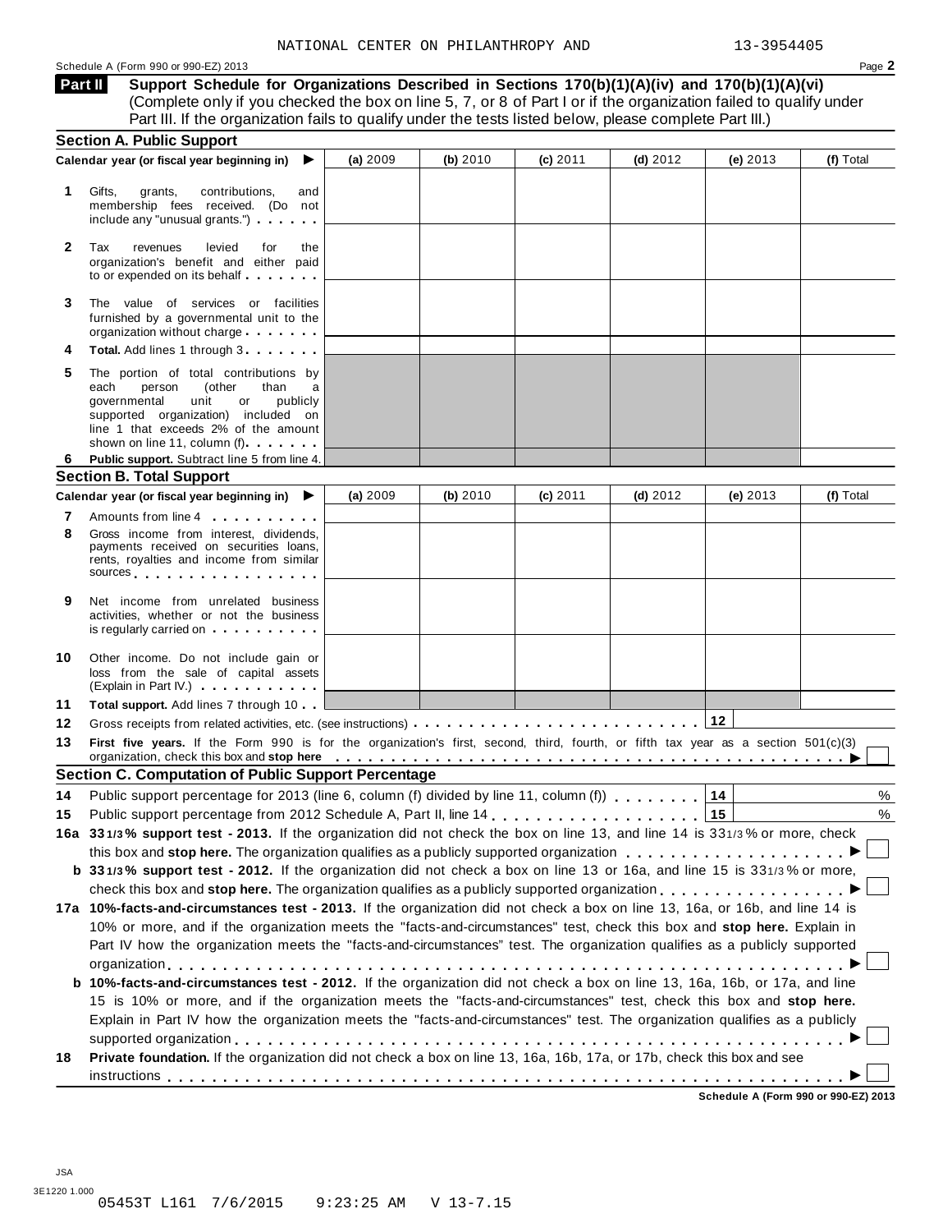NATIONAL CENTER ON PHILANTHROPY AND 13-3954405

Schedule A (Form 990 or 990-EZ) 2013

## Part II Support Schedule for Organizations Described in Sections 170(b)(1)(A)(iv) and 170(b)(1)(A)(vi)

(Complete only if you checked the box on line 5, 7, or 8 of Part I or if the organization failed to qualify under Part III. If the organization fails to qualify under the tests listed below, please complete Part III.)

### Section A. Public Support

| Calendar year (or fiscal year beginning in) ▶ | (a) 2009 | (b) 2010 | (c) 2011 | (d) 2012 | (e) 2013 | (f) Total |
|---|---|---|---|---|---|---|
| **1** Gifts, grants, contributions, and membership fees received. (Do not include any "unusual grants.") | | | | | | |
| **2** Tax revenues levied for the organization's benefit and either paid to or expended on its behalf | | | | | | |
| **3** The value of services or facilities furnished by a governmental unit to the organization without charge | | | | | | |
| **4** **Total.** Add lines 1 through 3 | | | | | | |
| **5** The portion of total contributions by each person (other than a governmental unit or publicly supported organization) included on line 1 that exceeds 2% of the amount shown on line 11, column (f) | | | | | | |
| **6** **Public support.** Subtract line 5 from line 4. | | | | | | |

### Section B. Total Support

| Calendar year (or fiscal year beginning in) ▶ | (a) 2009 | (b) 2010 | (c) 2011 | (d) 2012 | (e) 2013 | (f) Total |
|---|---|---|---|---|---|---|
| **7** Amounts from line 4 | | | | | | |
| **8** Gross income from interest, dividends, payments received on securities loans, rents, royalties and income from similar sources | | | | | | |
| **9** Net income from unrelated business activities, whether or not the business is regularly carried on | | | | | | |
| **10** Other income. Do not include gain or loss from the sale of capital assets (Explain in Part IV.) | | | | | | |
| **11** **Total support.** Add lines 7 through 10 | | | | | | |

**12** Gross receipts from related activities, etc. (see instructions) . . . **12** ______

**13** **First five years.** If the Form 990 is for the organization's first, second, third, fourth, or fifth tax year as a section 501(c)(3) organization, check this box and **stop here** ▶ ☐

### Section C. Computation of Public Support Percentage

**14** Public support percentage for 2013 (line 6, column (f) divided by line 11, column (f)) . . . **14** ______ %

**15** Public support percentage from 2012 Schedule A, Part II, line 14 . . . **15** ______ %

**16a** **33 1/3% support test - 2013.** If the organization did not check the box on line 13, and line 14 is 33 1/3% or more, check this box and **stop here.** The organization qualifies as a publicly supported organization ▶ ☐

**b** **33 1/3% support test - 2012.** If the organization did not check a box on line 13 or 16a, and line 15 is 33 1/3% or more, check this box and **stop here.** The organization qualifies as a publicly supported organization ▶ ☐

**17a** **10%-facts-and-circumstances test - 2013.** If the organization did not check a box on line 13, 16a, or 16b, and line 14 is 10% or more, and if the organization meets the "facts-and-circumstances" test, check this box and **stop here.** Explain in Part IV how the organization meets the "facts-and-circumstances" test. The organization qualifies as a publicly supported organization ▶ ☐

**b** **10%-facts-and-circumstances test - 2012.** If the organization did not check a box on line 13, 16a, 16b, or 17a, and line 15 is 10% or more, and if the organization meets the "facts-and-circumstances" test, check this box and **stop here.** Explain in Part IV how the organization meets the "facts-and-circumstances" test. The organization qualifies as a publicly supported organization ▶ ☐

**18** **Private foundation.** If the organization did not check a box on line 13, 16a, 16b, 17a, or 17b, check this box and see instructions ▶ ☐

Schedule A (Form 990 or 990-EZ) 2013

JSA
3E1220 1.000
05453T L161 7/6/2015 9:23:25 AM V 13-7.15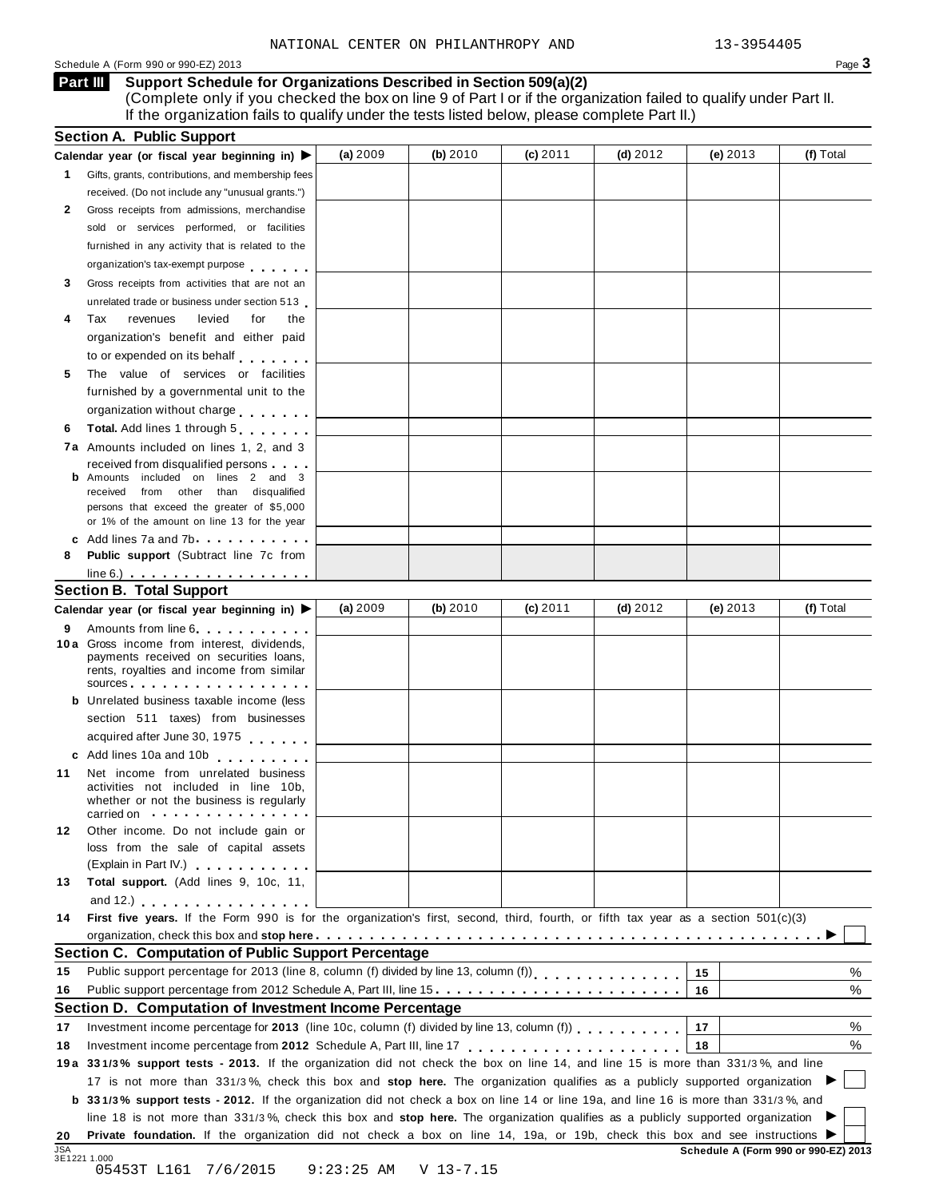NATIONAL CENTER ON PHILANTHROPY AND 13-3954405

Schedule A (Form 990 or 990-EZ) 2013

## Part III Support Schedule for Organizations Described in Section 509(a)(2)

(Complete only if you checked the box on line 9 of Part I or if the organization failed to qualify under Part II. If the organization fails to qualify under the tests listed below, please complete Part II.)

### Section A. Public Support

| Calendar year (or fiscal year beginning in) ▶ | (a) 2009 | (b) 2010 | (c) 2011 | (d) 2012 | (e) 2013 | (f) Total |
|---|---|---|---|---|---|---|
| **1** Gifts, grants, contributions, and membership fees received. (Do not include any "unusual grants.") | | | | | | |
| **2** Gross receipts from admissions, merchandise sold or services performed, or facilities furnished in any activity that is related to the organization's tax-exempt purpose | | | | | | |
| **3** Gross receipts from activities that are not an unrelated trade or business under section 513 | | | | | | |
| **4** Tax revenues levied for the organization's benefit and either paid to or expended on its behalf | | | | | | |
| **5** The value of services or facilities furnished by a governmental unit to the organization without charge | | | | | | |
| **6** **Total.** Add lines 1 through 5 | | | | | | |
| **7a** Amounts included on lines 1, 2, and 3 received from disqualified persons | | | | | | |
| **b** Amounts included on lines 2 and 3 received from other than disqualified persons that exceed the greater of $5,000 or 1% of the amount on line 13 for the year | | | | | | |
| **c** Add lines 7a and 7b | | | | | | |
| **8** **Public support** (Subtract line 7c from line 6.) | | | | | | |

### Section B. Total Support

| Calendar year (or fiscal year beginning in) ▶ | (a) 2009 | (b) 2010 | (c) 2011 | (d) 2012 | (e) 2013 | (f) Total |
|---|---|---|---|---|---|---|
| **9** Amounts from line 6 | | | | | | |
| **10a** Gross income from interest, dividends, payments received on securities loans, rents, royalties and income from similar sources | | | | | | |
| **b** Unrelated business taxable income (less section 511 taxes) from businesses acquired after June 30, 1975 | | | | | | |
| **c** Add lines 10a and 10b | | | | | | |
| **11** Net income from unrelated business activities not included in line 10b, whether or not the business is regularly carried on | | | | | | |
| **12** Other income. Do not include gain or loss from the sale of capital assets (Explain in Part IV.) | | | | | | |
| **13** **Total support.** (Add lines 9, 10c, 11, and 12.) | | | | | | |

**14** **First five years.** If the Form 990 is for the organization's first, second, third, fourth, or fifth tax year as a section 501(c)(3) organization, check this box and **stop here** ▶ ☐

### Section C. Computation of Public Support Percentage

| | | | |
|---|---|---|---|
| **15** | Public support percentage for 2013 (line 8, column (f) divided by line 13, column (f)) | 15 | % |
| **16** | Public support percentage from 2012 Schedule A, Part III, line 15 | 16 | % |

### Section D. Computation of Investment Income Percentage

| | | | |
|---|---|---|---|
| **17** | Investment income percentage for **2013** (line 10c, column (f) divided by line 13, column (f)) | 17 | % |
| **18** | Investment income percentage from **2012** Schedule A, Part III, line 17 | 18 | % |

**19a** **33 1/3% support tests - 2013.** If the organization did not check the box on line 14, and line 15 is more than 33 1/3%, and line 17 is not more than 33 1/3%, check this box and **stop here.** The organization qualifies as a publicly supported organization ▶ ☐

**b** **33 1/3% support tests - 2012.** If the organization did not check a box on line 14 or line 19a, and line 16 is more than 33 1/3%, and line 18 is not more than 33 1/3%, check this box and **stop here.** The organization qualifies as a publicly supported organization ▶ ☐

**20** **Private foundation.** If the organization did not check a box on line 14, 19a, or 19b, check this box and see instructions ▶ ☐

Schedule A (Form 990 or 990-EZ) 2013

JSA 3E1221 1.000
05453T L161 7/6/2015 9:23:25 AM V 13-7.15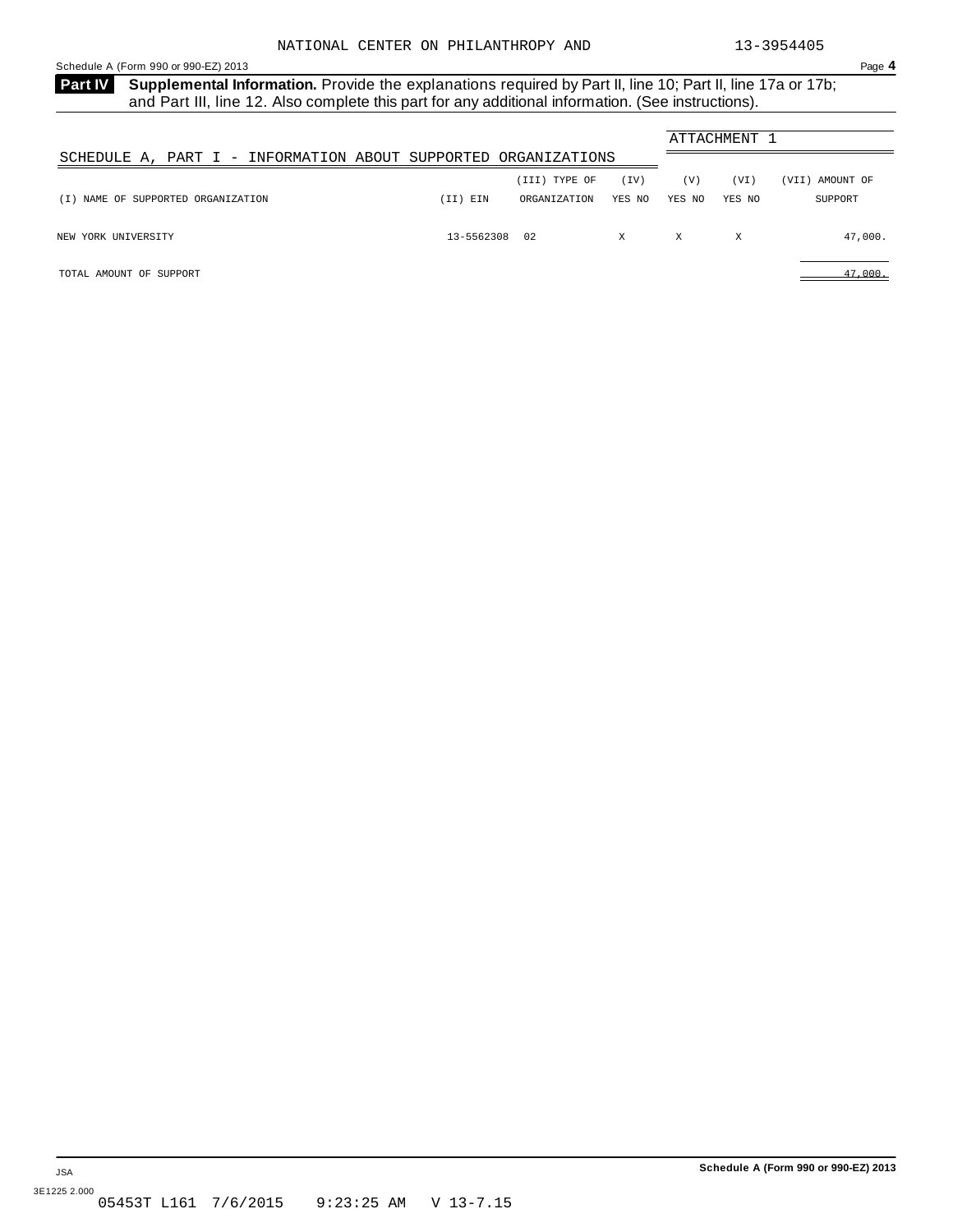## Part IV Supplemental Information.

**Supplemental Information.** Provide the explanations required by Part II, line 10; Part II, line 17a or 17b; and Part III, line 12. Also complete this part for any additional information. (See instructions).

ATTACHMENT 1

SCHEDULE A, PART I - INFORMATION ABOUT SUPPORTED ORGANIZATIONS

| (I) NAME OF SUPPORTED ORGANIZATION | (II) EIN | (III) TYPE OF ORGANIZATION | (IV) YES NO | (V) YES NO | (VI) YES NO | (VII) AMOUNT OF SUPPORT |
|---|---|---|---|---|---|---|
| NEW YORK UNIVERSITY | 13-5562308 | 02 | X | X | X | 47,000. |
| TOTAL AMOUNT OF SUPPORT | | | | | | 47,000. |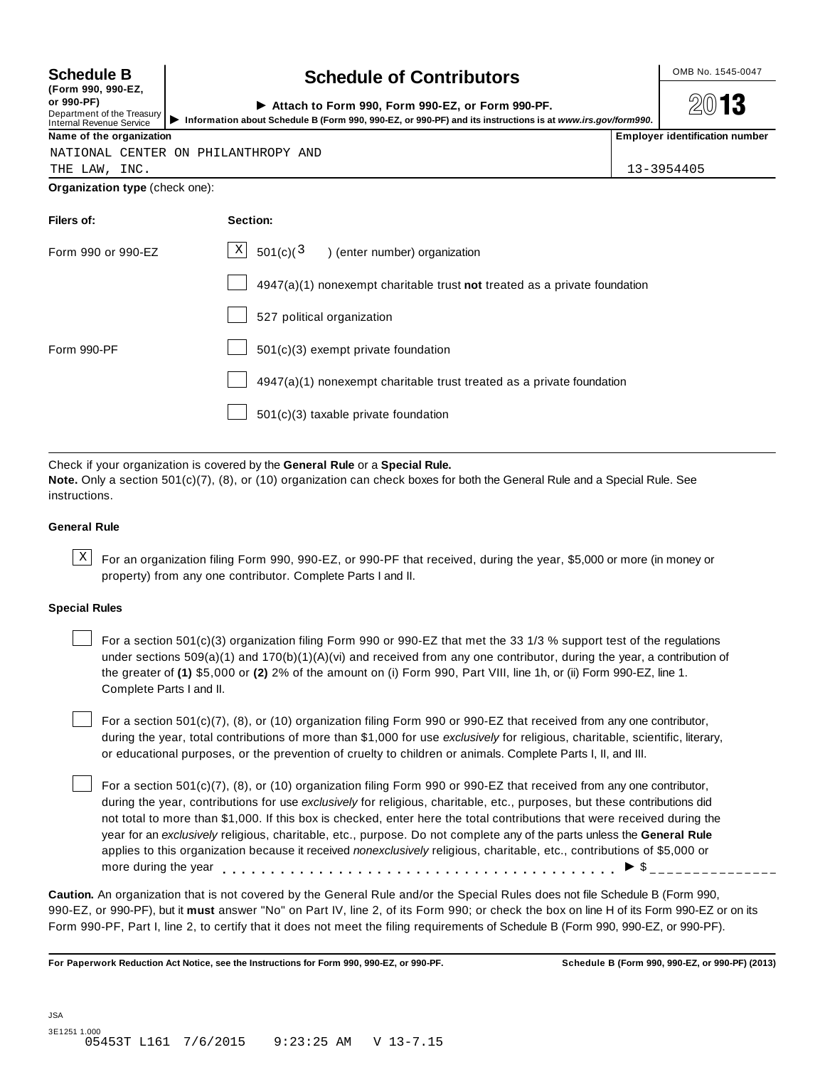**Schedule B**
**(Form 990, 990-EZ, or 990-PF)**
Department of the Treasury
Internal Revenue Service

# Schedule of Contributors

▶ **Attach to Form 990, Form 990-EZ, or Form 990-PF.**
▶ **Information about Schedule B (Form 990, 990-EZ, or 990-PF) and its instructions is at** ***www.irs.gov/form990.***

OMB No. 1545-0047

**2013**

| **Name of the organization** | **Employer identification number** |
|---|---|
| NATIONAL CENTER ON PHILANTHROPY AND THE LAW, INC. | 13-3954405 |

**Organization type** (check one):

| **Filers of:** | **Section:** |
|---|---|
| Form 990 or 990-EZ | [X] 501(c)( 3 ) (enter number) organization |
| | [ ] 4947(a)(1) nonexempt charitable trust **not** treated as a private foundation |
| | [ ] 527 political organization |
| Form 990-PF | [ ] 501(c)(3) exempt private foundation |
| | [ ] 4947(a)(1) nonexempt charitable trust treated as a private foundation |
| | [ ] 501(c)(3) taxable private foundation |

Check if your organization is covered by the **General Rule** or a **Special Rule.**
**Note.** Only a section 501(c)(7), (8), or (10) organization can check boxes for both the General Rule and a Special Rule. See instructions.

**General Rule**

[X] For an organization filing Form 990, 990-EZ, or 990-PF that received, during the year, $5,000 or more (in money or property) from any one contributor. Complete Parts I and II.

**Special Rules**

[ ] For a section 501(c)(3) organization filing Form 990 or 990-EZ that met the 33 1/3 % support test of the regulations under sections 509(a)(1) and 170(b)(1)(A)(vi) and received from any one contributor, during the year, a contribution of the greater of **(1)** $5,000 or **(2)** 2% of the amount on (i) Form 990, Part VIII, line 1h, or (ii) Form 990-EZ, line 1. Complete Parts I and II.

[ ] For a section 501(c)(7), (8), or (10) organization filing Form 990 or 990-EZ that received from any one contributor, during the year, total contributions of more than $1,000 for use *exclusively* for religious, charitable, scientific, literary, or educational purposes, or the prevention of cruelty to children or animals. Complete Parts I, II, and III.

[ ] For a section 501(c)(7), (8), or (10) organization filing Form 990 or 990-EZ that received from any one contributor, during the year, contributions for use *exclusively* for religious, charitable, etc., purposes, but these contributions did not total to more than $1,000. If this box is checked, enter here the total contributions that were received during the year for an *exclusively* religious, charitable, etc., purpose. Do not complete any of the parts unless the **General Rule** applies to this organization because it received *nonexclusively* religious, charitable, etc., contributions of $5,000 or more during the year . . . . . . . . . . . . . . . . . . . . . . . . . . . . . . . . . . . . . . . ▶ $ _______________

**Caution.** An organization that is not covered by the General Rule and/or the Special Rules does not file Schedule B (Form 990, 990-EZ, or 990-PF), but it **must** answer "No" on Part IV, line 2, of its Form 990; or check the box on line H of its Form 990-EZ or on its Form 990-PF, Part I, line 2, to certify that it does not meet the filing requirements of Schedule B (Form 990, 990-EZ, or 990-PF).

**For Paperwork Reduction Act Notice, see the Instructions for Form 990, 990-EZ, or 990-PF.** **Schedule B (Form 990, 990-EZ, or 990-PF) (2013)**

JSA
3E1251 1.000
05453T L161 7/6/2015 9:23:25 AM V 13-7.15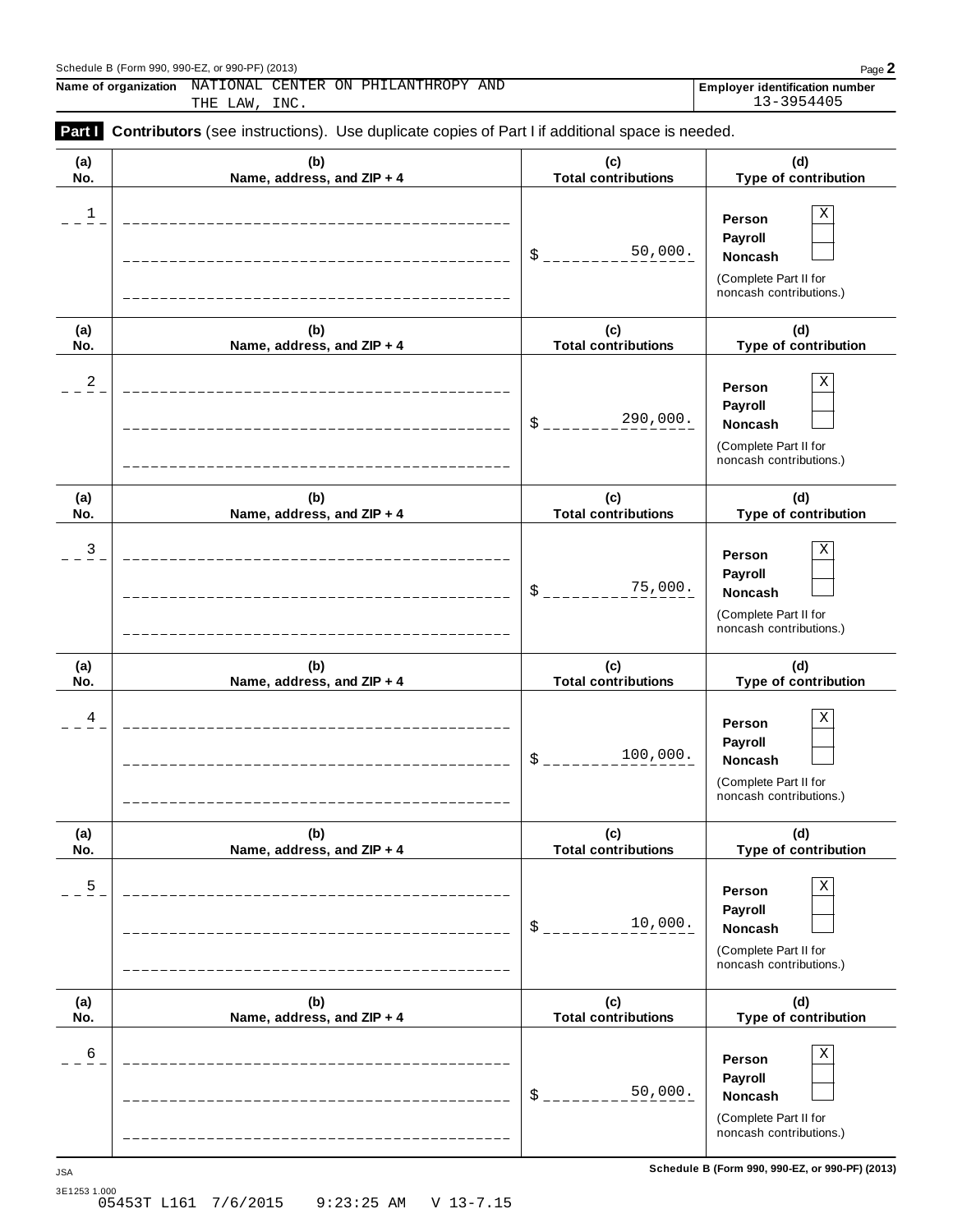Schedule B (Form 990, 990-EZ, or 990-PF) (2013)

**Name of organization** NATIONAL CENTER ON PHILANTHROPY AND THE LAW, INC.

**Employer identification number** 13-3954405

**Part I** **Contributors** (see instructions). Use duplicate copies of Part I if additional space is needed.

| (a) No. | (b) Name, address, and ZIP + 4 | (c) Total contributions | (d) Type of contribution |
|---|---|---|---|
| 1 | | $ 50,000. | Person [X] Payroll [ ] Noncash [ ] (Complete Part II for noncash contributions.) |
| 2 | | $ 290,000. | Person [X] Payroll [ ] Noncash [ ] (Complete Part II for noncash contributions.) |
| 3 | | $ 75,000. | Person [X] Payroll [ ] Noncash [ ] (Complete Part II for noncash contributions.) |
| 4 | | $ 100,000. | Person [X] Payroll [ ] Noncash [ ] (Complete Part II for noncash contributions.) |
| 5 | | $ 10,000. | Person [X] Payroll [ ] Noncash [ ] (Complete Part II for noncash contributions.) |
| 6 | | $ 50,000. | Person [X] Payroll [ ] Noncash [ ] (Complete Part II for noncash contributions.) |

JSA
3E1253 1.000
05453T L161 7/6/2015 9:23:25 AM V 13-7.15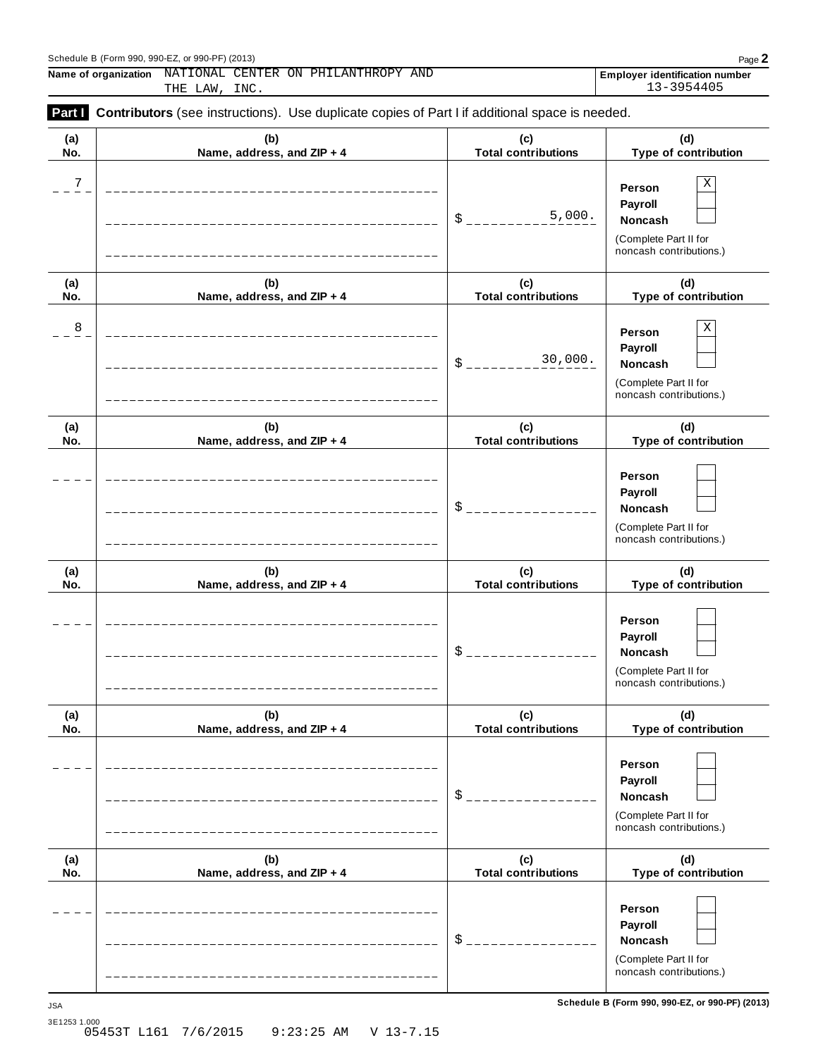Schedule B (Form 990, 990-EZ, or 990-PF) (2013)

**Name of organization** NATIONAL CENTER ON PHILANTHROPY AND THE LAW, INC.

**Employer identification number** 13-3954405

**Part I** **Contributors** (see instructions). Use duplicate copies of Part I if additional space is needed.

| (a) No. | (b) Name, address, and ZIP + 4 | (c) Total contributions | (d) Type of contribution |
|---|---|---|---|
| 7 | | $ 5,000. | Person [X] Payroll [ ] Noncash [ ] (Complete Part II for noncash contributions.) |
| 8 | | $ 30,000. | Person [X] Payroll [ ] Noncash [ ] (Complete Part II for noncash contributions.) |
| | | $ | Person [ ] Payroll [ ] Noncash [ ] (Complete Part II for noncash contributions.) |
| | | $ | Person [ ] Payroll [ ] Noncash [ ] (Complete Part II for noncash contributions.) |
| | | $ | Person [ ] Payroll [ ] Noncash [ ] (Complete Part II for noncash contributions.) |
| | | $ | Person [ ] Payroll [ ] Noncash [ ] (Complete Part II for noncash contributions.) |

Schedule B (Form 990, 990-EZ, or 990-PF) (2013)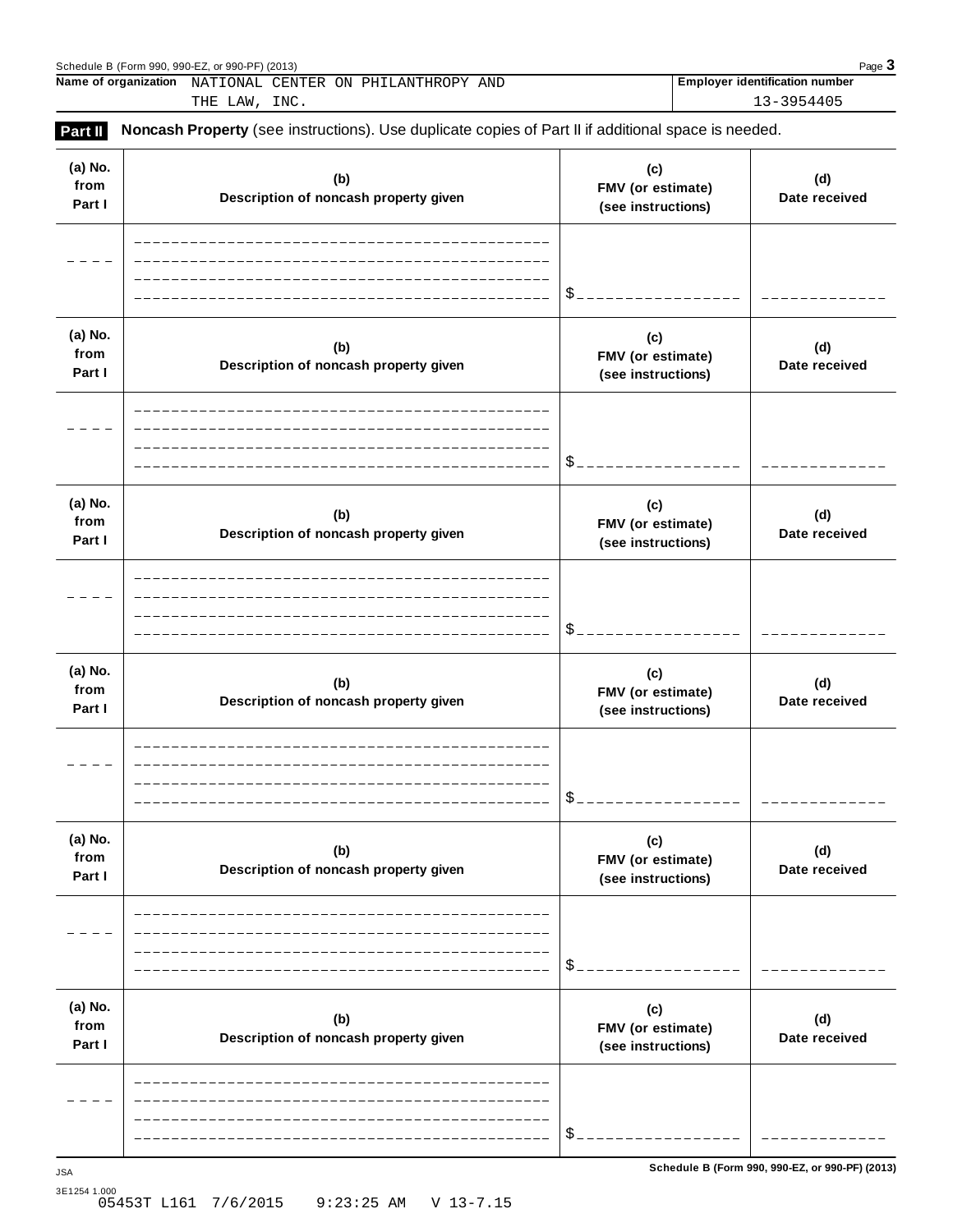Name of organization NATIONAL CENTER ON PHILANTHROPY AND THE LAW, INC.

Employer identification number 13-3954405

**Part II** **Noncash Property** (see instructions). Use duplicate copies of Part II if additional space is needed.

| (a) No. from Part I | (b) Description of noncash property given | (c) FMV (or estimate) (see instructions) | (d) Date received |
|---|---|---|---|
| | | $ | |

| (a) No. from Part I | (b) Description of noncash property given | (c) FMV (or estimate) (see instructions) | (d) Date received |
|---|---|---|---|
| | | $ | |

| (a) No. from Part I | (b) Description of noncash property given | (c) FMV (or estimate) (see instructions) | (d) Date received |
|---|---|---|---|
| | | $ | |

| (a) No. from Part I | (b) Description of noncash property given | (c) FMV (or estimate) (see instructions) | (d) Date received |
|---|---|---|---|
| | | $ | |

| (a) No. from Part I | (b) Description of noncash property given | (c) FMV (or estimate) (see instructions) | (d) Date received |
|---|---|---|---|
| | | $ | |

| (a) No. from Part I | (b) Description of noncash property given | (c) FMV (or estimate) (see instructions) | (d) Date received |
|---|---|---|---|
| | | $ | |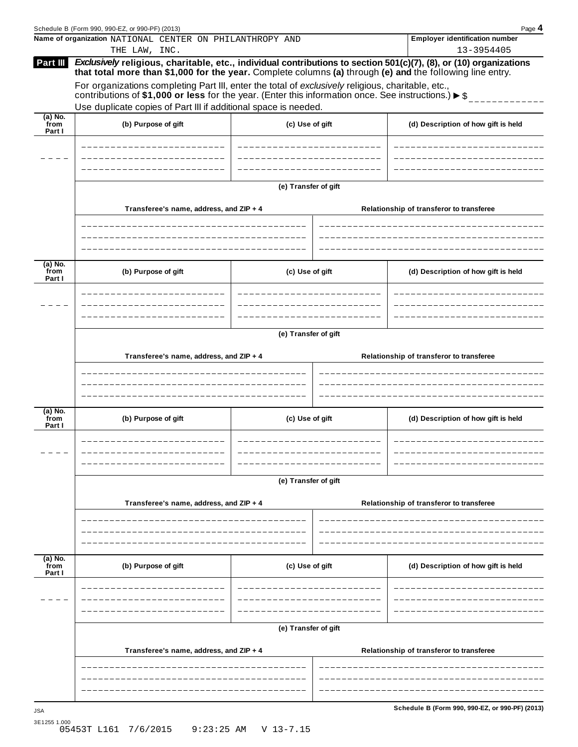Schedule B (Form 990, 990-EZ, or 990-PF) (2013)

| Name of organization | Employer identification number |
|---|---|
| NATIONAL CENTER ON PHILANTHROPY AND THE LAW, INC. | 13-3954405 |

**Part III** ***Exclusively*** **religious, charitable, etc., individual contributions to section 501(c)(7), (8), or (10) organizations that total more than $1,000 for the year.** Complete columns **(a)** through **(e) and** the following line entry.

For organizations completing Part III, enter the total of *exclusively* religious, charitable, etc., contributions of **$1,000 or less** for the year. (Enter this information once. See instructions.) ▶ $

Use duplicate copies of Part III if additional space is needed.

| (a) No. from Part I | (b) Purpose of gift | (c) Use of gift | (d) Description of how gift is held |
|---|---|---|---|
| | | | |

**(e) Transfer of gift**

| Transferee's name, address, and ZIP + 4 | Relationship of transferor to transferee |
|---|---|
| | |

| (a) No. from Part I | (b) Purpose of gift | (c) Use of gift | (d) Description of how gift is held |
|---|---|---|---|
| | | | |

**(e) Transfer of gift**

| Transferee's name, address, and ZIP + 4 | Relationship of transferor to transferee |
|---|---|
| | |

| (a) No. from Part I | (b) Purpose of gift | (c) Use of gift | (d) Description of how gift is held |
|---|---|---|---|
| | | | |

**(e) Transfer of gift**

| Transferee's name, address, and ZIP + 4 | Relationship of transferor to transferee |
|---|---|
| | |

| (a) No. from Part I | (b) Purpose of gift | (c) Use of gift | (d) Description of how gift is held |
|---|---|---|---|
| | | | |

**(e) Transfer of gift**

| Transferee's name, address, and ZIP + 4 | Relationship of transferor to transferee |
|---|---|
| | |

JSA
3E1255 1.000
05453T L161 7/6/2015 9:23:25 AM V 13-7.15

Schedule B (Form 990, 990-EZ, or 990-PF) (2013)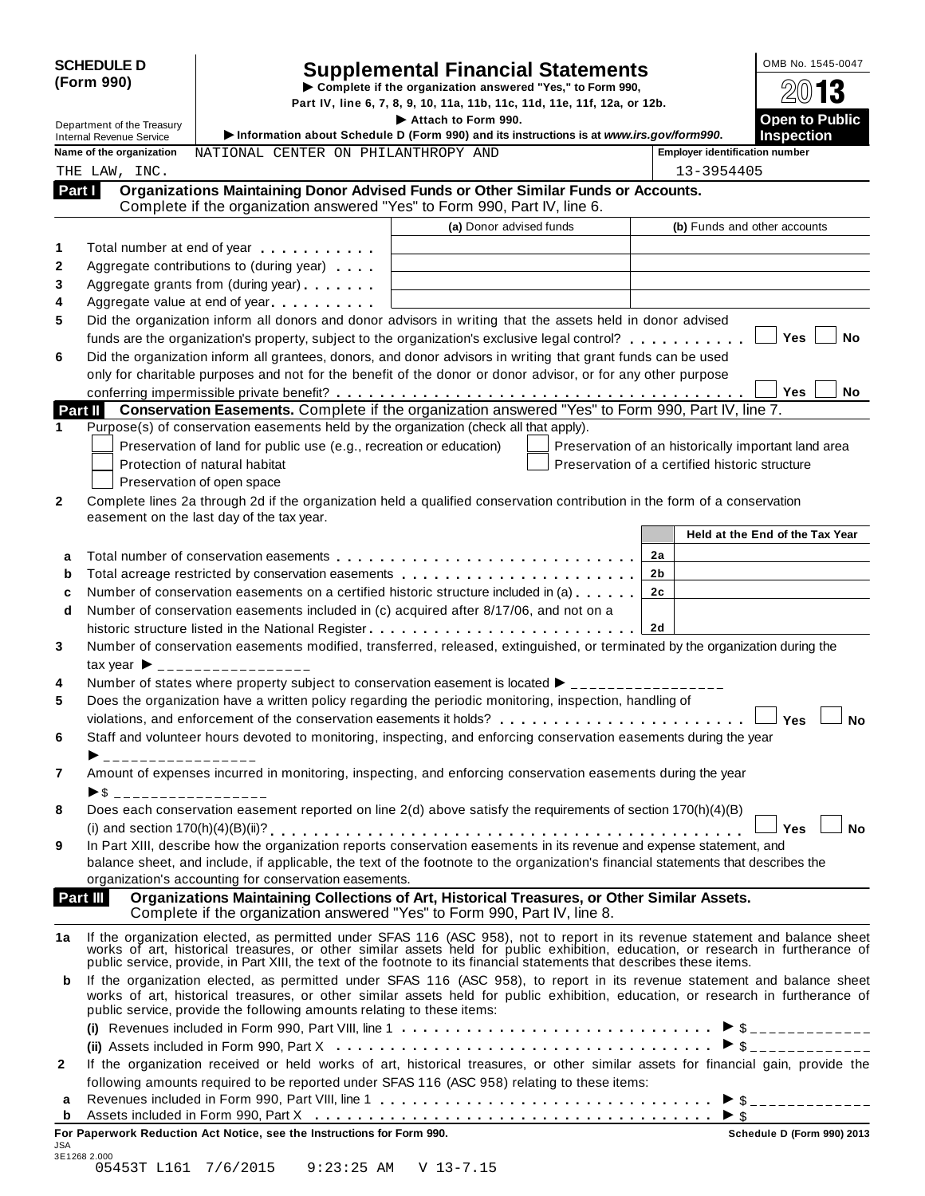**SCHEDULE D (Form 990)**

Department of the Treasury
Internal Revenue Service

# Supplemental Financial Statements

▶ Complete if the organization answered "Yes," to Form 990, Part IV, line 6, 7, 8, 9, 10, 11a, 11b, 11c, 11d, 11e, 11f, 12a, or 12b.

▶ Attach to Form 990.

▶ Information about Schedule D (Form 990) and its instructions is at *www.irs.gov/form990*.

OMB No. 1545-0047

2013

**Open to Public Inspection**

**Name of the organization** NATIONAL CENTER ON PHILANTHROPY AND THE LAW, INC.

**Employer identification number** 13-3954405

## Part I Organizations Maintaining Donor Advised Funds or Other Similar Funds or Accounts.

Complete if the organization answered "Yes" to Form 990, Part IV, line 6.

| | | (a) Donor advised funds | (b) Funds and other accounts |
|---|---|---|---|
| 1 | Total number at end of year | | |
| 2 | Aggregate contributions to (during year) | | |
| 3 | Aggregate grants from (during year) | | |
| 4 | Aggregate value at end of year | | |

5 Did the organization inform all donors and donor advisors in writing that the assets held in donor advised funds are the organization's property, subject to the organization's exclusive legal control? ☐ Yes ☐ No

6 Did the organization inform all grantees, donors, and donor advisors in writing that grant funds can be used only for charitable purposes and not for the benefit of the donor or donor advisor, or for any other purpose conferring impermissible private benefit? ☐ Yes ☐ No

## Part II Conservation Easements. Complete if the organization answered "Yes" to Form 990, Part IV, line 7.

1 Purpose(s) of conservation easements held by the organization (check all that apply).

- ☐ Preservation of land for public use (e.g., recreation or education)
- ☐ Protection of natural habitat
- ☐ Preservation of open space
- ☐ Preservation of an historically important land area
- ☐ Preservation of a certified historic structure

2 Complete lines 2a through 2d if the organization held a qualified conservation contribution in the form of a conservation easement on the last day of the tax year.

| | | | Held at the End of the Tax Year |
|---|---|---|---|
| a | Total number of conservation easements | 2a | |
| b | Total acreage restricted by conservation easements | 2b | |
| c | Number of conservation easements on a certified historic structure included in (a) | 2c | |
| d | Number of conservation easements included in (c) acquired after 8/17/06, and not on a historic structure listed in the National Register | 2d | |

3 Number of conservation easements modified, transferred, released, extinguished, or terminated by the organization during the tax year ▶ ________________

4 Number of states where property subject to conservation easement is located ▶ ________________

5 Does the organization have a written policy regarding the periodic monitoring, inspection, handling of violations, and enforcement of the conservation easements it holds? ☐ Yes ☐ No

6 Staff and volunteer hours devoted to monitoring, inspecting, and enforcing conservation easements during the year ▶ ________________

7 Amount of expenses incurred in monitoring, inspecting, and enforcing conservation easements during the year ▶$ ________________

8 Does each conservation easement reported on line 2(d) above satisfy the requirements of section 170(h)(4)(B)(i) and section 170(h)(4)(B)(ii)? ☐ Yes ☐ No

9 In Part XIII, describe how the organization reports conservation easements in its revenue and expense statement, and balance sheet, and include, if applicable, the text of the footnote to the organization's financial statements that describes the organization's accounting for conservation easements.

## Part III Organizations Maintaining Collections of Art, Historical Treasures, or Other Similar Assets.

Complete if the organization answered "Yes" to Form 990, Part IV, line 8.

1a If the organization elected, as permitted under SFAS 116 (ASC 958), not to report in its revenue statement and balance sheet works of art, historical treasures, or other similar assets held for public exhibition, education, or research in furtherance of public service, provide, in Part XIII, the text of the footnote to its financial statements that describes these items.

b If the organization elected, as permitted under SFAS 116 (ASC 958), to report in its revenue statement and balance sheet works of art, historical treasures, or other similar assets held for public exhibition, education, or research in furtherance of public service, provide the following amounts relating to these items:

(i) Revenues included in Form 990, Part VIII, line 1 ▶ $ ____________

(ii) Assets included in Form 990, Part X ▶ $ ____________

2 If the organization received or held works of art, historical treasures, or other similar assets for financial gain, provide the following amounts required to be reported under SFAS 116 (ASC 958) relating to these items:

a Revenues included in Form 990, Part VIII, line 1 ▶ $ ____________

b Assets included in Form 990, Part X ▶ $

**For Paperwork Reduction Act Notice, see the Instructions for Form 990.** **Schedule D (Form 990) 2013**

JSA
3E1268 2.000
05453T L161 7/6/2015 9:23:25 AM V 13-7.15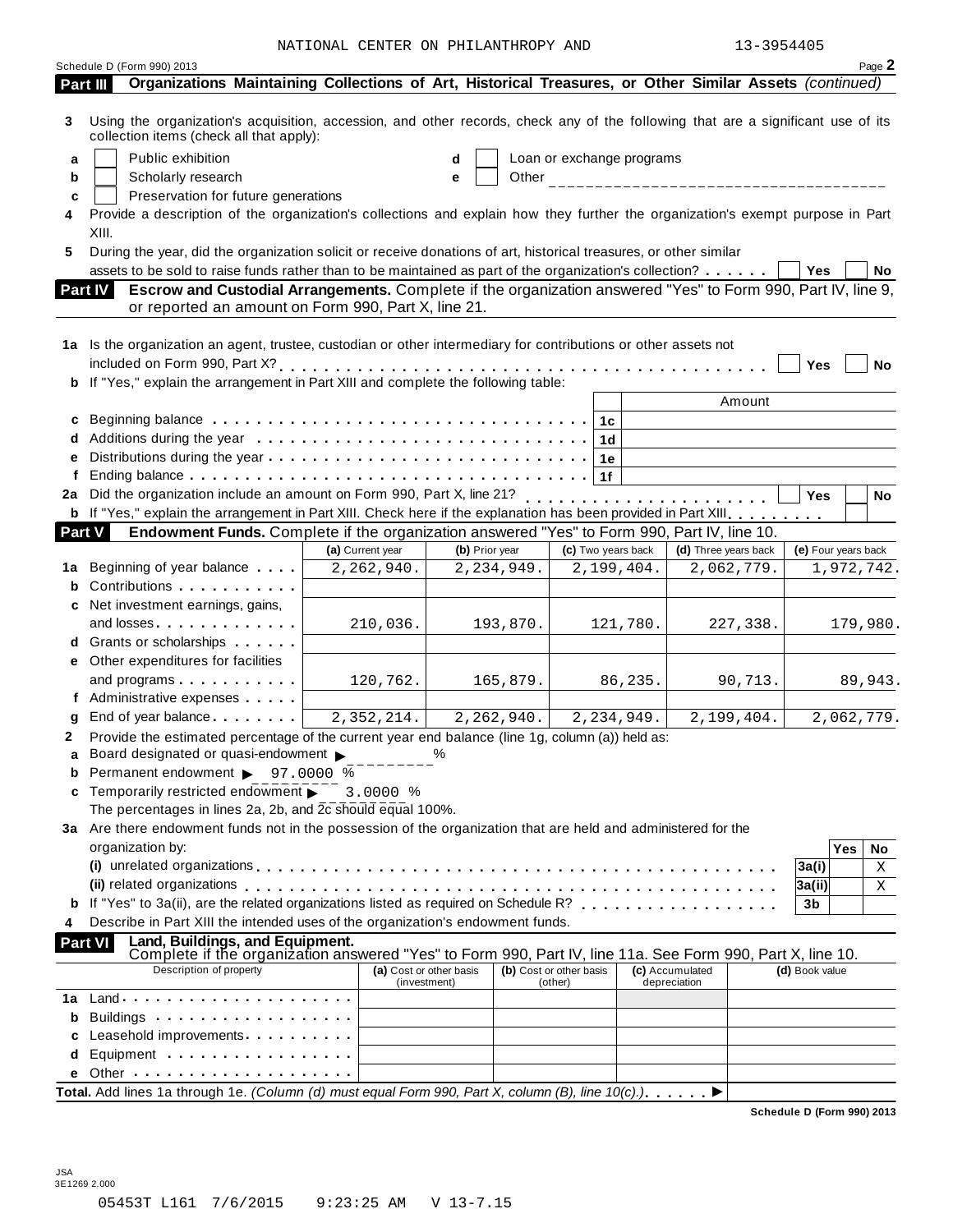NATIONAL CENTER ON PHILANTHROPY AND 13-3954405

Schedule D (Form 990) 2013 Page **2**

## Part III Organizations Maintaining Collections of Art, Historical Treasures, or Other Similar Assets *(continued)*

**3** Using the organization's acquisition, accession, and other records, check any of the following that are a significant use of its collection items (check all that apply):

- **a** ☐ Public exhibition
- **b** ☐ Scholarly research
- **c** ☐ Preservation for future generations
- **d** ☐ Loan or exchange programs
- **e** ☐ Other ___________________________

**4** Provide a description of the organization's collections and explain how they further the organization's exempt purpose in Part XIII.

**5** During the year, did the organization solicit or receive donations of art, historical treasures, or other similar assets to be sold to raise funds rather than to be maintained as part of the organization's collection? ☐ Yes ☐ No

## Part IV Escrow and Custodial Arrangements.

Complete if the organization answered "Yes" to Form 990, Part IV, line 9, or reported an amount on Form 990, Part X, line 21.

**1a** Is the organization an agent, trustee, custodian or other intermediary for contributions or other assets not included on Form 990, Part X? ☐ Yes ☐ No

**b** If "Yes," explain the arrangement in Part XIII and complete the following table:

| | | | Amount |
|---|---|---|---|
| **c** | Beginning balance | 1c | |
| **d** | Additions during the year | 1d | |
| **e** | Distributions during the year | 1e | |
| **f** | Ending balance | 1f | |

**2a** Did the organization include an amount on Form 990, Part X, line 21? ☐ Yes ☐ No

**b** If "Yes," explain the arrangement in Part XIII. Check here if the explanation has been provided in Part XIII ☐

## Part V Endowment Funds.

Complete if the organization answered "Yes" to Form 990, Part IV, line 10.

| | | (a) Current year | (b) Prior year | (c) Two years back | (d) Three years back | (e) Four years back |
|---|---|---|---|---|---|---|
| **1a** | Beginning of year balance | 2,262,940. | 2,234,949. | 2,199,404. | 2,062,779. | 1,972,742. |
| **b** | Contributions | | | | | |
| **c** | Net investment earnings, gains, and losses | 210,036. | 193,870. | 121,780. | 227,338. | 179,980. |
| **d** | Grants or scholarships | | | | | |
| **e** | Other expenditures for facilities and programs | 120,762. | 165,879. | 86,235. | 90,713. | 89,943. |
| **f** | Administrative expenses | | | | | |
| **g** | End of year balance | 2,352,214. | 2,262,940. | 2,234,949. | 2,199,404. | 2,062,779. |

**2** Provide the estimated percentage of the current year end balance (line 1g, column (a)) held as:

- **a** Board designated or quasi-endowment ▶ ________ %
- **b** Permanent endowment ▶ 97.0000 %
- **c** Temporarily restricted endowment ▶ 3.0000 %

The percentages in lines 2a, 2b, and 2c should equal 100%.

**3a** Are there endowment funds not in the possession of the organization that are held and administered for the organization by:

| | | | Yes | No |
|---|---|---|---|---|
| | **(i)** unrelated organizations | 3a(i) | | X |
| | **(ii)** related organizations | 3a(ii) | | X |
| **b** | If "Yes" to 3a(ii), are the related organizations listed as required on Schedule R? | 3b | | |

**4** Describe in Part XIII the intended uses of the organization's endowment funds.

## Part VI Land, Buildings, and Equipment.

Complete if the organization answered "Yes" to Form 990, Part IV, line 11a. See Form 990, Part X, line 10.

| Description of property | (a) Cost or other basis (investment) | (b) Cost or other basis (other) | (c) Accumulated depreciation | (d) Book value |
|---|---|---|---|---|
| **1a** Land | | | | |
| **b** Buildings | | | | |
| **c** Leasehold improvements | | | | |
| **d** Equipment | | | | |
| **e** Other | | | | |

**Total.** Add lines 1a through 1e. *(Column (d) must equal Form 990, Part X, column (B), line 10(c).)* ▶

**Schedule D (Form 990) 2013**

JSA
3E1269 2.000

05453T L161 7/6/2015 9:23:25 AM V 13-7.15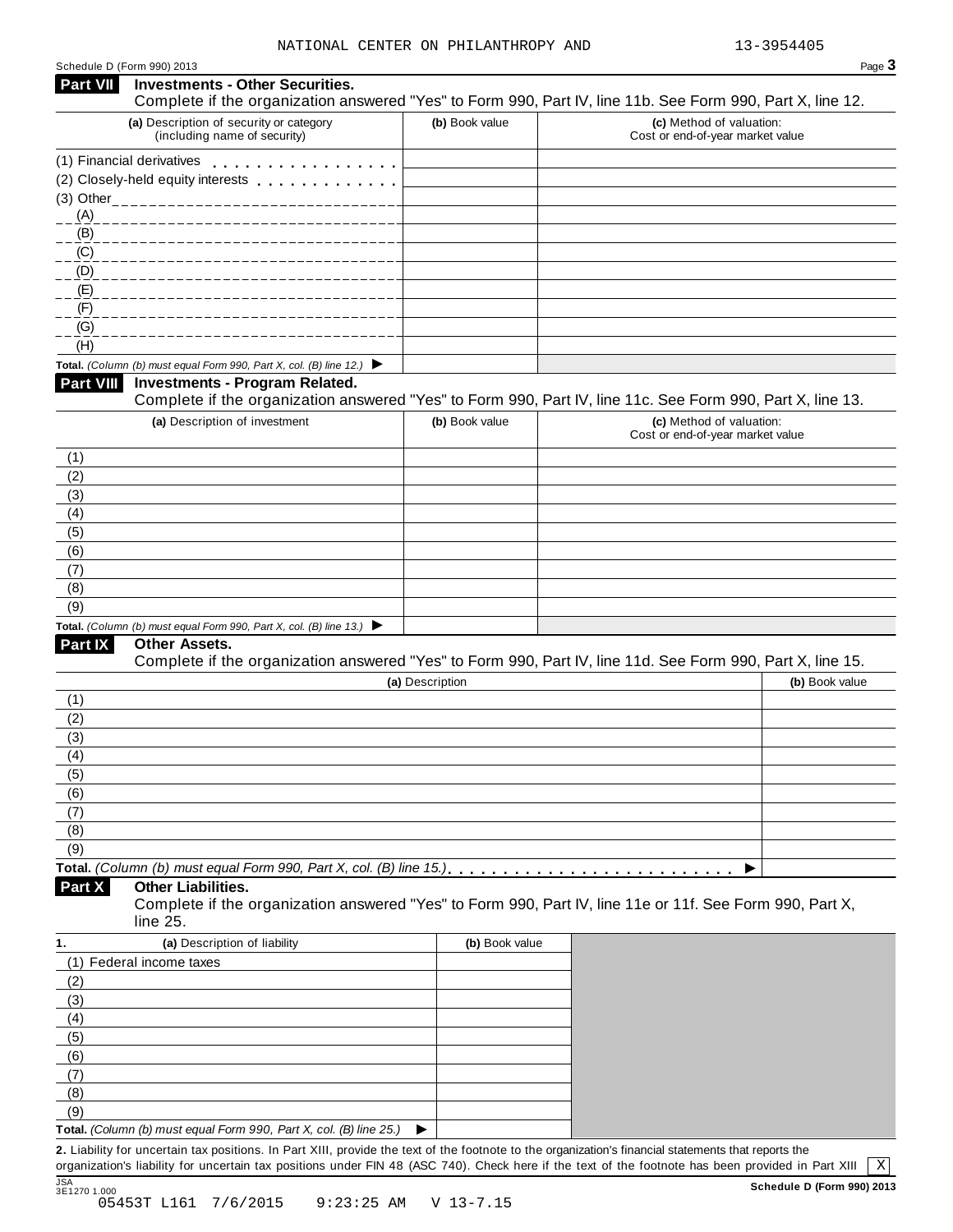NATIONAL CENTER ON PHILANTHROPY AND 13-3954405

Schedule D (Form 990) 2013

## Part VII Investments - Other Securities.

Complete if the organization answered "Yes" to Form 990, Part IV, line 11b. See Form 990, Part X, line 12.

| (a) Description of security or category (including name of security) | (b) Book value | (c) Method of valuation: Cost or end-of-year market value |
|---|---|---|
| (1) Financial derivatives | | |
| (2) Closely-held equity interests | | |
| (3) Other | | |
| (A) | | |
| (B) | | |
| (C) | | |
| (D) | | |
| (E) | | |
| (F) | | |
| (G) | | |
| (H) | | |
| **Total.** *(Column (b) must equal Form 990, Part X, col. (B) line 12.)* ▶ | | |

## Part VIII Investments - Program Related.

Complete if the organization answered "Yes" to Form 990, Part IV, line 11c. See Form 990, Part X, line 13.

| (a) Description of investment | (b) Book value | (c) Method of valuation: Cost or end-of-year market value |
|---|---|---|
| (1) | | |
| (2) | | |
| (3) | | |
| (4) | | |
| (5) | | |
| (6) | | |
| (7) | | |
| (8) | | |
| (9) | | |
| **Total.** *(Column (b) must equal Form 990, Part X, col. (B) line 13.)* ▶ | | |

## Part IX Other Assets.

Complete if the organization answered "Yes" to Form 990, Part IV, line 11d. See Form 990, Part X, line 15.

| (a) Description | (b) Book value |
|---|---|
| (1) | |
| (2) | |
| (3) | |
| (4) | |
| (5) | |
| (6) | |
| (7) | |
| (8) | |
| (9) | |
| **Total.** *(Column (b) must equal Form 990, Part X, col. (B) line 15.)* ▶ | |

## Part X Other Liabilities.

Complete if the organization answered "Yes" to Form 990, Part IV, line 11e or 11f. See Form 990, Part X, line 25.

| 1. (a) Description of liability | (b) Book value |
|---|---|
| (1) Federal income taxes | |
| (2) | |
| (3) | |
| (4) | |
| (5) | |
| (6) | |
| (7) | |
| (8) | |
| (9) | |
| **Total.** *(Column (b) must equal Form 990, Part X, col. (B) line 25.)* ▶ | |

**2.** Liability for uncertain tax positions. In Part XIII, provide the text of the footnote to the organization's financial statements that reports the organization's liability for uncertain tax positions under FIN 48 (ASC 740). Check here if the text of the footnote has been provided in Part XIII [X]

JSA 3E1270 1.000

**Schedule D (Form 990) 2013**

05453T L161 7/6/2015 9:23:25 AM V 13-7.15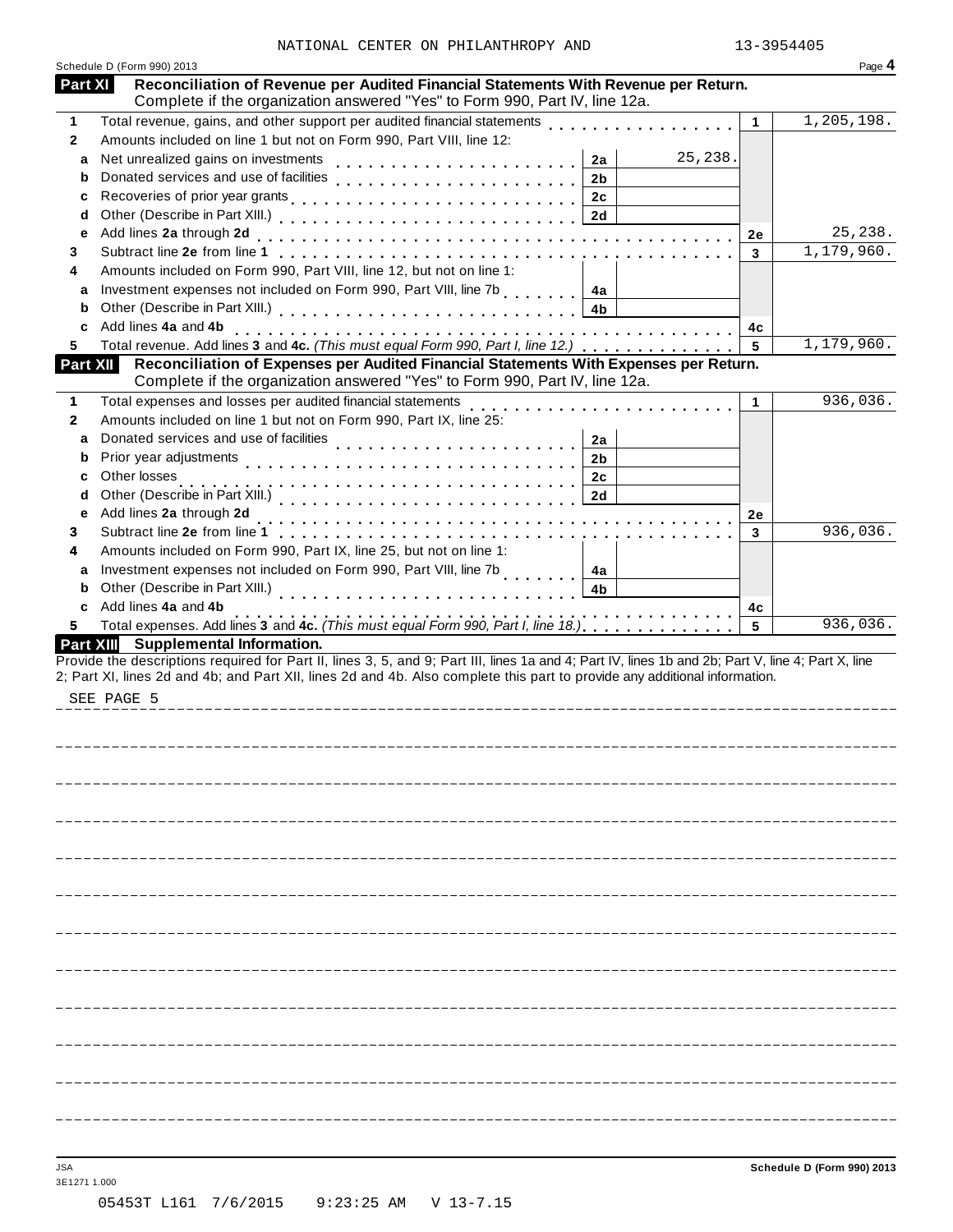NATIONAL CENTER ON PHILANTHROPY AND 13-3954405

Schedule D (Form 990) 2013

## Part XI Reconciliation of Revenue per Audited Financial Statements With Revenue per Return.

Complete if the organization answered "Yes" to Form 990, Part IV, line 12a.

| | | | | | |
|---|---|---|---|---|---|
| 1 | Total revenue, gains, and other support per audited financial statements | | | 1 | 1,205,198. |
| 2 | Amounts included on line 1 but not on Form 990, Part VIII, line 12: | | | | |
| a | Net unrealized gains on investments | 2a | 25,238. | | |
| b | Donated services and use of facilities | 2b | | | |
| c | Recoveries of prior year grants | 2c | | | |
| d | Other (Describe in Part XIII.) | 2d | | | |
| e | Add lines **2a** through **2d** | | | 2e | 25,238. |
| 3 | Subtract line **2e** from line **1** | | | 3 | 1,179,960. |
| 4 | Amounts included on Form 990, Part VIII, line 12, but not on line 1: | | | | |
| a | Investment expenses not included on Form 990, Part VIII, line 7b | 4a | | | |
| b | Other (Describe in Part XIII.) | 4b | | | |
| c | Add lines **4a** and **4b** | | | 4c | |
| 5 | Total revenue. Add lines **3** and **4c.** *(This must equal Form 990, Part I, line 12.)* | | | 5 | 1,179,960. |

## Part XII Reconciliation of Expenses per Audited Financial Statements With Expenses per Return.

Complete if the organization answered "Yes" to Form 990, Part IV, line 12a.

| | | | | | |
|---|---|---|---|---|---|
| 1 | Total expenses and losses per audited financial statements | | | 1 | 936,036. |
| 2 | Amounts included on line 1 but not on Form 990, Part IX, line 25: | | | | |
| a | Donated services and use of facilities | 2a | | | |
| b | Prior year adjustments | 2b | | | |
| c | Other losses | 2c | | | |
| d | Other (Describe in Part XIII.) | 2d | | | |
| e | Add lines **2a** through **2d** | | | 2e | |
| 3 | Subtract line **2e** from line **1** | | | 3 | 936,036. |
| 4 | Amounts included on Form 990, Part IX, line 25, but not on line 1: | | | | |
| a | Investment expenses not included on Form 990, Part VIII, line 7b | 4a | | | |
| b | Other (Describe in Part XIII.) | 4b | | | |
| c | Add lines **4a** and **4b** | | | 4c | |
| 5 | Total expenses. Add lines **3** and **4c.** *(This must equal Form 990, Part I, line 18.)* | | | 5 | 936,036. |

## Part XIII Supplemental Information.

Provide the descriptions required for Part II, lines 3, 5, and 9; Part III, lines 1a and 4; Part IV, lines 1b and 2b; Part V, line 4; Part X, line 2; Part XI, lines 2d and 4b; and Part XII, lines 2d and 4b. Also complete this part to provide any additional information.

SEE PAGE 5

JSA 3E1271 1.000

Schedule D (Form 990) 2013

05453T L161 7/6/2015 9:23:25 AM V 13-7.15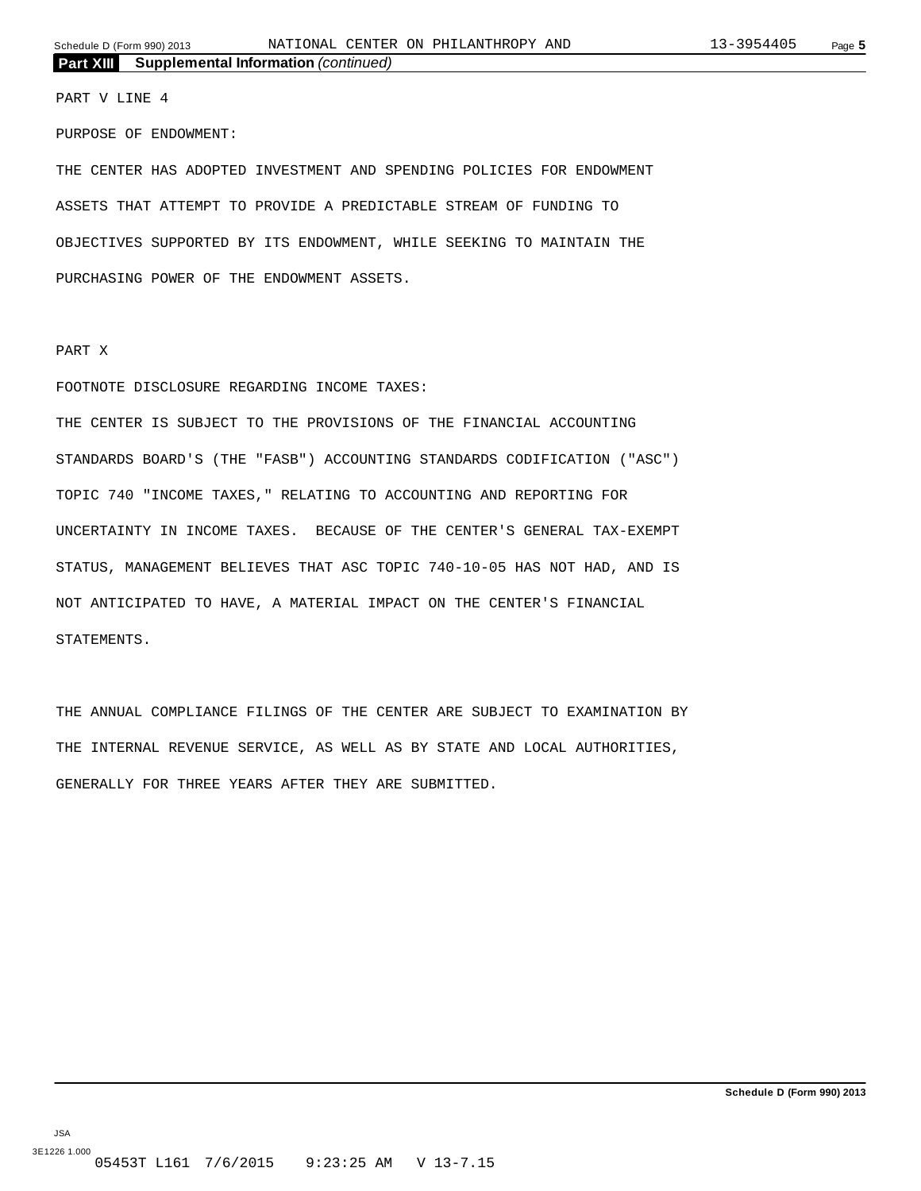**Part XIII Supplemental Information** *(continued)*

PART V LINE 4

PURPOSE OF ENDOWMENT:

THE CENTER HAS ADOPTED INVESTMENT AND SPENDING POLICIES FOR ENDOWMENT ASSETS THAT ATTEMPT TO PROVIDE A PREDICTABLE STREAM OF FUNDING TO OBJECTIVES SUPPORTED BY ITS ENDOWMENT, WHILE SEEKING TO MAINTAIN THE PURCHASING POWER OF THE ENDOWMENT ASSETS.

PART X

FOOTNOTE DISCLOSURE REGARDING INCOME TAXES:

THE CENTER IS SUBJECT TO THE PROVISIONS OF THE FINANCIAL ACCOUNTING STANDARDS BOARD'S (THE "FASB") ACCOUNTING STANDARDS CODIFICATION ("ASC") TOPIC 740 "INCOME TAXES," RELATING TO ACCOUNTING AND REPORTING FOR UNCERTAINTY IN INCOME TAXES. BECAUSE OF THE CENTER'S GENERAL TAX-EXEMPT STATUS, MANAGEMENT BELIEVES THAT ASC TOPIC 740-10-05 HAS NOT HAD, AND IS NOT ANTICIPATED TO HAVE, A MATERIAL IMPACT ON THE CENTER'S FINANCIAL STATEMENTS.

THE ANNUAL COMPLIANCE FILINGS OF THE CENTER ARE SUBJECT TO EXAMINATION BY THE INTERNAL REVENUE SERVICE, AS WELL AS BY STATE AND LOCAL AUTHORITIES, GENERALLY FOR THREE YEARS AFTER THEY ARE SUBMITTED.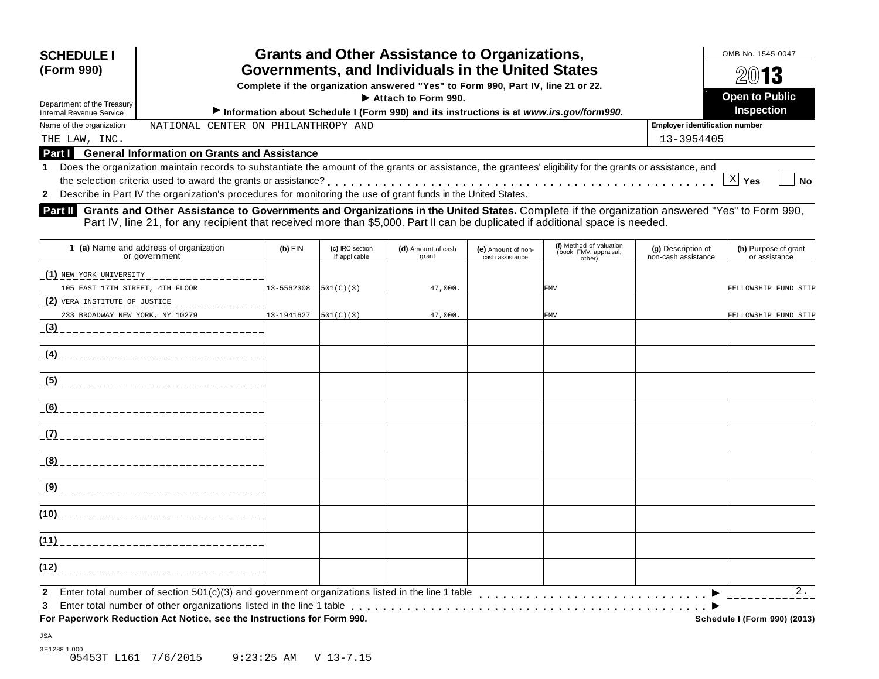**SCHEDULE I (Form 990)**

Department of the Treasury
Internal Revenue Service

# Grants and Other Assistance to Organizations, Governments, and Individuals in the United States

**Complete if the organization answered "Yes" to Form 990, Part IV, line 21 or 22.**
**▶ Attach to Form 990.**
**▶ Information about Schedule I (Form 990) and its instructions is at *www.irs.gov/form990*.**

OMB No. 1545-0047

**2013**

**Open to Public Inspection**

Name of the organization: NATIONAL CENTER ON PHILANTHROPY AND THE LAW, INC.

**Employer identification number:** 13-3954405

## Part I General Information on Grants and Assistance

**1** Does the organization maintain records to substantiate the amount of the grants or assistance, the grantees' eligibility for the grants or assistance, and the selection criteria used to award the grants or assistance? . . . . . . [X] **Yes** [ ] **No**

**2** Describe in Part IV the organization's procedures for monitoring the use of grant funds in the United States.

## Part II Grants and Other Assistance to Governments and Organizations in the United States.

Complete if the organization answered "Yes" to Form 990, Part IV, line 21, for any recipient that received more than $5,000. Part II can be duplicated if additional space is needed.

| 1 (a) Name and address of organization or government | (b) EIN | (c) IRC section if applicable | (d) Amount of cash grant | (e) Amount of non-cash assistance | (f) Method of valuation (book, FMV, appraisal, other) | (g) Description of non-cash assistance | (h) Purpose of grant or assistance |
|---|---|---|---|---|---|---|---|
| (1) NEW YORK UNIVERSITY 105 EAST 17TH STREET, 4TH FLOOR | 13-5562308 | 501(C)(3) | 47,000. | | FMV | | FELLOWSHIP FUND STIP |
| (2) VERA INSTITUTE OF JUSTICE 233 BROADWAY NEW YORK, NY 10279 | 13-1941627 | 501(C)(3) | 47,000. | | FMV | | FELLOWSHIP FUND STIP |
| (3) | | | | | | | |
| (4) | | | | | | | |
| (5) | | | | | | | |
| (6) | | | | | | | |
| (7) | | | | | | | |
| (8) | | | | | | | |
| (9) | | | | | | | |
| (10) | | | | | | | |
| (11) | | | | | | | |
| (12) | | | | | | | |

**2** Enter total number of section 501(c)(3) and government organizations listed in the line 1 table . . . . ▶ 2.

**3** Enter total number of other organizations listed in the line 1 table . . . . ▶

**For Paperwork Reduction Act Notice, see the Instructions for Form 990.** **Schedule I (Form 990) (2013)**

JSA
3E1288 1.000
05453T L161 7/6/2015 9:23:25 AM V 13-7.15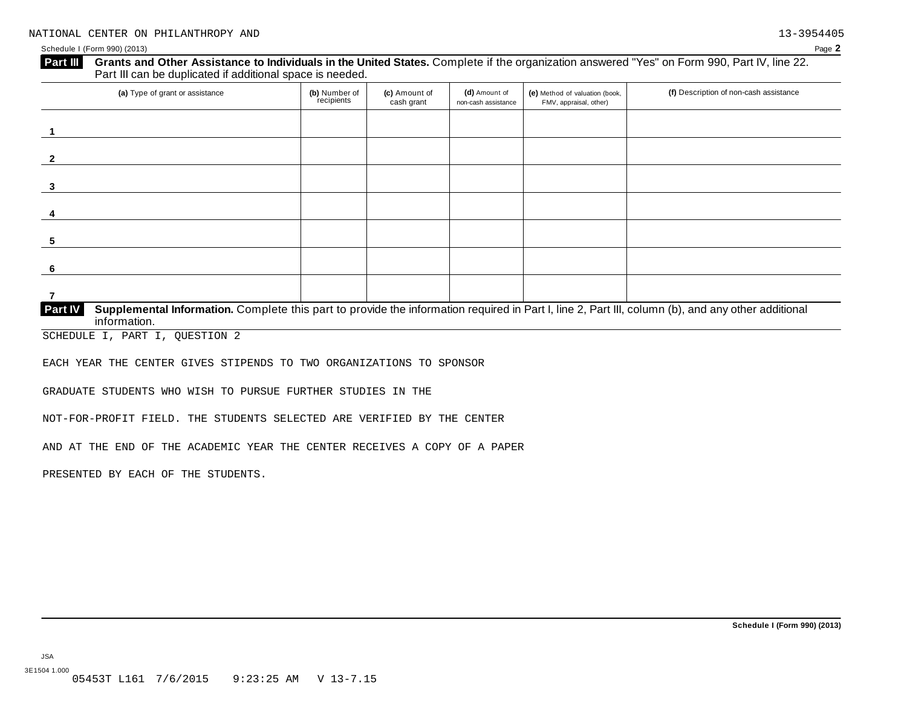NATIONAL CENTER ON PHILANTHROPY AND 13-3954405

Schedule I (Form 990) (2013) Page **2**

**Part III** **Grants and Other Assistance to Individuals in the United States.** Complete if the organization answered "Yes" on Form 990, Part IV, line 22. Part III can be duplicated if additional space is needed.

| (a) Type of grant or assistance | (b) Number of recipients | (c) Amount of cash grant | (d) Amount of non-cash assistance | (e) Method of valuation (book, FMV, appraisal, other) | (f) Description of non-cash assistance |
|---|---|---|---|---|---|
| 1 | | | | | |
| 2 | | | | | |
| 3 | | | | | |
| 4 | | | | | |
| 5 | | | | | |
| 6 | | | | | |
| 7 | | | | | |

**Part IV** **Supplemental Information.** Complete this part to provide the information required in Part I, line 2, Part III, column (b), and any other additional information.

SCHEDULE I, PART I, QUESTION 2

EACH YEAR THE CENTER GIVES STIPENDS TO TWO ORGANIZATIONS TO SPONSOR GRADUATE STUDENTS WHO WISH TO PURSUE FURTHER STUDIES IN THE NOT-FOR-PROFIT FIELD. THE STUDENTS SELECTED ARE VERIFIED BY THE CENTER AND AT THE END OF THE ACADEMIC YEAR THE CENTER RECEIVES A COPY OF A PAPER PRESENTED BY EACH OF THE STUDENTS.

**Schedule I (Form 990) (2013)**

JSA
3E1504 1.000
05453T L161 7/6/2015 9:23:25 AM V 13-7.15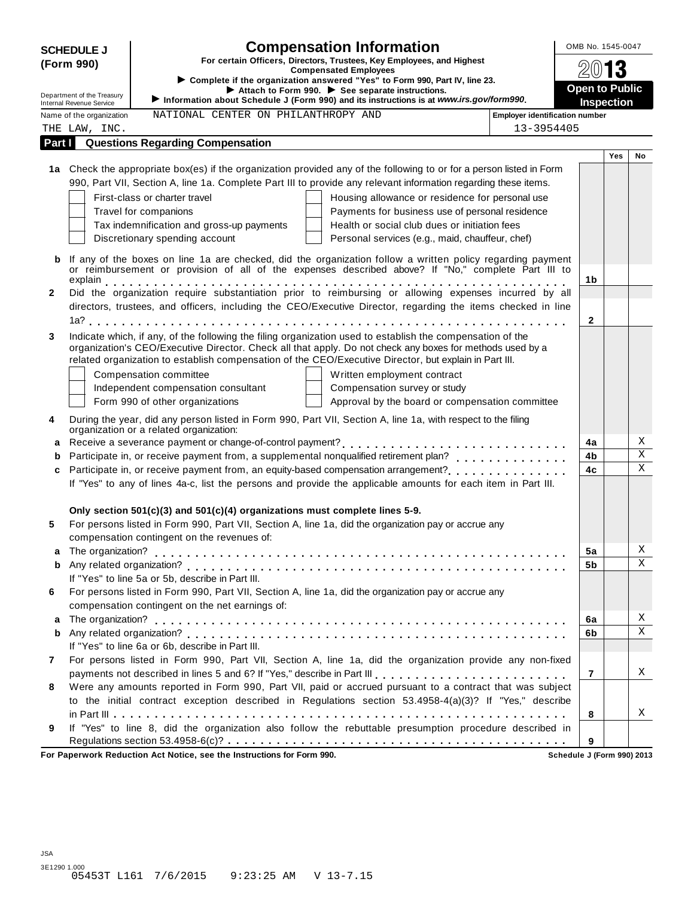**SCHEDULE J (Form 990)**

Department of the Treasury
Internal Revenue Service

# Compensation Information

**For certain Officers, Directors, Trustees, Key Employees, and Highest Compensated Employees**

► Complete if the organization answered "Yes" to Form 990, Part IV, line 23.
► Attach to Form 990. ► See separate instructions.
► Information about Schedule J (Form 990) and its instructions is at *www.irs.gov/form990*.

OMB No. 1545-0047

**2013**

**Open to Public Inspection**

Name of the organization: NATIONAL CENTER ON PHILANTHROPY AND THE LAW, INC.

Employer identification number: 13-3954405

## Part I Questions Regarding Compensation

| | | | Yes | No |
|---|---|---|---|---|
| **1a** | Check the appropriate box(es) if the organization provided any of the following to or for a person listed in Form 990, Part VII, Section A, line 1a. Complete Part III to provide any relevant information regarding these items.<br>☐ First-class or charter travel ☐ Housing allowance or residence for personal use<br>☐ Travel for companions ☐ Payments for business use of personal residence<br>☐ Tax indemnification and gross-up payments ☐ Health or social club dues or initiation fees<br>☐ Discretionary spending account ☐ Personal services (e.g., maid, chauffeur, chef) | | | |
| **b** | If any of the boxes on line 1a are checked, did the organization follow a written policy regarding payment or reimbursement or provision of all of the expenses described above? If "No," complete Part III to explain | **1b** | | |
| **2** | Did the organization require substantiation prior to reimbursing or allowing expenses incurred by all directors, trustees, and officers, including the CEO/Executive Director, regarding the items checked in line 1a? | **2** | | |
| **3** | Indicate which, if any, of the following the filing organization used to establish the compensation of the organization's CEO/Executive Director. Check all that apply. Do not check any boxes for methods used by a related organization to establish compensation of the CEO/Executive Director, but explain in Part III.<br>☐ Compensation committee ☐ Written employment contract<br>☐ Independent compensation consultant ☐ Compensation survey or study<br>☐ Form 990 of other organizations ☐ Approval by the board or compensation committee | | | |
| **4** | During the year, did any person listed in Form 990, Part VII, Section A, line 1a, with respect to the filing organization or a related organization: | | | |
| **a** | Receive a severance payment or change-of-control payment? | **4a** | | X |
| **b** | Participate in, or receive payment from, a supplemental nonqualified retirement plan? | **4b** | | X |
| **c** | Participate in, or receive payment from, an equity-based compensation arrangement? | **4c** | | X |
| | If "Yes" to any of lines 4a-c, list the persons and provide the applicable amounts for each item in Part III. | | | |
| | **Only section 501(c)(3) and 501(c)(4) organizations must complete lines 5-9.** | | | |
| **5** | For persons listed in Form 990, Part VII, Section A, line 1a, did the organization pay or accrue any compensation contingent on the revenues of: | | | |
| **a** | The organization? | **5a** | | X |
| **b** | Any related organization? | **5b** | | X |
| | If "Yes" to line 5a or 5b, describe in Part III. | | | |
| **6** | For persons listed in Form 990, Part VII, Section A, line 1a, did the organization pay or accrue any compensation contingent on the net earnings of: | | | |
| **a** | The organization? | **6a** | | X |
| **b** | Any related organization? | **6b** | | X |
| | If "Yes" to line 6a or 6b, describe in Part III. | | | |
| **7** | For persons listed in Form 990, Part VII, Section A, line 1a, did the organization provide any non-fixed payments not described in lines 5 and 6? If "Yes," describe in Part III | **7** | | X |
| **8** | Were any amounts reported in Form 990, Part VII, paid or accrued pursuant to a contract that was subject to the initial contract exception described in Regulations section 53.4958-4(a)(3)? If "Yes," describe in Part III | **8** | | X |
| **9** | If "Yes" to line 8, did the organization also follow the rebuttable presumption procedure described in Regulations section 53.4958-6(c)? | **9** | | |

**For Paperwork Reduction Act Notice, see the Instructions for Form 990.** **Schedule J (Form 990) 2013**

JSA
3E1290 1.000
05453T L161 7/6/2015 9:23:25 AM V 13-7.15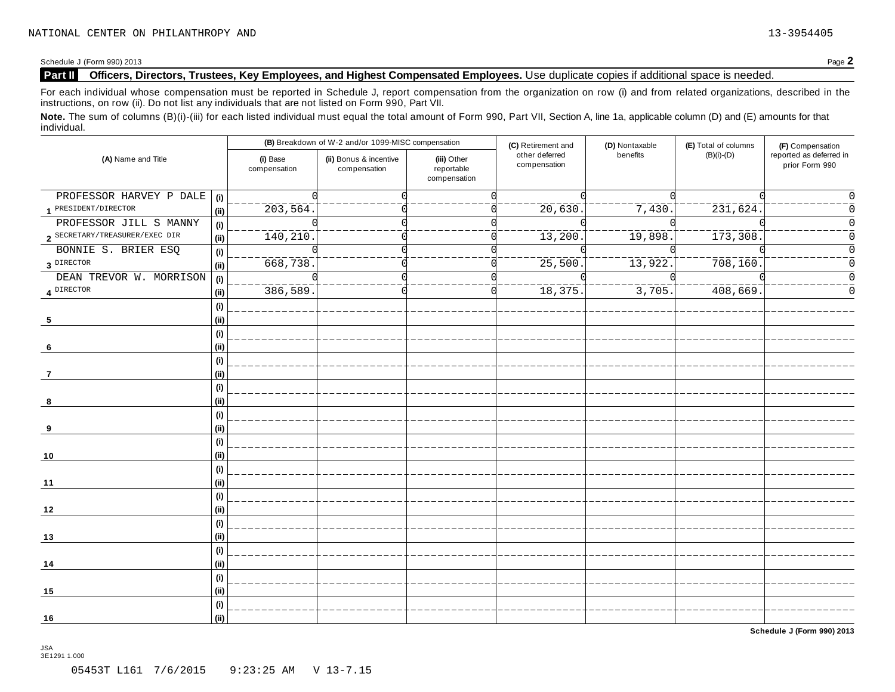NATIONAL CENTER ON PHILANTHROPY AND 13-3954405

Schedule J (Form 990) 2013

## Part II Officers, Directors, Trustees, Key Employees, and Highest Compensated Employees. Use duplicate copies if additional space is needed.

For each individual whose compensation must be reported in Schedule J, report compensation from the organization on row (i) and from related organizations, described in the instructions, on row (ii). Do not list any individuals that are not listed on Form 990, Part VII.

**Note.** The sum of columns (B)(i)-(iii) for each listed individual must equal the total amount of Form 990, Part VII, Section A, line 1a, applicable column (D) and (E) amounts for that individual.

| (A) Name and Title | | (B) Breakdown of W-2 and/or 1099-MISC compensation | | | (C) Retirement and other deferred compensation | (D) Nontaxable benefits | (E) Total of columns (B)(i)-(D) | (F) Compensation reported as deferred in prior Form 990 |
|---|---|---|---|---|---|---|---|---|
| | | (i) Base compensation | (ii) Bonus & incentive compensation | (iii) Other reportable compensation | | | | |
| 1 PROFESSOR HARVEY P DALE | (i) | 0 | 0 | 0 | 0 | 0 | 0 | 0 |
| PRESIDENT/DIRECTOR | (ii) | 203,564. | 0 | 0 | 20,630. | 7,430. | 231,624. | 0 |
| 2 PROFESSOR JILL S MANNY | (i) | 0 | 0 | 0 | 0 | 0 | 0 | 0 |
| SECRETARY/TREASURER/EXEC DIR | (ii) | 140,210. | 0 | 0 | 13,200. | 19,898. | 173,308. | 0 |
| 3 BONNIE S. BRIER ESQ | (i) | 0 | 0 | 0 | 0 | 0 | 0 | 0 |
| DIRECTOR | (ii) | 668,738. | 0 | 0 | 25,500. | 13,922. | 708,160. | 0 |
| 4 DEAN TREVOR W. MORRISON | (i) | 0 | 0 | 0 | 0 | 0 | 0 | 0 |
| DIRECTOR | (ii) | 386,589. | 0 | 0 | 18,375. | 3,705. | 408,669. | 0 |
| 5 | (i) | | | | | | | |
| | (ii) | | | | | | | |
| 6 | (i) | | | | | | | |
| | (ii) | | | | | | | |
| 7 | (i) | | | | | | | |
| | (ii) | | | | | | | |
| 8 | (i) | | | | | | | |
| | (ii) | | | | | | | |
| 9 | (i) | | | | | | | |
| | (ii) | | | | | | | |
| 10 | (i) | | | | | | | |
| | (ii) | | | | | | | |
| 11 | (i) | | | | | | | |
| | (ii) | | | | | | | |
| 12 | (i) | | | | | | | |
| | (ii) | | | | | | | |
| 13 | (i) | | | | | | | |
| | (ii) | | | | | | | |
| 14 | (i) | | | | | | | |
| | (ii) | | | | | | | |
| 15 | (i) | | | | | | | |
| | (ii) | | | | | | | |
| 16 | (i) | | | | | | | |
| | (ii) | | | | | | | |

Schedule J (Form 990) 2013

JSA
3E1291 1.000

05453T L161 7/6/2015 9:23:25 AM V 13-7.15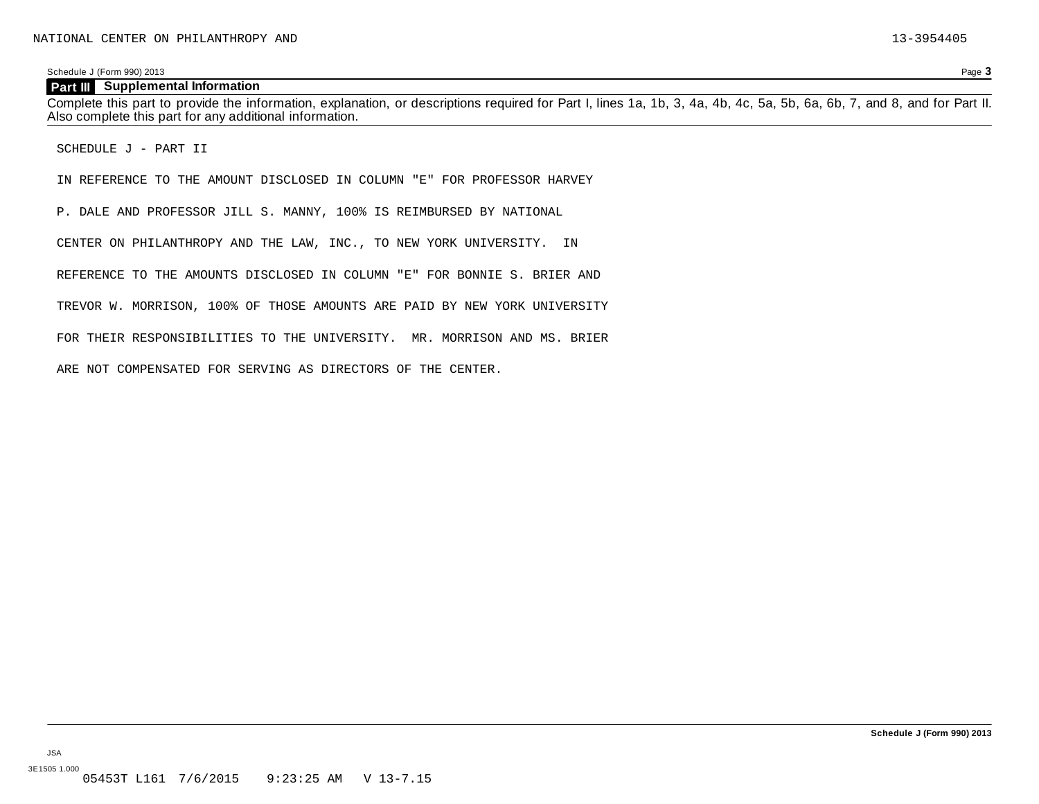NATIONAL CENTER ON PHILANTHROPY AND 13-3954405

Schedule J (Form 990) 2013

## Part III Supplemental Information

Complete this part to provide the information, explanation, or descriptions required for Part I, lines 1a, 1b, 3, 4a, 4b, 4c, 5a, 5b, 6a, 6b, 7, and 8, and for Part II. Also complete this part for any additional information.

SCHEDULE J - PART II

IN REFERENCE TO THE AMOUNT DISCLOSED IN COLUMN "E" FOR PROFESSOR HARVEY P. DALE AND PROFESSOR JILL S. MANNY, 100% IS REIMBURSED BY NATIONAL CENTER ON PHILANTHROPY AND THE LAW, INC., TO NEW YORK UNIVERSITY. IN REFERENCE TO THE AMOUNTS DISCLOSED IN COLUMN "E" FOR BONNIE S. BRIER AND TREVOR W. MORRISON, 100% OF THOSE AMOUNTS ARE PAID BY NEW YORK UNIVERSITY FOR THEIR RESPONSIBILITIES TO THE UNIVERSITY. MR. MORRISON AND MS. BRIER ARE NOT COMPENSATED FOR SERVING AS DIRECTORS OF THE CENTER.

Schedule J (Form 990) 2013

JSA

3E1505 1.000

05453T L161 7/6/2015 9:23:25 AM V 13-7.15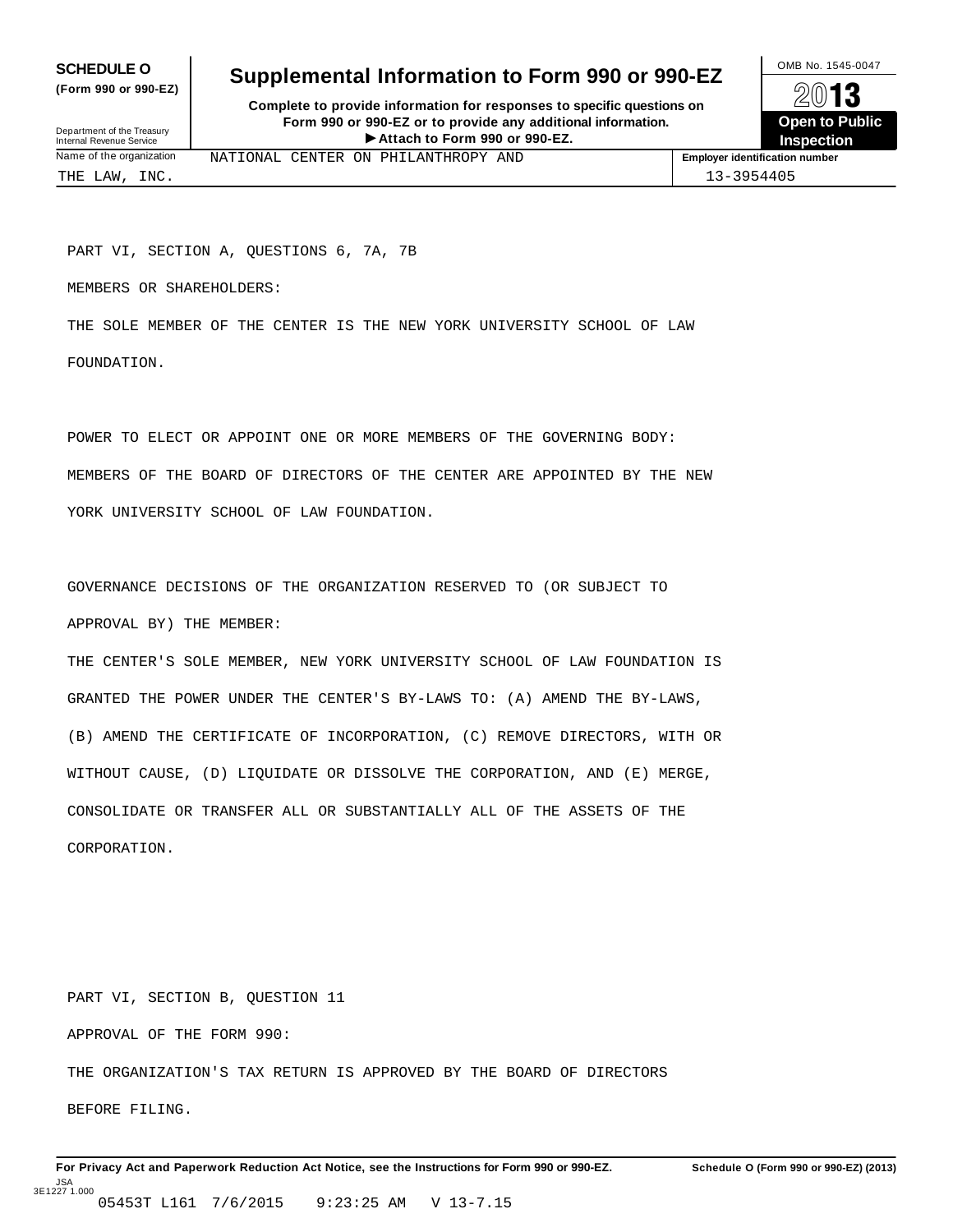**SCHEDULE O** (Form 990 or 990-EZ)

Department of the Treasury
Internal Revenue Service

# Supplemental Information to Form 990 or 990-EZ

**Complete to provide information for responses to specific questions on Form 990 or 990-EZ or to provide any additional information.**
**▶ Attach to Form 990 or 990-EZ.**

OMB No. 1545-0047

**2013**

**Open to Public Inspection**

| Name of the organization | Employer identification number |
|---|---|
| NATIONAL CENTER ON PHILANTHROPY AND THE LAW, INC. | 13-3954405 |

PART VI, SECTION A, QUESTIONS 6, 7A, 7B

MEMBERS OR SHAREHOLDERS:

THE SOLE MEMBER OF THE CENTER IS THE NEW YORK UNIVERSITY SCHOOL OF LAW FOUNDATION.

POWER TO ELECT OR APPOINT ONE OR MORE MEMBERS OF THE GOVERNING BODY:

MEMBERS OF THE BOARD OF DIRECTORS OF THE CENTER ARE APPOINTED BY THE NEW YORK UNIVERSITY SCHOOL OF LAW FOUNDATION.

GOVERNANCE DECISIONS OF THE ORGANIZATION RESERVED TO (OR SUBJECT TO APPROVAL BY) THE MEMBER:

THE CENTER'S SOLE MEMBER, NEW YORK UNIVERSITY SCHOOL OF LAW FOUNDATION IS GRANTED THE POWER UNDER THE CENTER'S BY-LAWS TO: (A) AMEND THE BY-LAWS, (B) AMEND THE CERTIFICATE OF INCORPORATION, (C) REMOVE DIRECTORS, WITH OR WITHOUT CAUSE, (D) LIQUIDATE OR DISSOLVE THE CORPORATION, AND (E) MERGE, CONSOLIDATE OR TRANSFER ALL OR SUBSTANTIALLY ALL OF THE ASSETS OF THE CORPORATION.

PART VI, SECTION B, QUESTION 11

APPROVAL OF THE FORM 990:

THE ORGANIZATION'S TAX RETURN IS APPROVED BY THE BOARD OF DIRECTORS BEFORE FILING.

**For Privacy Act and Paperwork Reduction Act Notice, see the Instructions for Form 990 or 990-EZ.** **Schedule O (Form 990 or 990-EZ) (2013)**

JSA
3E1227 1.000
05453T L161 7/6/2015 9:23:25 AM V 13-7.15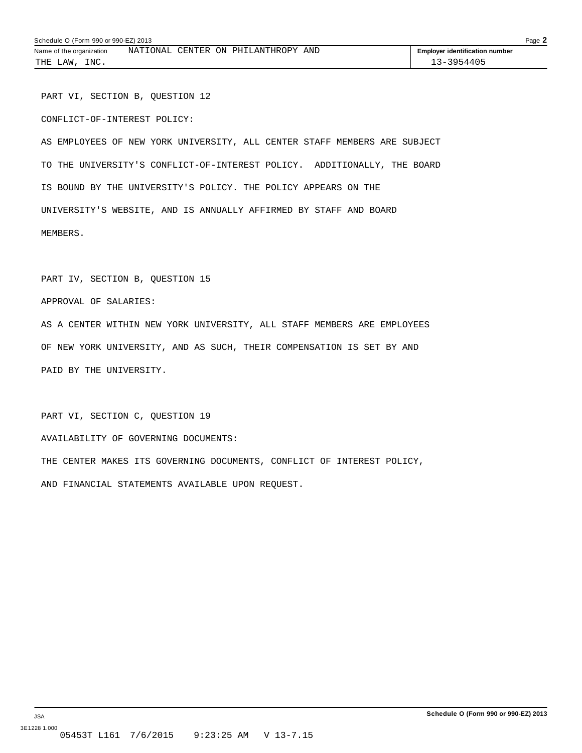Name of the organization: NATIONAL CENTER ON PHILANTHROPY AND THE LAW, INC.

Employer identification number: 13-3954405

PART VI, SECTION B, QUESTION 12

CONFLICT-OF-INTEREST POLICY:

AS EMPLOYEES OF NEW YORK UNIVERSITY, ALL CENTER STAFF MEMBERS ARE SUBJECT TO THE UNIVERSITY'S CONFLICT-OF-INTEREST POLICY. ADDITIONALLY, THE BOARD IS BOUND BY THE UNIVERSITY'S POLICY. THE POLICY APPEARS ON THE UNIVERSITY'S WEBSITE, AND IS ANNUALLY AFFIRMED BY STAFF AND BOARD MEMBERS.

PART IV, SECTION B, QUESTION 15

APPROVAL OF SALARIES:

AS A CENTER WITHIN NEW YORK UNIVERSITY, ALL STAFF MEMBERS ARE EMPLOYEES OF NEW YORK UNIVERSITY, AND AS SUCH, THEIR COMPENSATION IS SET BY AND PAID BY THE UNIVERSITY.

PART VI, SECTION C, QUESTION 19

AVAILABILITY OF GOVERNING DOCUMENTS:

THE CENTER MAKES ITS GOVERNING DOCUMENTS, CONFLICT OF INTEREST POLICY, AND FINANCIAL STATEMENTS AVAILABLE UPON REQUEST.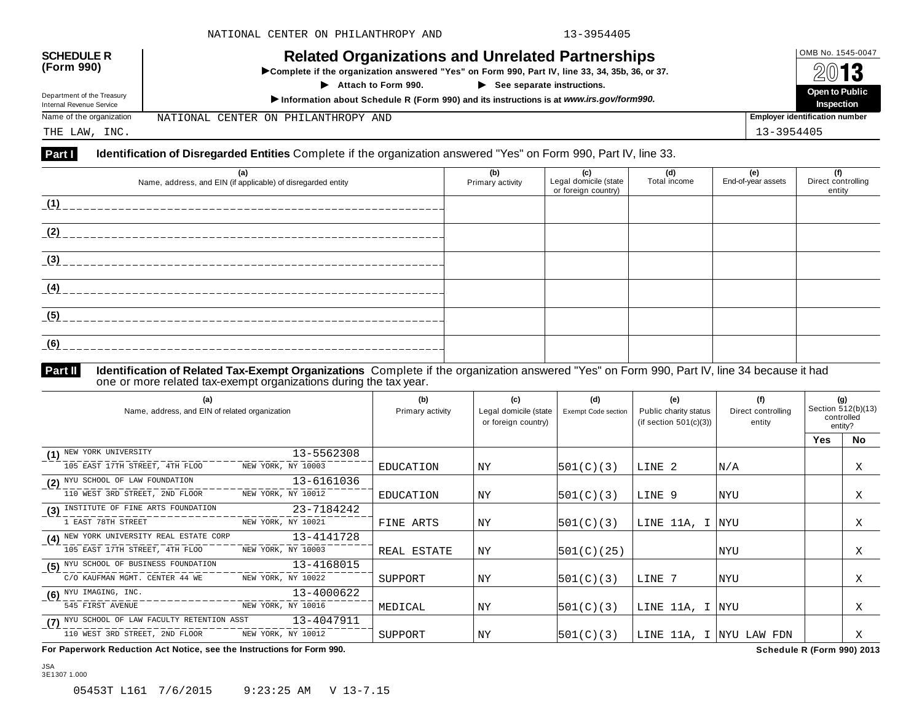# SCHEDULE R (Form 990)

## Related Organizations and Unrelated Partnerships

▶Complete if the organization answered "Yes" on Form 990, Part IV, line 33, 34, 35b, 36, or 37.

▶ Attach to Form 990. ▶ See separate instructions.

▶Information about Schedule R (Form 990) and its instructions is at *www.irs.gov/form990.*

Department of the Treasury Internal Revenue Service

OMB No. 1545-0047

2013

**Open to Public Inspection**

Name of the organization: NATIONAL CENTER ON PHILANTHROPY AND THE LAW, INC.

Employer identification number: 13-3954405

### Part I Identification of Disregarded Entities

Complete if the organization answered "Yes" on Form 990, Part IV, line 33.

| (a) Name, address, and EIN (if applicable) of disregarded entity | (b) Primary activity | (c) Legal domicile (state or foreign country) | (d) Total income | (e) End-of-year assets | (f) Direct controlling entity |
|---|---|---|---|---|---|
| (1) | | | | | |
| (2) | | | | | |
| (3) | | | | | |
| (4) | | | | | |
| (5) | | | | | |
| (6) | | | | | |

### Part II Identification of Related Tax-Exempt Organizations

Complete if the organization answered "Yes" on Form 990, Part IV, line 34 because it had one or more related tax-exempt organizations during the tax year.

| (a) Name, address, and EIN of related organization | (b) Primary activity | (c) Legal domicile (state or foreign country) | (d) Exempt Code section | (e) Public charity status (if section 501(c)(3)) | (f) Direct controlling entity | (g) Section 512(b)(13) controlled entity? Yes | No |
|---|---|---|---|---|---|---|---|
| (1) NEW YORK UNIVERSITY 13-5562308 105 EAST 17TH STREET, 4TH FLOO NEW YORK, NY 10003 | EDUCATION | NY | 501(C)(3) | LINE 2 | N/A | | X |
| (2) NYU SCHOOL OF LAW FOUNDATION 13-6161036 110 WEST 3RD STREET, 2ND FLOOR NEW YORK, NY 10012 | EDUCATION | NY | 501(C)(3) | LINE 9 | NYU | | X |
| (3) INSTITUTE OF FINE ARTS FOUNDATION 23-7184242 1 EAST 78TH STREET NEW YORK, NY 10021 | FINE ARTS | NY | 501(C)(3) | LINE 11A, I | NYU | | X |
| (4) NEW YORK UNIVERSITY REAL ESTATE CORP 13-4141728 105 EAST 17TH STREET, 4TH FLOO NEW YORK, NY 10003 | REAL ESTATE | NY | 501(C)(25) | | NYU | | X |
| (5) NYU SCHOOL OF BUSINESS FOUNDATION 13-4168015 C/O KAUFMAN MGMT. CENTER 44 WE NEW YORK, NY 10022 | SUPPORT | NY | 501(C)(3) | LINE 7 | NYU | | X |
| (6) NYU IMAGING, INC. 13-4000622 545 FIRST AVENUE NEW YORK, NY 10016 | MEDICAL | NY | 501(C)(3) | LINE 11A, I | NYU | | X |
| (7) NYU SCHOOL OF LAW FACULTY RETENTION ASST 13-4047911 110 WEST 3RD STREET, 2ND FLOOR NEW YORK, NY 10012 | SUPPORT | NY | 501(C)(3) | LINE 11A, I | NYU LAW FDN | | X |

**For Paperwork Reduction Act Notice, see the Instructions for Form 990.** **Schedule R (Form 990) 2013**

JSA 3E1307 1.000

05453T L161 7/6/2015 9:23:25 AM V 13-7.15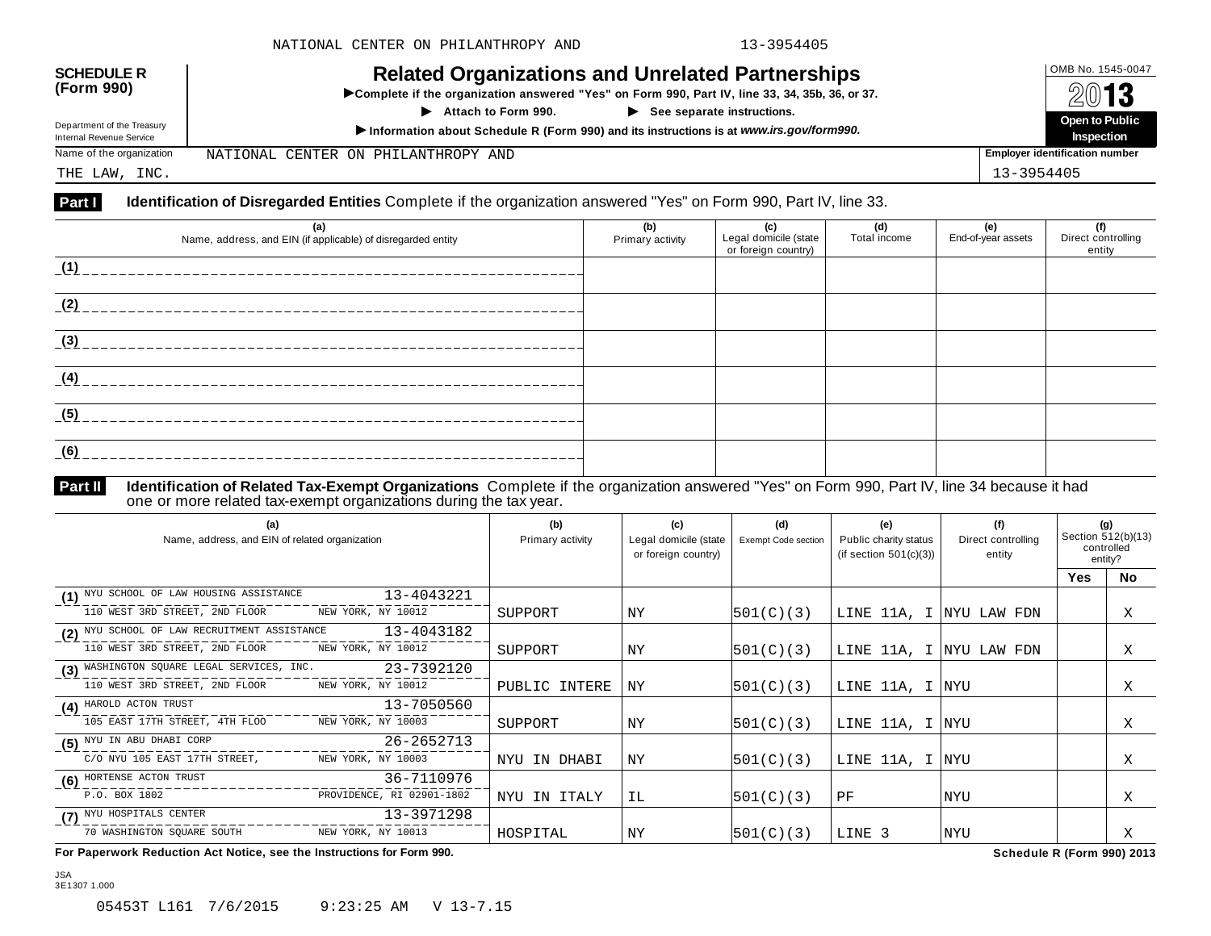NATIONAL CENTER ON PHILANTHROPY AND 13-3954405

**SCHEDULE R (Form 990)**

Department of the Treasury
Internal Revenue Service

# Related Organizations and Unrelated Partnerships

▶Complete if the organization answered "Yes" on Form 990, Part IV, line 33, 34, 35b, 36, or 37.

▶ Attach to Form 990. ▶ See separate instructions.

▶ Information about Schedule R (Form 990) and its instructions is at *www.irs.gov/form990.*

OMB No. 1545-0047

2013

**Open to Public Inspection**

Name of the organization: NATIONAL CENTER ON PHILANTHROPY AND THE LAW, INC.

Employer identification number: 13-3954405

**Part I** **Identification of Disregarded Entities** Complete if the organization answered "Yes" on Form 990, Part IV, line 33.

| (a) Name, address, and EIN (if applicable) of disregarded entity | (b) Primary activity | (c) Legal domicile (state or foreign country) | (d) Total income | (e) End-of-year assets | (f) Direct controlling entity |
|---|---|---|---|---|---|
| (1) | | | | | |
| (2) | | | | | |
| (3) | | | | | |
| (4) | | | | | |
| (5) | | | | | |
| (6) | | | | | |

**Part II** **Identification of Related Tax-Exempt Organizations** Complete if the organization answered "Yes" on Form 990, Part IV, line 34 because it had one or more related tax-exempt organizations during the tax year.

| (a) Name, address, and EIN of related organization | (b) Primary activity | (c) Legal domicile (state or foreign country) | (d) Exempt Code section | (e) Public charity status (if section 501(c)(3)) | (f) Direct controlling entity | (g) Section 512(b)(13) controlled entity? Yes | No |
|---|---|---|---|---|---|---|---|
| (1) NYU SCHOOL OF LAW HOUSING ASSISTANCE 13-4043221<br>110 WEST 3RD STREET, 2ND FLOOR NEW YORK, NY 10012 | SUPPORT | NY | 501(C)(3) | LINE 11A, I | NYU LAW FDN | | X |
| (2) NYU SCHOOL OF LAW RECRUITMENT ASSISTANCE 13-4043182<br>110 WEST 3RD STREET, 2ND FLOOR NEW YORK, NY 10012 | SUPPORT | NY | 501(C)(3) | LINE 11A, I | NYU LAW FDN | | X |
| (3) WASHINGTON SQUARE LEGAL SERVICES, INC. 23-7392120<br>110 WEST 3RD STREET, 2ND FLOOR NEW YORK, NY 10012 | PUBLIC INTERE | NY | 501(C)(3) | LINE 11A, I | NYU | | X |
| (4) HAROLD ACTON TRUST 13-7050560<br>105 EAST 17TH STREET, 4TH FLOO NEW YORK, NY 10003 | SUPPORT | NY | 501(C)(3) | LINE 11A, I | NYU | | X |
| (5) NYU IN ABU DHABI CORP 26-2652713<br>C/O NYU 105 EAST 17TH STREET, NEW YORK, NY 10003 | NYU IN DHABI | NY | 501(C)(3) | LINE 11A, I | NYU | | X |
| (6) HORTENSE ACTON TRUST 36-7110976<br>P.O. BOX 1802 PROVIDENCE, RI 02901-1802 | NYU IN ITALY | IL | 501(C)(3) | PF | NYU | | X |
| (7) NYU HOSPITALS CENTER 13-3971298<br>70 WASHINGTON SQUARE SOUTH NEW YORK, NY 10013 | HOSPITAL | NY | 501(C)(3) | LINE 3 | NYU | | X |

**For Paperwork Reduction Act Notice, see the Instructions for Form 990.** **Schedule R (Form 990) 2013**

JSA
3E1307 1.000

05453T L161 7/6/2015 9:23:25 AM V 13-7.15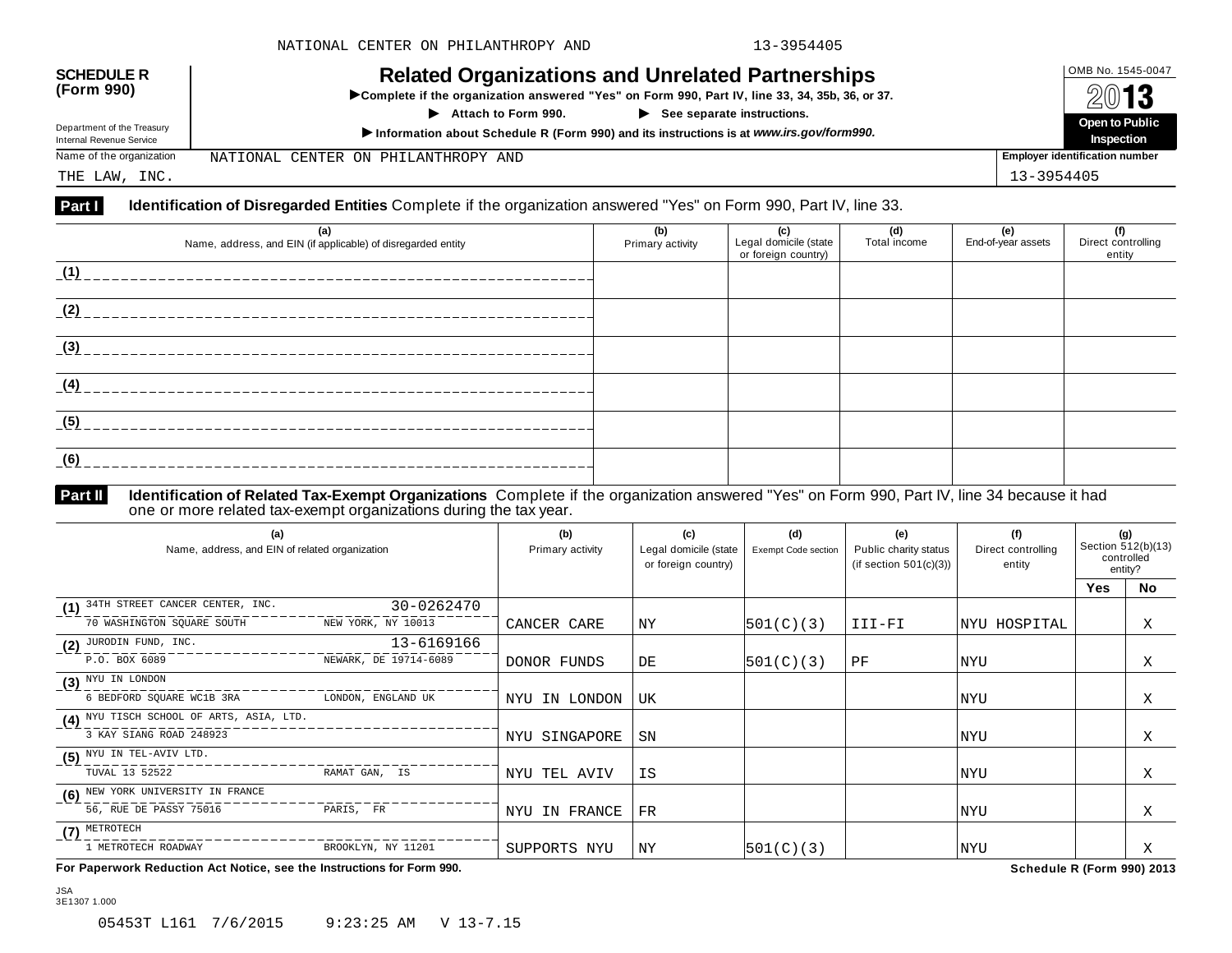NATIONAL CENTER ON PHILANTHROPY AND 13-3954405

**SCHEDULE R (Form 990)**

Department of the Treasury
Internal Revenue Service

# Related Organizations and Unrelated Partnerships

▶Complete if the organization answered "Yes" on Form 990, Part IV, line 33, 34, 35b, 36, or 37.

▶ Attach to Form 990. ▶ See separate instructions.

▶Information about Schedule R (Form 990) and its instructions is at *www.irs.gov/form990.*

OMB No. 1545-0047

**2013**

**Open to Public Inspection**

Name of the organization: NATIONAL CENTER ON PHILANTHROPY AND THE LAW, INC.

Employer identification number: 13-3954405

**Part I** **Identification of Disregarded Entities** Complete if the organization answered "Yes" on Form 990, Part IV, line 33.

| (a) Name, address, and EIN (if applicable) of disregarded entity | (b) Primary activity | (c) Legal domicile (state or foreign country) | (d) Total income | (e) End-of-year assets | (f) Direct controlling entity |
|---|---|---|---|---|---|
| (1) | | | | | |
| (2) | | | | | |
| (3) | | | | | |
| (4) | | | | | |
| (5) | | | | | |
| (6) | | | | | |

**Part II** **Identification of Related Tax-Exempt Organizations** Complete if the organization answered "Yes" on Form 990, Part IV, line 34 because it had one or more related tax-exempt organizations during the tax year.

| (a) Name, address, and EIN of related organization | (b) Primary activity | (c) Legal domicile (state or foreign country) | (d) Exempt Code section | (e) Public charity status (if section 501(c)(3)) | (f) Direct controlling entity | (g) Section 512(b)(13) controlled entity? Yes | No |
|---|---|---|---|---|---|---|---|
| (1) 34TH STREET CANCER CENTER, INC. 30-0262470<br>70 WASHINGTON SQUARE SOUTH NEW YORK, NY 10013 | CANCER CARE | NY | 501(C)(3) | III-FI | NYU HOSPITAL | | X |
| (2) JURODIN FUND, INC. 13-6169166<br>P.O. BOX 6089 NEWARK, DE 19714-6089 | DONOR FUNDS | DE | 501(C)(3) | PF | NYU | | X |
| (3) NYU IN LONDON<br>6 BEDFORD SQUARE WC1B 3RA LONDON, ENGLAND UK | NYU IN LONDON | UK | | | NYU | | X |
| (4) NYU TISCH SCHOOL OF ARTS, ASIA, LTD.<br>3 KAY SIANG ROAD 248923 | NYU SINGAPORE | SN | | | NYU | | X |
| (5) NYU IN TEL-AVIV LTD.<br>TUVAL 13 52522 RAMAT GAN, IS | NYU TEL AVIV | IS | | | NYU | | X |
| (6) NEW YORK UNIVERSITY IN FRANCE<br>56, RUE DE PASSY 75016 PARIS, FR | NYU IN FRANCE | FR | | | NYU | | X |
| (7) METROTECH<br>1 METROTECH ROADWAY BROOKLYN, NY 11201 | SUPPORTS NYU | NY | 501(C)(3) | | NYU | | X |

**For Paperwork Reduction Act Notice, see the Instructions for Form 990.** **Schedule R (Form 990) 2013**

JSA
3E1307 1.000

05453T L161 7/6/2015 9:23:25 AM V 13-7.15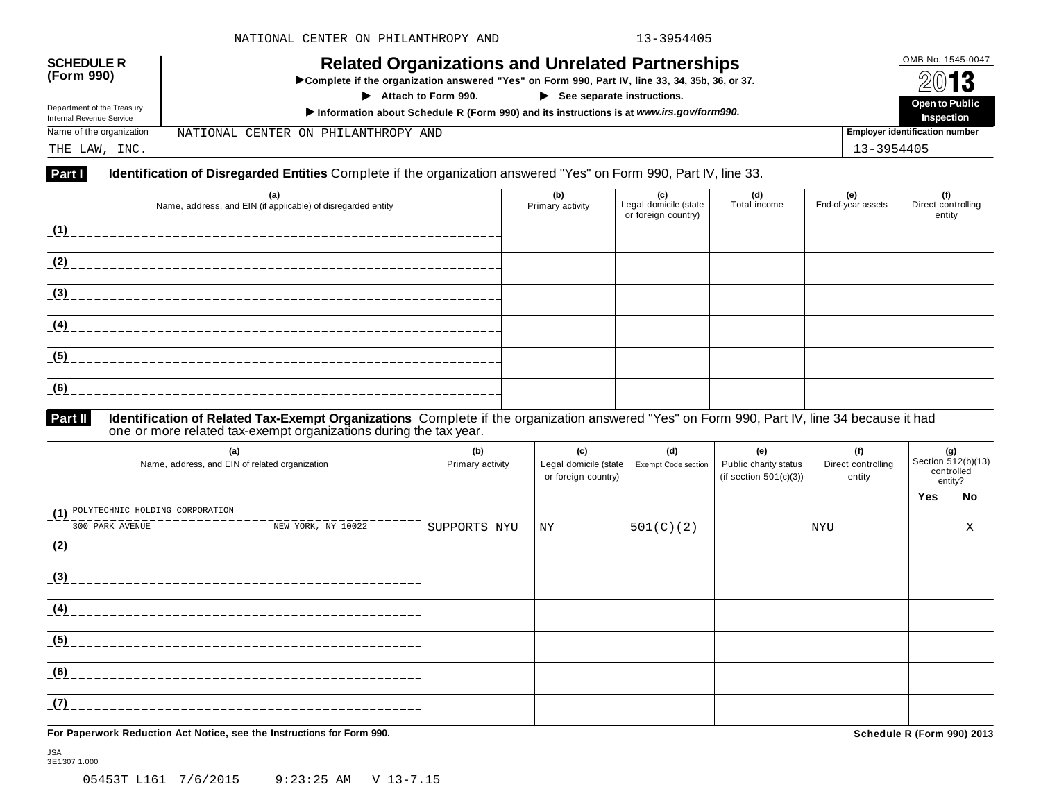NATIONAL CENTER ON PHILANTHROPY AND 13-3954405

**SCHEDULE R (Form 990)**

Department of the Treasury
Internal Revenue Service

# Related Organizations and Unrelated Partnerships

**▶Complete if the organization answered "Yes" on Form 990, Part IV, line 33, 34, 35b, 36, or 37.**

**▶ Attach to Form 990. ▶ See separate instructions.**

**▶Information about Schedule R (Form 990) and its instructions is at *www.irs.gov/form990*.**

OMB No. 1545-0047

**2013**

**Open to Public Inspection**

Name of the organization: NATIONAL CENTER ON PHILANTHROPY AND THE LAW, INC.

**Employer identification number** 13-3954405

**Part I** **Identification of Disregarded Entities** Complete if the organization answered "Yes" on Form 990, Part IV, line 33.

| (a) Name, address, and EIN (if applicable) of disregarded entity | (b) Primary activity | (c) Legal domicile (state or foreign country) | (d) Total income | (e) End-of-year assets | (f) Direct controlling entity |
|---|---|---|---|---|---|
| (1) | | | | | |
| (2) | | | | | |
| (3) | | | | | |
| (4) | | | | | |
| (5) | | | | | |
| (6) | | | | | |

**Part II** **Identification of Related Tax-Exempt Organizations** Complete if the organization answered "Yes" on Form 990, Part IV, line 34 because it had one or more related tax-exempt organizations during the tax year.

| (a) Name, address, and EIN of related organization | (b) Primary activity | (c) Legal domicile (state or foreign country) | (d) Exempt Code section | (e) Public charity status (if section 501(c)(3)) | (f) Direct controlling entity | (g) Section 512(b)(13) controlled entity? | |
|---|---|---|---|---|---|---|---|
| | | | | | | Yes | No |
| (1) POLYTECHNIC HOLDING CORPORATION 300 PARK AVENUE NEW YORK, NY 10022 | SUPPORTS NYU | NY | 501(C)(2) | | NYU | | X |
| (2) | | | | | | | |
| (3) | | | | | | | |
| (4) | | | | | | | |
| (5) | | | | | | | |
| (6) | | | | | | | |
| (7) | | | | | | | |

**For Paperwork Reduction Act Notice, see the Instructions for Form 990.**

**Schedule R (Form 990) 2013**

JSA
3E1307 1.000

05453T L161 7/6/2015 9:23:25 AM V 13-7.15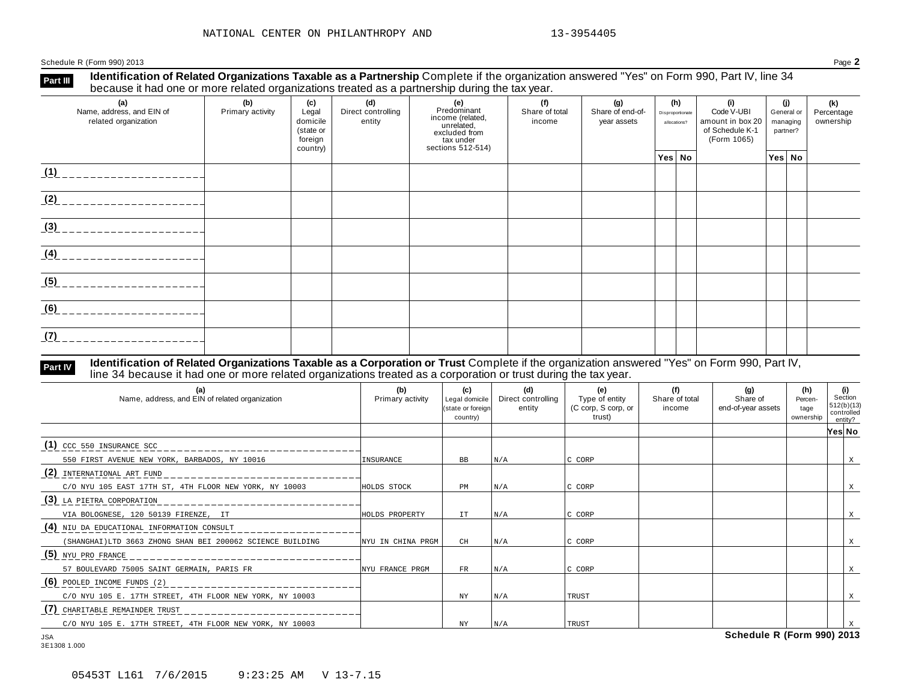NATIONAL CENTER ON PHILANTHROPY AND 13-3954405

Schedule R (Form 990) 2013

**Part III** **Identification of Related Organizations Taxable as a Partnership** Complete if the organization answered "Yes" on Form 990, Part IV, line 34 because it had one or more related organizations treated as a partnership during the tax year.

| (a) Name, address, and EIN of related organization | (b) Primary activity | (c) Legal domicile (state or foreign country) | (d) Direct controlling entity | (e) Predominant income (related, unrelated, excluded from tax under sections 512-514) | (f) Share of total income | (g) Share of end-of-year assets | (h) Disproportionate allocations? | | (i) Code V-UBI amount in box 20 of Schedule K-1 (Form 1065) | (j) General or managing partner? | | (k) Percentage ownership |
|---|---|---|---|---|---|---|---|---|---|---|---|---|
| | | | | | | | Yes | No | | Yes | No | |
| (1) | | | | | | | | | | | | |
| (2) | | | | | | | | | | | | |
| (3) | | | | | | | | | | | | |
| (4) | | | | | | | | | | | | |
| (5) | | | | | | | | | | | | |
| (6) | | | | | | | | | | | | |
| (7) | | | | | | | | | | | | |

**Part IV** **Identification of Related Organizations Taxable as a Corporation or Trust** Complete if the organization answered "Yes" on Form 990, Part IV, line 34 because it had one or more related organizations treated as a corporation or trust during the tax year.

| (a) Name, address, and EIN of related organization | (b) Primary activity | (c) Legal domicile (state or foreign country) | (d) Direct controlling entity | (e) Type of entity (C corp, S corp, or trust) | (f) Share of total income | (g) Share of end-of-year assets | (h) Percentage ownership | (i) Section 512(b)(13) controlled entity? | |
|---|---|---|---|---|---|---|---|---|---|
| | | | | | | | | Yes | No |
| (1) CCC 550 INSURANCE SCC<br>550 FIRST AVENUE NEW YORK, BARBADOS, NY 10016 | INSURANCE | BB | N/A | C CORP | | | | | X |
| (2) INTERNATIONAL ART FUND<br>C/O NYU 105 EAST 17TH ST, 4TH FLOOR NEW YORK, NY 10003 | HOLDS STOCK | PM | N/A | C CORP | | | | | X |
| (3) LA PIETRA CORPORATION<br>VIA BOLOGNESE, 120 50139 FIRENZE, IT | HOLDS PROPERTY | IT | N/A | C CORP | | | | | X |
| (4) NIU DA EDUCATIONAL INFORMATION CONSULT<br>(SHANGHAI)LTD 3663 ZHONG SHAN BEI 200062 SCIENCE BUILDING | NYU IN CHINA PRGM | CH | N/A | C CORP | | | | | X |
| (5) NYU PRO FRANCE<br>57 BOULEVARD 75005 SAINT GERMAIN, PARIS FR | NYU FRANCE PRGM | FR | N/A | C CORP | | | | | X |
| (6) POOLED INCOME FUNDS (2)<br>C/O NYU 105 E. 17TH STREET, 4TH FLOOR NEW YORK, NY 10003 | | NY | N/A | TRUST | | | | | X |
| (7) CHARITABLE REMAINDER TRUST<br>C/O NYU 105 E. 17TH STREET, 4TH FLOOR NEW YORK, NY 10003 | | NY | N/A | TRUST | | | | | X |

JSA
3E1308 1.000

Schedule R (Form 990) 2013

05453T L161 7/6/2015 9:23:25 AM V 13-7.15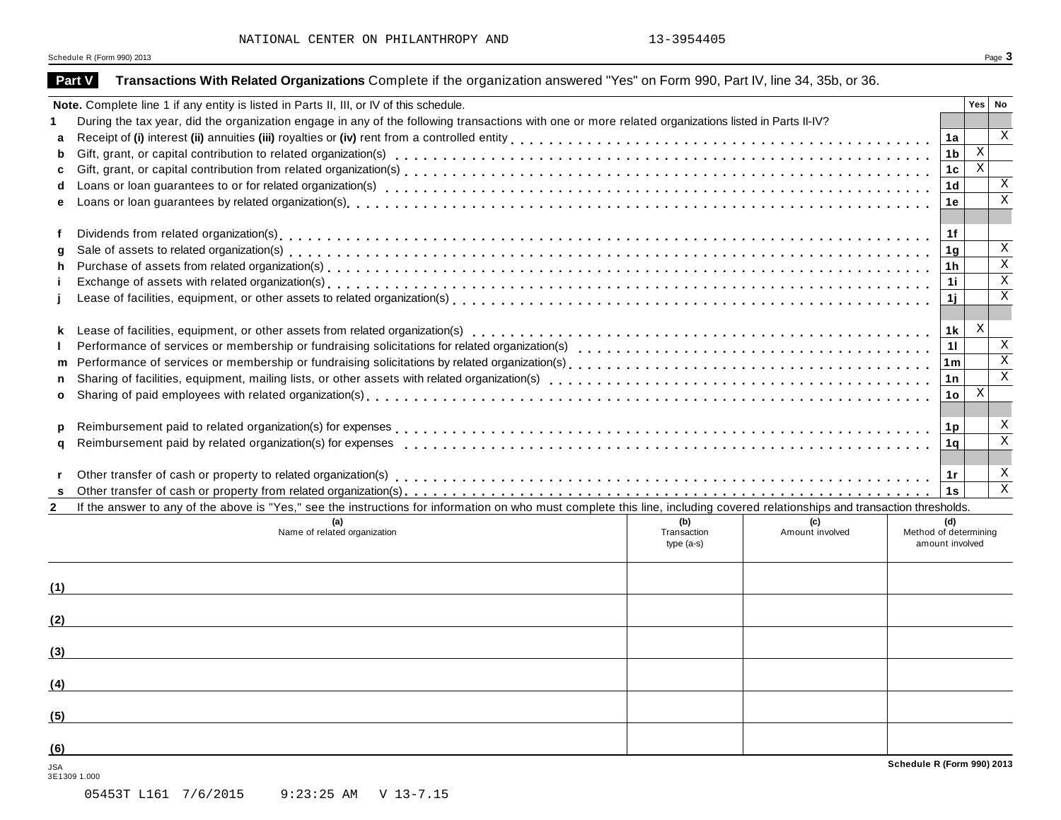NATIONAL CENTER ON PHILANTHROPY AND 13-3954405

## Part V Transactions With Related Organizations

Complete if the organization answered "Yes" on Form 990, Part IV, line 34, 35b, or 36.

**Note.** Complete line 1 if any entity is listed in Parts II, III, or IV of this schedule.

| | | Line | Yes | No |
|---|---|---|---|---|
| **1** | During the tax year, did the organization engage in any of the following transactions with one or more related organizations listed in Parts II-IV? | | | |
| **a** | Receipt of **(i)** interest **(ii)** annuities **(iii)** royalties or **(iv)** rent from a controlled entity | 1a | | X |
| **b** | Gift, grant, or capital contribution to related organization(s) | 1b | X | |
| **c** | Gift, grant, or capital contribution from related organization(s) | 1c | X | |
| **d** | Loans or loan guarantees to or for related organization(s) | 1d | | X |
| **e** | Loans or loan guarantees by related organization(s) | 1e | | X |
| **f** | Dividends from related organization(s) | 1f | | |
| **g** | Sale of assets to related organization(s) | 1g | | X |
| **h** | Purchase of assets from related organization(s) | 1h | | X |
| **i** | Exchange of assets with related organization(s) | 1i | | X |
| **j** | Lease of facilities, equipment, or other assets to related organization(s) | 1j | | X |
| **k** | Lease of facilities, equipment, or other assets from related organization(s) | 1k | X | |
| **l** | Performance of services or membership or fundraising solicitations for related organization(s) | 1l | | X |
| **m** | Performance of services or membership or fundraising solicitations by related organization(s) | 1m | | X |
| **n** | Sharing of facilities, equipment, mailing lists, or other assets with related organization(s) | 1n | | X |
| **o** | Sharing of paid employees with related organization(s) | 1o | X | |
| **p** | Reimbursement paid to related organization(s) for expenses | 1p | | X |
| **q** | Reimbursement paid by related organization(s) for expenses | 1q | | X |
| **r** | Other transfer of cash or property to related organization(s) | 1r | | X |
| **s** | Other transfer of cash or property from related organization(s) | 1s | | X |

**2** If the answer to any of the above is "Yes," see the instructions for information on who must complete this line, including covered relationships and transaction thresholds.

| | (a) Name of related organization | (b) Transaction type (a-s) | (c) Amount involved | (d) Method of determining amount involved |
|---|---|---|---|---|
| (1) | | | | |
| (2) | | | | |
| (3) | | | | |
| (4) | | | | |
| (5) | | | | |
| (6) | | | | |

JSA
3E1309 1.000

05453T L161 7/6/2015 9:23:25 AM V 13-7.15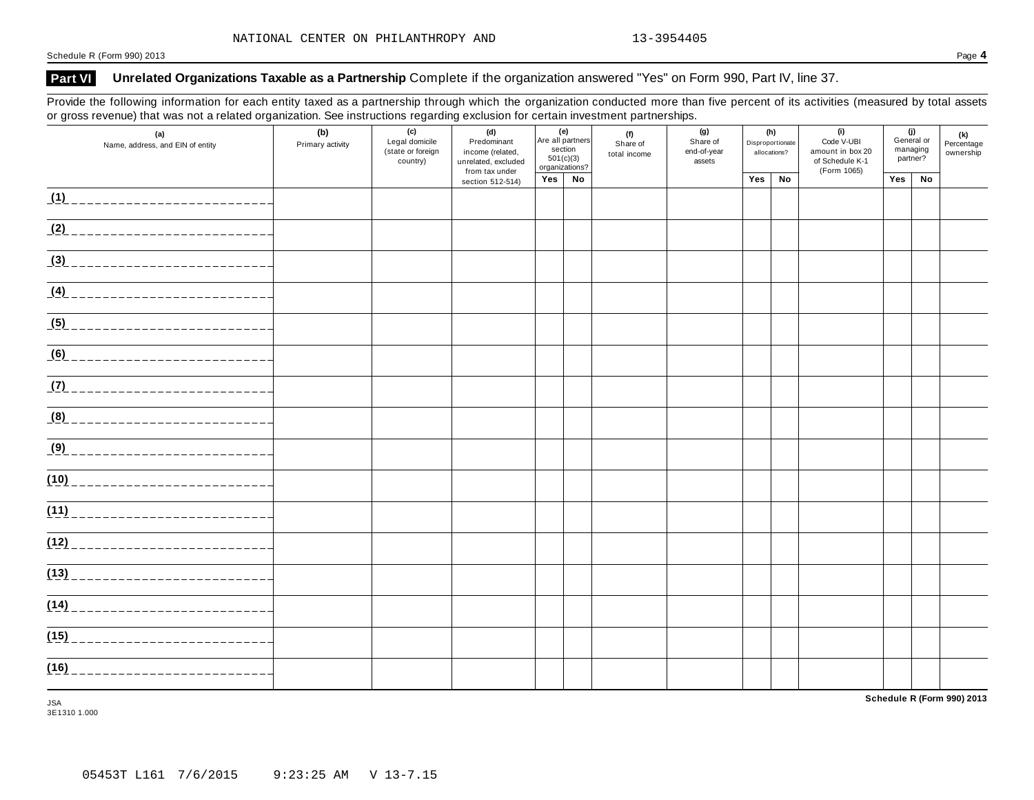NATIONAL CENTER ON PHILANTHROPY AND 13-3954405

## Part VI Unrelated Organizations Taxable as a Partnership

Complete if the organization answered "Yes" on Form 990, Part IV, line 37.

Provide the following information for each entity taxed as a partnership through which the organization conducted more than five percent of its activities (measured by total assets or gross revenue) that was not a related organization. See instructions regarding exclusion for certain investment partnerships.

| (a) Name, address, and EIN of entity | (b) Primary activity | (c) Legal domicile (state or foreign country) | (d) Predominant income (related, unrelated, excluded from tax under section 512-514) | (e) Are all partners section 501(c)(3) organizations? | | (f) Share of total income | (g) Share of end-of-year assets | (h) Disproportionate allocations? | | (i) Code V-UBI amount in box 20 of Schedule K-1 (Form 1065) | (j) General or managing partner? | | (k) Percentage ownership |
|---|---|---|---|---|---|---|---|---|---|---|---|---|---|
| | | | | Yes | No | | | Yes | No | | Yes | No | |
| (1) | | | | | | | | | | | | | |
| (2) | | | | | | | | | | | | | |
| (3) | | | | | | | | | | | | | |
| (4) | | | | | | | | | | | | | |
| (5) | | | | | | | | | | | | | |
| (6) | | | | | | | | | | | | | |
| (7) | | | | | | | | | | | | | |
| (8) | | | | | | | | | | | | | |
| (9) | | | | | | | | | | | | | |
| (10) | | | | | | | | | | | | | |
| (11) | | | | | | | | | | | | | |
| (12) | | | | | | | | | | | | | |
| (13) | | | | | | | | | | | | | |
| (14) | | | | | | | | | | | | | |
| (15) | | | | | | | | | | | | | |
| (16) | | | | | | | | | | | | | |

JSA
3E1310 1.000

05453T L161 7/6/2015 9:23:25 AM V 13-7.15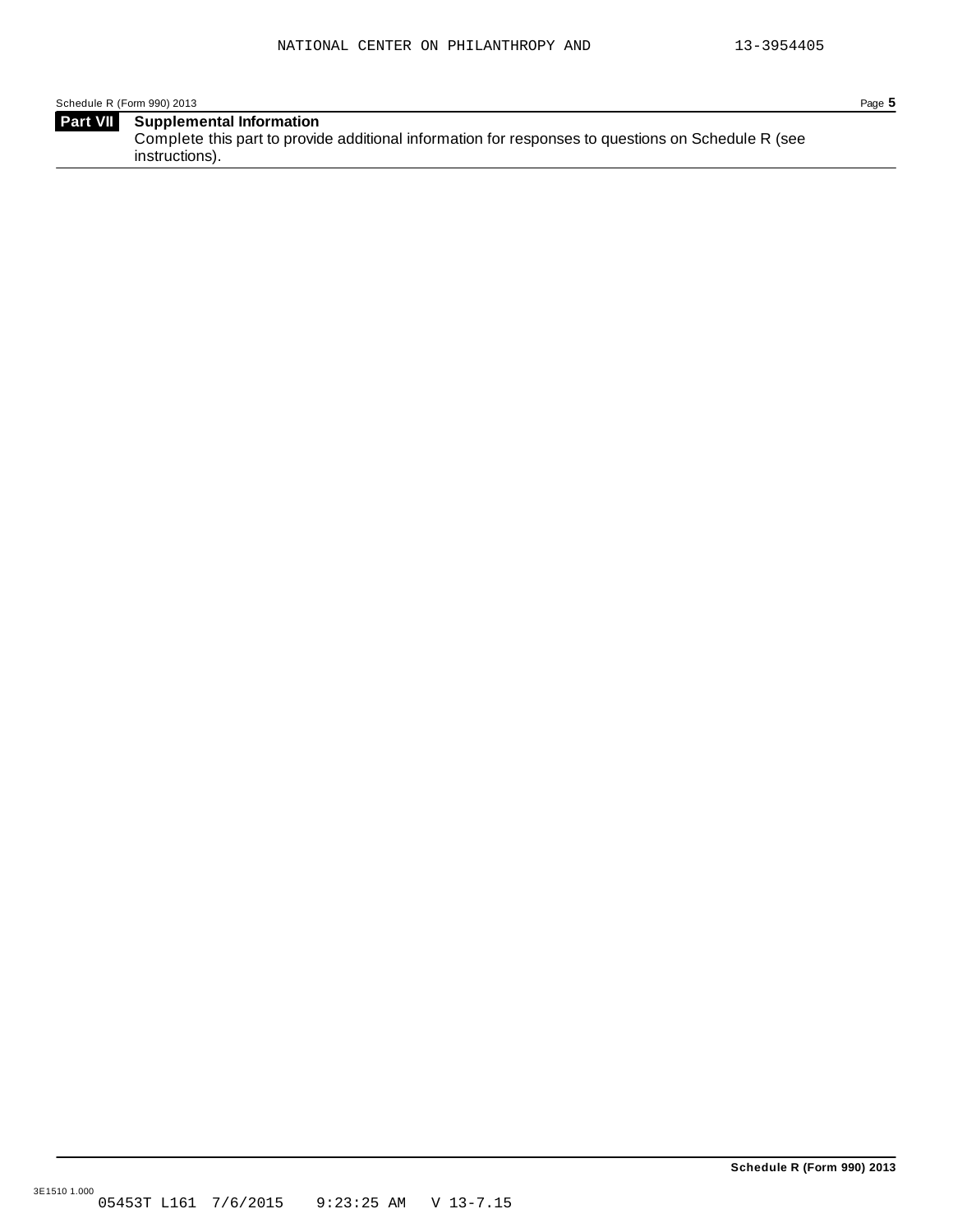## Part VII Supplemental Information

Complete this part to provide additional information for responses to questions on Schedule R (see instructions).